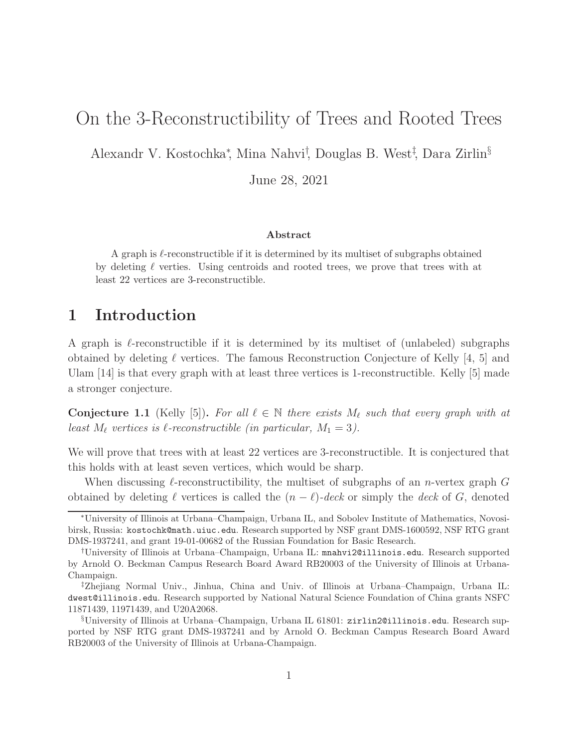# On the 3-Reconstructibility of Trees and Rooted Trees

Alexandr V. Kostochka[*], Mina Nahvi[†], Douglas B. West[‡], Dara Zirlin[§]

June 28, 2021

### Abstract

A graph is $\ell$-reconstructible if it is determined by its multiset of subgraphs obtained by deleting $\ell$ verties. Using centroids and rooted trees, we prove that trees with at least 22 vertices are 3-reconstructible.

## 1 Introduction

A graph is $\ell$-reconstructible if it is determined by its multiset of (unlabeled) subgraphs obtained by deleting $\ell$ vertices. The famous Reconstruction Conjecture of Kelly [4, 5] and Ulam [14] is that every graph with at least three vertices is 1-reconstructible. Kelly [5] made a stronger conjecture.

**Conjecture 1.1** (Kelly [5]). *For all $\ell \in \mathbb{N}$ there exists $M_\ell$ such that every graph with at least $M_\ell$ vertices is $\ell$-reconstructible (in particular, $M_1 = 3$).*

We will prove that trees with at least 22 vertices are 3-reconstructible. It is conjectured that this holds with at least seven vertices, which would be sharp.

When discussing $\ell$-reconstructibility, the multiset of subgraphs of an $n$-vertex graph $G$ obtained by deleting $\ell$ vertices is called the $(n - \ell)$-*deck* or simply the *deck* of $G$, denoted

---

[*]University of Illinois at Urbana–Champaign, Urbana IL, and Sobolev Institute of Mathematics, Novosibirsk, Russia: kostochk@math.uiuc.edu. Research supported by NSF grant DMS-1600592, NSF RTG grant DMS-1937241, and grant 19-01-00682 of the Russian Foundation for Basic Research.

[†]University of Illinois at Urbana–Champaign, Urbana IL: mnahvi2@illinois.edu. Research supported by Arnold O. Beckman Campus Research Board Award RB20003 of the University of Illinois at Urbana-Champaign.

[‡]Zhejiang Normal Univ., Jinhua, China and Univ. of Illinois at Urbana–Champaign, Urbana IL: dwest@illinois.edu. Research supported by National Natural Science Foundation of China grants NSFC 11871439, 11971439, and U20A2068.

[§]University of Illinois at Urbana–Champaign, Urbana IL 61801: zirlin2@illinois.edu. Research supported by NSF RTG grant DMS-1937241 and by Arnold O. Beckman Campus Research Board Award RB20003 of the University of Illinois at Urbana-Champaign.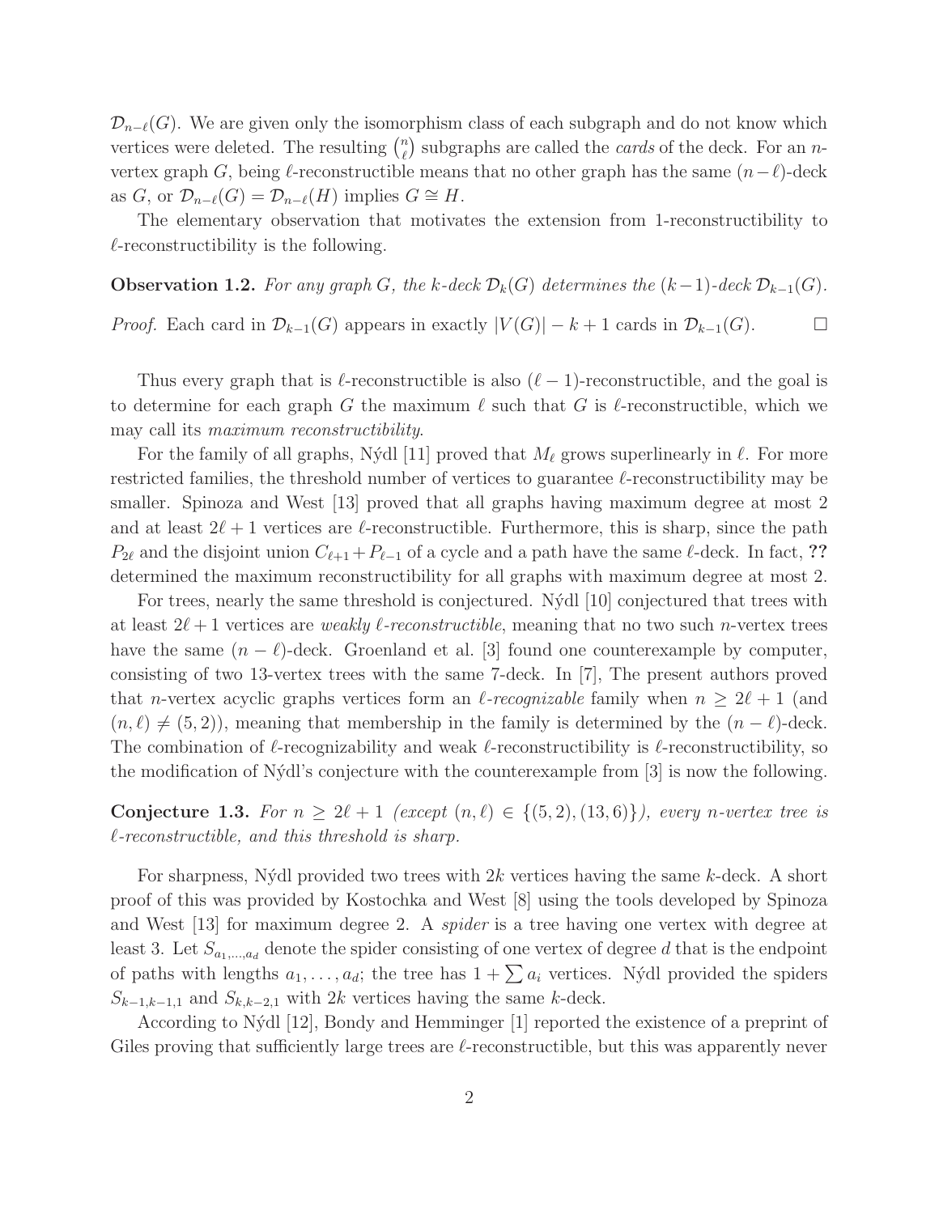$\mathcal{D}_{n-\ell}(G)$. We are given only the isomorphism class of each subgraph and do not know which vertices were deleted. The resulting $\binom{n}{\ell}$ subgraphs are called the *cards* of the deck. For an $n$-vertex graph $G$, being $\ell$-reconstructible means that no other graph has the same $(n-\ell)$-deck as $G$, or $\mathcal{D}_{n-\ell}(G) = \mathcal{D}_{n-\ell}(H)$ implies $G \cong H$.

The elementary observation that motivates the extension from 1-reconstructibility to $\ell$-reconstructibility is the following.

**Observation 1.2.** *For any graph $G$, the $k$-deck $\mathcal{D}_k(G)$ determines the $(k-1)$-deck $\mathcal{D}_{k-1}(G)$.*

*Proof.* Each card in $\mathcal{D}_{k-1}(G)$ appears in exactly $|V(G)| - k + 1$ cards in $\mathcal{D}_{k-1}(G)$. □

Thus every graph that is $\ell$-reconstructible is also $(\ell - 1)$-reconstructible, and the goal is to determine for each graph $G$ the maximum $\ell$ such that $G$ is $\ell$-reconstructible, which we may call its *maximum reconstructibility*.

For the family of all graphs, Nýdl [11] proved that $M_\ell$ grows superlinearly in $\ell$. For more restricted families, the threshold number of vertices to guarantee $\ell$-reconstructibility may be smaller. Spinoza and West [13] proved that all graphs having maximum degree at most 2 and at least $2\ell + 1$ vertices are $\ell$-reconstructible. Furthermore, this is sharp, since the path $P_{2\ell}$ and the disjoint union $C_{\ell+1} + P_{\ell-1}$ of a cycle and a path have the same $\ell$-deck. In fact, **??** determined the maximum reconstructibility for all graphs with maximum degree at most 2.

For trees, nearly the same threshold is conjectured. Nýdl [10] conjectured that trees with at least $2\ell + 1$ vertices are *weakly $\ell$-reconstructible*, meaning that no two such $n$-vertex trees have the same $(n - \ell)$-deck. Groenland et al. [3] found one counterexample by computer, consisting of two 13-vertex trees with the same 7-deck. In [7], The present authors proved that $n$-vertex acyclic graphs vertices form an *$\ell$-recognizable* family when $n \geq 2\ell + 1$ (and $(n, \ell) \neq (5, 2)$), meaning that membership in the family is determined by the $(n - \ell)$-deck. The combination of $\ell$-recognizability and weak $\ell$-reconstructibility is $\ell$-reconstructibility, so the modification of Nýdl's conjecture with the counterexample from [3] is now the following.

**Conjecture 1.3.** *For $n \geq 2\ell + 1$ (except $(n, \ell) \in \{(5, 2), (13, 6)\}$), every $n$-vertex tree is $\ell$-reconstructible, and this threshold is sharp.*

For sharpness, Nýdl provided two trees with $2k$ vertices having the same $k$-deck. A short proof of this was provided by Kostochka and West [8] using the tools developed by Spinoza and West [13] for maximum degree 2. A *spider* is a tree having one vertex with degree at least 3. Let $S_{a_1,\ldots,a_d}$ denote the spider consisting of one vertex of degree $d$ that is the endpoint of paths with lengths $a_1, \ldots, a_d$; the tree has $1 + \sum a_i$ vertices. Nýdl provided the spiders $S_{k-1,k-1,1}$ and $S_{k,k-2,1}$ with $2k$ vertices having the same $k$-deck.

According to Nýdl [12], Bondy and Hemminger [1] reported the existence of a preprint of Giles proving that sufficiently large trees are $\ell$-reconstructible, but this was apparently never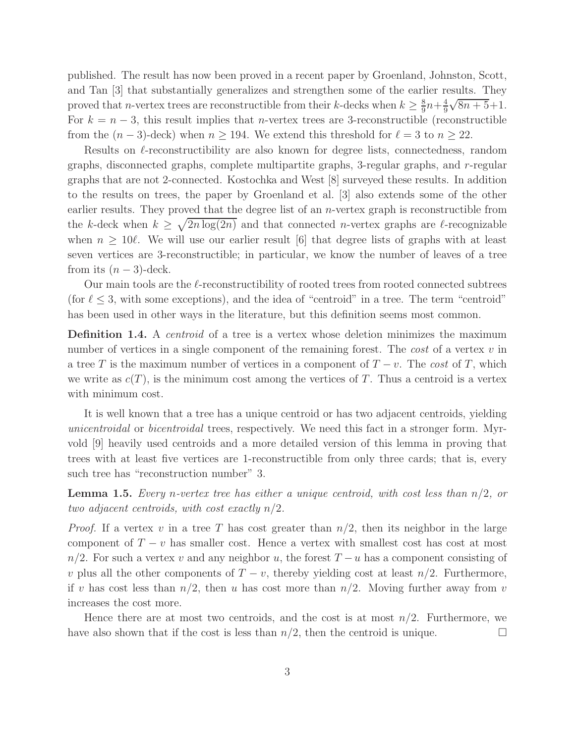published. The result has now been proved in a recent paper by Groenland, Johnston, Scott, and Tan [3] that substantially generalizes and strengthen some of the earlier results. They proved that $n$-vertex trees are reconstructible from their $k$-decks when $k \geq \frac{8}{9}n + \frac{4}{9}\sqrt{8n+5} + 1$. For $k = n - 3$, this result implies that $n$-vertex trees are 3-reconstructible (reconstructible from the $(n-3)$-deck) when $n \geq 194$. We extend this threshold for $\ell = 3$ to $n \geq 22$.

Results on $\ell$-reconstructibility are also known for degree lists, connectedness, random graphs, disconnected graphs, complete multipartite graphs, 3-regular graphs, and $r$-regular graphs that are not 2-connected. Kostochka and West [8] surveyed these results. In addition to the results on trees, the paper by Groenland et al. [3] also extends some of the other earlier results. They proved that the degree list of an $n$-vertex graph is reconstructible from the $k$-deck when $k \geq \sqrt{2n\log(2n)}$ and that connected $n$-vertex graphs are $\ell$-recognizable when $n \geq 10\ell$. We will use our earlier result [6] that degree lists of graphs with at least seven vertices are 3-reconstructible; in particular, we know the number of leaves of a tree from its $(n-3)$-deck.

Our main tools are the $\ell$-reconstructibility of rooted trees from rooted connected subtrees (for $\ell \leq 3$, with some exceptions), and the idea of "centroid" in a tree. The term "centroid" has been used in other ways in the literature, but this definition seems most common.

**Definition 1.4.** A *centroid* of a tree is a vertex whose deletion minimizes the maximum number of vertices in a single component of the remaining forest. The *cost* of a vertex $v$ in a tree $T$ is the maximum number of vertices in a component of $T - v$. The *cost* of $T$, which we write as $c(T)$, is the minimum cost among the vertices of $T$. Thus a centroid is a vertex with minimum cost.

It is well known that a tree has a unique centroid or has two adjacent centroids, yielding *unicentroidal* or *bicentroidal* trees, respectively. We need this fact in a stronger form. Myrvold [9] heavily used centroids and a more detailed version of this lemma in proving that trees with at least five vertices are 1-reconstructible from only three cards; that is, every such tree has "reconstruction number" 3.

**Lemma 1.5.** *Every $n$-vertex tree has either a unique centroid, with cost less than $n/2$, or two adjacent centroids, with cost exactly $n/2$.*

*Proof.* If a vertex $v$ in a tree $T$ has cost greater than $n/2$, then its neighbor in the large component of $T - v$ has smaller cost. Hence a vertex with smallest cost has cost at most $n/2$. For such a vertex $v$ and any neighbor $u$, the forest $T - u$ has a component consisting of $v$ plus all the other components of $T - v$, thereby yielding cost at least $n/2$. Furthermore, if $v$ has cost less than $n/2$, then $u$ has cost more than $n/2$. Moving further away from $v$ increases the cost more.

Hence there are at most two centroids, and the cost is at most $n/2$. Furthermore, we have also shown that if the cost is less than $n/2$, then the centroid is unique. □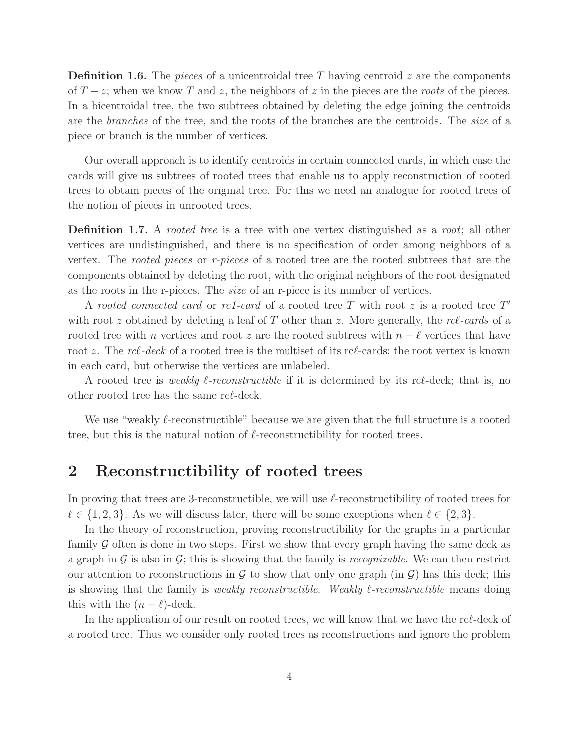**Definition 1.6.** The *pieces* of a unicentroidal tree $T$ having centroid $z$ are the components of $T - z$; when we know $T$ and $z$, the neighbors of $z$ in the pieces are the *roots* of the pieces. In a bicentroidal tree, the two subtrees obtained by deleting the edge joining the centroids are the *branches* of the tree, and the roots of the branches are the centroids. The *size* of a piece or branch is the number of vertices.

Our overall approach is to identify centroids in certain connected cards, in which case the cards will give us subtrees of rooted trees that enable us to apply reconstruction of rooted trees to obtain pieces of the original tree. For this we need an analogue for rooted trees of the notion of pieces in unrooted trees.

**Definition 1.7.** A *rooted tree* is a tree with one vertex distinguished as a *root*; all other vertices are undistinguished, and there is no specification of order among neighbors of a vertex. The *rooted pieces* or *r-pieces* of a rooted tree are the rooted subtrees that are the components obtained by deleting the root, with the original neighbors of the root designated as the roots in the r-pieces. The *size* of an r-piece is its number of vertices.

A *rooted connected card* or *rc1-card* of a rooted tree $T$ with root $z$ is a rooted tree $T'$ with root $z$ obtained by deleting a leaf of $T$ other than $z$. More generally, the *rc$\ell$-cards* of a rooted tree with $n$ vertices and root $z$ are the rooted subtrees with $n - \ell$ vertices that have root $z$. The *rc$\ell$-deck* of a rooted tree is the multiset of its rc$\ell$-cards; the root vertex is known in each card, but otherwise the vertices are unlabeled.

A rooted tree is *weakly $\ell$-reconstructible* if it is determined by its rc$\ell$-deck; that is, no other rooted tree has the same rc$\ell$-deck.

We use "weakly $\ell$-reconstructible" because we are given that the full structure is a rooted tree, but this is the natural notion of $\ell$-reconstructibility for rooted trees.

## 2 Reconstructibility of rooted trees

In proving that trees are 3-reconstructible, we will use $\ell$-reconstructibility of rooted trees for $\ell \in \{1, 2, 3\}$. As we will discuss later, there will be some exceptions when $\ell \in \{2, 3\}$.

In the theory of reconstruction, proving reconstructibility for the graphs in a particular family $\mathcal{G}$ often is done in two steps. First we show that every graph having the same deck as a graph in $\mathcal{G}$ is also in $\mathcal{G}$; this is showing that the family is *recognizable*. We can then restrict our attention to reconstructions in $\mathcal{G}$ to show that only one graph (in $\mathcal{G}$) has this deck; this is showing that the family is *weakly reconstructible*. *Weakly $\ell$-reconstructible* means doing this with the $(n - \ell)$-deck.

In the application of our result on rooted trees, we will know that we have the rc$\ell$-deck of a rooted tree. Thus we consider only rooted trees as reconstructions and ignore the problem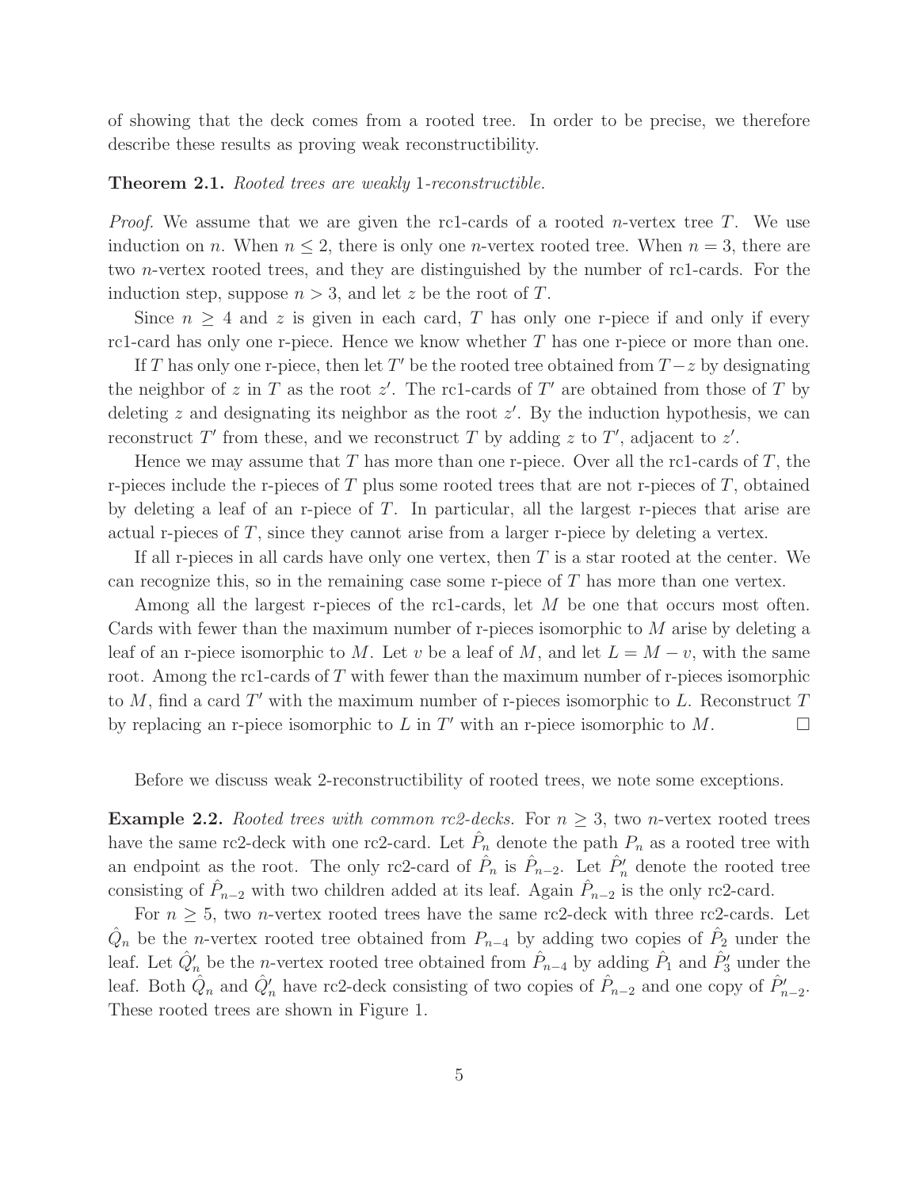of showing that the deck comes from a rooted tree. In order to be precise, we therefore describe these results as proving weak reconstructibility.

**Theorem 2.1.** *Rooted trees are weakly* 1*-reconstructible.*

*Proof.* We assume that we are given the rc1-cards of a rooted $n$-vertex tree $T$. We use induction on $n$. When $n \le 2$, there is only one $n$-vertex rooted tree. When $n = 3$, there are two $n$-vertex rooted trees, and they are distinguished by the number of rc1-cards. For the induction step, suppose $n > 3$, and let $z$ be the root of $T$.

Since $n \ge 4$ and $z$ is given in each card, $T$ has only one r-piece if and only if every rc1-card has only one r-piece. Hence we know whether $T$ has one r-piece or more than one.

If $T$ has only one r-piece, then let $T'$ be the rooted tree obtained from $T - z$ by designating the neighbor of $z$ in $T$ as the root $z'$. The rc1-cards of $T'$ are obtained from those of $T$ by deleting $z$ and designating its neighbor as the root $z'$. By the induction hypothesis, we can reconstruct $T'$ from these, and we reconstruct $T$ by adding $z$ to $T'$, adjacent to $z'$.

Hence we may assume that $T$ has more than one r-piece. Over all the rc1-cards of $T$, the r-pieces include the r-pieces of $T$ plus some rooted trees that are not r-pieces of $T$, obtained by deleting a leaf of an r-piece of $T$. In particular, all the largest r-pieces that arise are actual r-pieces of $T$, since they cannot arise from a larger r-piece by deleting a vertex.

If all r-pieces in all cards have only one vertex, then $T$ is a star rooted at the center. We can recognize this, so in the remaining case some r-piece of $T$ has more than one vertex.

Among all the largest r-pieces of the rc1-cards, let $M$ be one that occurs most often. Cards with fewer than the maximum number of r-pieces isomorphic to $M$ arise by deleting a leaf of an r-piece isomorphic to $M$. Let $v$ be a leaf of $M$, and let $L = M - v$, with the same root. Among the rc1-cards of $T$ with fewer than the maximum number of r-pieces isomorphic to $M$, find a card $T'$ with the maximum number of r-pieces isomorphic to $L$. Reconstruct $T$ by replacing an r-piece isomorphic to $L$ in $T'$ with an r-piece isomorphic to $M$. $\square$

Before we discuss weak 2-reconstructibility of rooted trees, we note some exceptions.

**Example 2.2.** *Rooted trees with common rc2-decks.* For $n \ge 3$, two $n$-vertex rooted trees have the same rc2-deck with one rc2-card. Let $\hat{P}_n$ denote the path $P_n$ as a rooted tree with an endpoint as the root. The only rc2-card of $\hat{P}_n$ is $\hat{P}_{n-2}$. Let $\hat{P}'_n$ denote the rooted tree consisting of $\hat{P}_{n-2}$ with two children added at its leaf. Again $\hat{P}_{n-2}$ is the only rc2-card.

For $n \ge 5$, two $n$-vertex rooted trees have the same rc2-deck with three rc2-cards. Let $\hat{Q}_n$ be the $n$-vertex rooted tree obtained from $P_{n-4}$ by adding two copies of $\hat{P}_2$ under the leaf. Let $\hat{Q}'_n$ be the $n$-vertex rooted tree obtained from $\hat{P}_{n-4}$ by adding $\hat{P}_1$ and $\hat{P}'_3$ under the leaf. Both $\hat{Q}_n$ and $\hat{Q}'_n$ have rc2-deck consisting of two copies of $\hat{P}_{n-2}$ and one copy of $\hat{P}'_{n-2}$. These rooted trees are shown in Figure 1.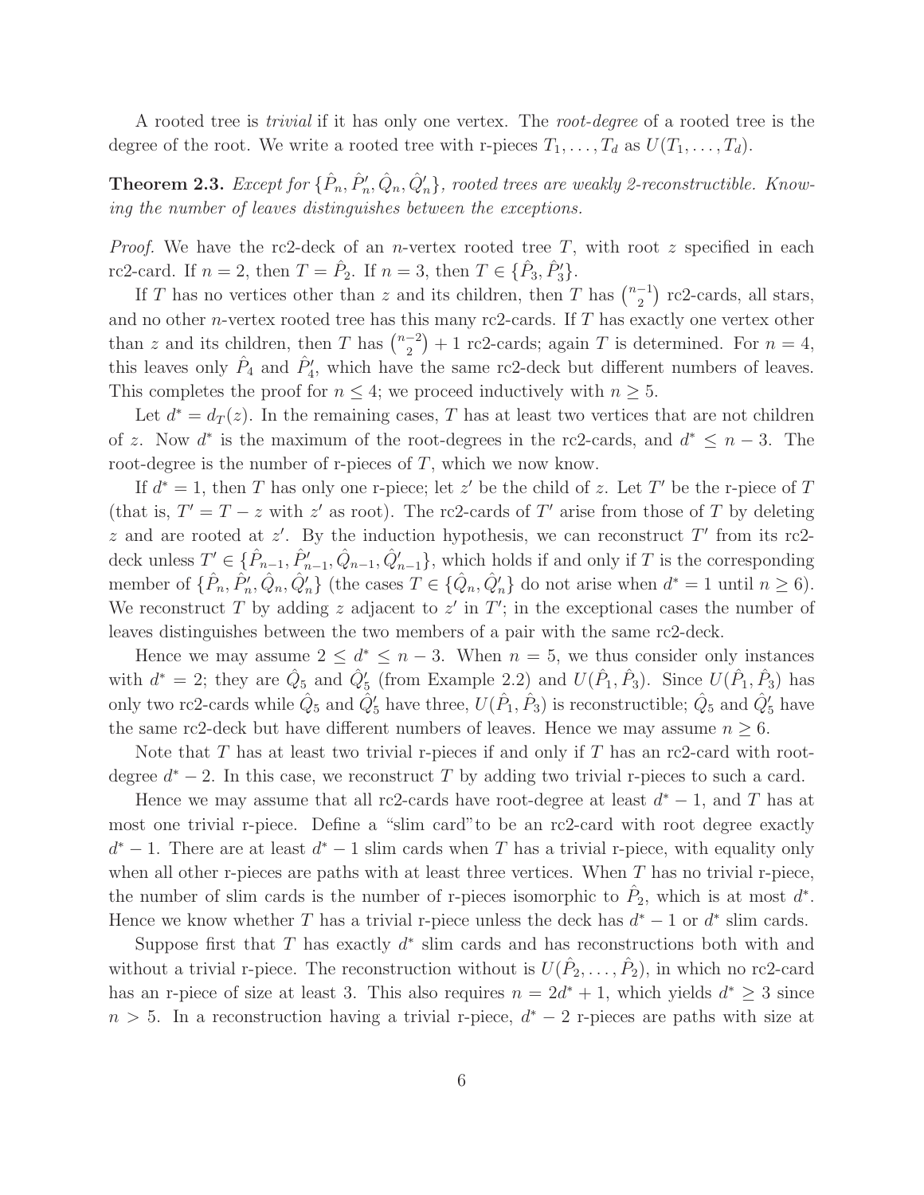A rooted tree is *trivial* if it has only one vertex. The *root-degree* of a rooted tree is the degree of the root. We write a rooted tree with r-pieces $T_1, \ldots, T_d$ as $U(T_1, \ldots, T_d)$.

**Theorem 2.3.** *Except for $\{\hat{P}_n, \hat{P}'_n, \hat{Q}_n, \hat{Q}'_n\}$, rooted trees are weakly 2-reconstructible. Knowing the number of leaves distinguishes between the exceptions.*

*Proof.* We have the rc2-deck of an $n$-vertex rooted tree $T$, with root $z$ specified in each rc2-card. If $n = 2$, then $T = \hat{P}_2$. If $n = 3$, then $T \in \{\hat{P}_3, \hat{P}'_3\}$.

If $T$ has no vertices other than $z$ and its children, then $T$ has $\binom{n-1}{2}$ rc2-cards, all stars, and no other $n$-vertex rooted tree has this many rc2-cards. If $T$ has exactly one vertex other than $z$ and its children, then $T$ has $\binom{n-2}{2} + 1$ rc2-cards; again $T$ is determined. For $n = 4$, this leaves only $\hat{P}_4$ and $\hat{P}'_4$, which have the same rc2-deck but different numbers of leaves. This completes the proof for $n \le 4$; we proceed inductively with $n \ge 5$.

Let $d^* = d_T(z)$. In the remaining cases, $T$ has at least two vertices that are not children of $z$. Now $d^*$ is the maximum of the root-degrees in the rc2-cards, and $d^* \le n - 3$. The root-degree is the number of r-pieces of $T$, which we now know.

If $d^* = 1$, then $T$ has only one r-piece; let $z'$ be the child of $z$. Let $T'$ be the r-piece of $T$ (that is, $T' = T - z$ with $z'$ as root). The rc2-cards of $T'$ arise from those of $T$ by deleting $z$ and are rooted at $z'$. By the induction hypothesis, we can reconstruct $T'$ from its rc2-deck unless $T' \in \{\hat{P}_{n-1}, \hat{P}'_{n-1}, \hat{Q}_{n-1}, \hat{Q}'_{n-1}\}$, which holds if and only if $T$ is the corresponding member of $\{\hat{P}_n, \hat{P}'_n, \hat{Q}_n, \hat{Q}'_n\}$ (the cases $T \in \{\hat{Q}_n, \hat{Q}'_n\}$ do not arise when $d^* = 1$ until $n \ge 6$). We reconstruct $T$ by adding $z$ adjacent to $z'$ in $T'$; in the exceptional cases the number of leaves distinguishes between the two members of a pair with the same rc2-deck.

Hence we may assume $2 \le d^* \le n - 3$. When $n = 5$, we thus consider only instances with $d^* = 2$; they are $\hat{Q}_5$ and $\hat{Q}'_5$ (from Example 2.2) and $U(\hat{P}_1, \hat{P}_3)$. Since $U(\hat{P}_1, \hat{P}_3)$ has only two rc2-cards while $\hat{Q}_5$ and $\hat{Q}'_5$ have three, $U(\hat{P}_1, \hat{P}_3)$ is reconstructible; $\hat{Q}_5$ and $\hat{Q}'_5$ have the same rc2-deck but have different numbers of leaves. Hence we may assume $n \ge 6$.

Note that $T$ has at least two trivial r-pieces if and only if $T$ has an rc2-card with root-degree $d^* - 2$. In this case, we reconstruct $T$ by adding two trivial r-pieces to such a card.

Hence we may assume that all rc2-cards have root-degree at least $d^* - 1$, and $T$ has at most one trivial r-piece. Define a "slim card"to be an rc2-card with root degree exactly $d^* - 1$. There are at least $d^* - 1$ slim cards when $T$ has a trivial r-piece, with equality only when all other r-pieces are paths with at least three vertices. When $T$ has no trivial r-piece, the number of slim cards is the number of r-pieces isomorphic to $\hat{P}_2$, which is at most $d^*$. Hence we know whether $T$ has a trivial r-piece unless the deck has $d^* - 1$ or $d^*$ slim cards.

Suppose first that $T$ has exactly $d^*$ slim cards and has reconstructions both with and without a trivial r-piece. The reconstruction without is $U(\hat{P}_2, \ldots, \hat{P}_2)$, in which no rc2-card has an r-piece of size at least 3. This also requires $n = 2d^* + 1$, which yields $d^* \ge 3$ since $n > 5$. In a reconstruction having a trivial r-piece, $d^* - 2$ r-pieces are paths with size at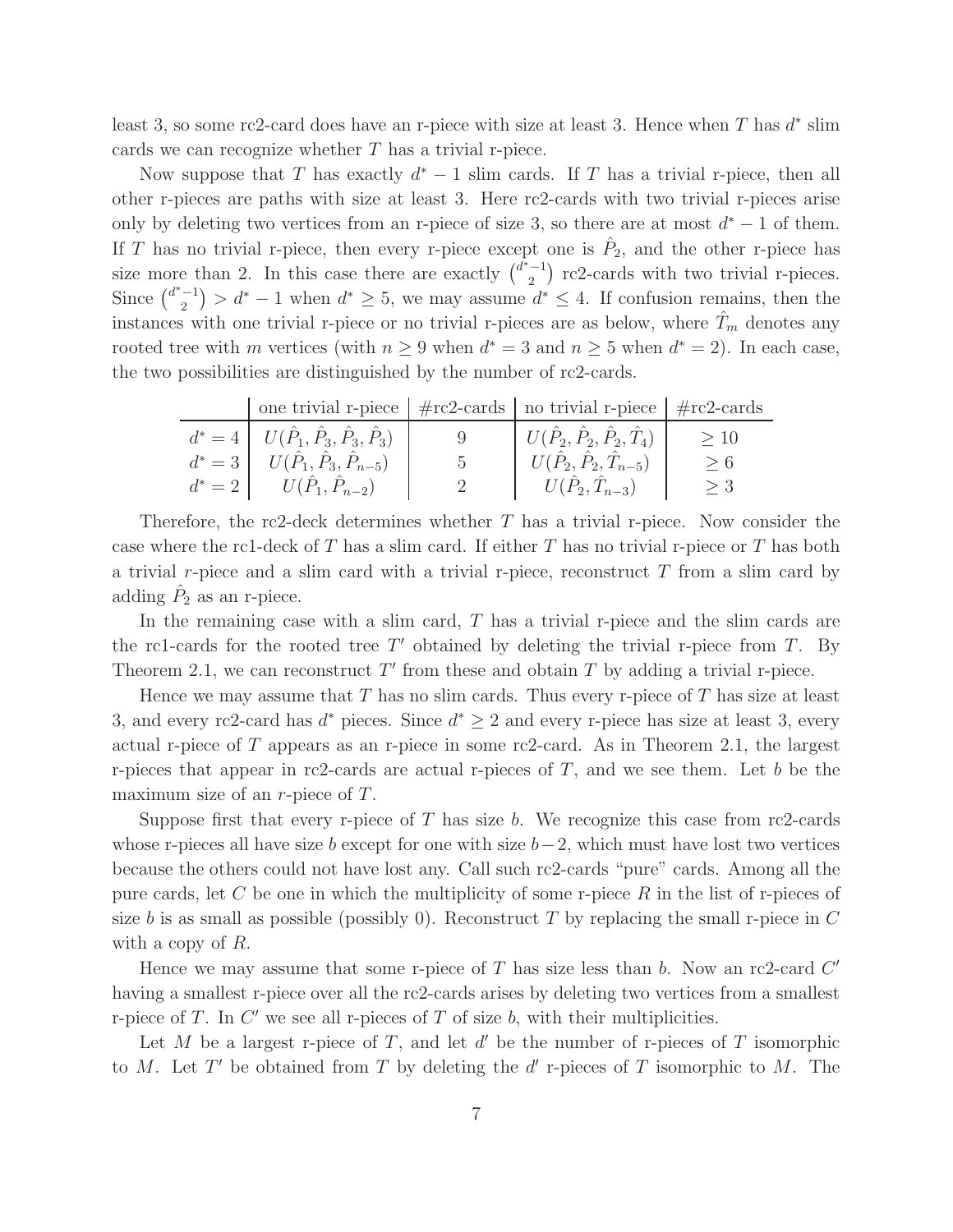least 3, so some rc2-card does have an r-piece with size at least 3. Hence when $T$ has $d^*$ slim cards we can recognize whether $T$ has a trivial r-piece.

Now suppose that $T$ has exactly $d^* - 1$ slim cards. If $T$ has a trivial r-piece, then all other r-pieces are paths with size at least 3. Here rc2-cards with two trivial r-pieces arise only by deleting two vertices from an r-piece of size 3, so there are at most $d^* - 1$ of them. If $T$ has no trivial r-piece, then every r-piece except one is $\hat{P}_2$, and the other r-piece has size more than 2. In this case there are exactly $\binom{d^*-1}{2}$ rc2-cards with two trivial r-pieces. Since $\binom{d^*-1}{2} > d^* - 1$ when $d^* \geq 5$, we may assume $d^* \leq 4$. If confusion remains, then the instances with one trivial r-piece or no trivial r-pieces are as below, where $\hat{T}_m$ denotes any rooted tree with $m$ vertices (with $n \geq 9$ when $d^* = 3$ and $n \geq 5$ when $d^* = 2$). In each case, the two possibilities are distinguished by the number of rc2-cards.

| | one trivial r-piece | #rc2-cards | no trivial r-piece | #rc2-cards |
|---|---|---|---|---|
| $d^* = 4$ | $U(\hat{P}_1, \hat{P}_3, \hat{P}_3, \hat{P}_3)$ | 9 | $U(\hat{P}_2, \hat{P}_2, \hat{P}_2, \hat{T}_4)$ | $\geq 10$ |
| $d^* = 3$ | $U(\hat{P}_1, \hat{P}_3, \hat{P}_{n-5})$ | 5 | $U(\hat{P}_2, \hat{P}_2, \hat{T}_{n-5})$ | $\geq 6$ |
| $d^* = 2$ | $U(\hat{P}_1, \hat{P}_{n-2})$ | 2 | $U(\hat{P}_2, \hat{T}_{n-3})$ | $\geq 3$ |

Therefore, the rc2-deck determines whether $T$ has a trivial r-piece. Now consider the case where the rc1-deck of $T$ has a slim card. If either $T$ has no trivial r-piece or $T$ has both a trivial $r$-piece and a slim card with a trivial r-piece, reconstruct $T$ from a slim card by adding $\hat{P}_2$ as an r-piece.

In the remaining case with a slim card, $T$ has a trivial r-piece and the slim cards are the rc1-cards for the rooted tree $T'$ obtained by deleting the trivial r-piece from $T$. By Theorem 2.1, we can reconstruct $T'$ from these and obtain $T$ by adding a trivial r-piece.

Hence we may assume that $T$ has no slim cards. Thus every r-piece of $T$ has size at least 3, and every rc2-card has $d^*$ pieces. Since $d^* \geq 2$ and every r-piece has size at least 3, every actual r-piece of $T$ appears as an r-piece in some rc2-card. As in Theorem 2.1, the largest r-pieces that appear in rc2-cards are actual r-pieces of $T$, and we see them. Let $b$ be the maximum size of an $r$-piece of $T$.

Suppose first that every r-piece of $T$ has size $b$. We recognize this case from rc2-cards whose r-pieces all have size $b$ except for one with size $b-2$, which must have lost two vertices because the others could not have lost any. Call such rc2-cards "pure" cards. Among all the pure cards, let $C$ be one in which the multiplicity of some r-piece $R$ in the list of r-pieces of size $b$ is as small as possible (possibly 0). Reconstruct $T$ by replacing the small r-piece in $C$ with a copy of $R$.

Hence we may assume that some r-piece of $T$ has size less than $b$. Now an rc2-card $C'$ having a smallest r-piece over all the rc2-cards arises by deleting two vertices from a smallest r-piece of $T$. In $C'$ we see all r-pieces of $T$ of size $b$, with their multiplicities.

Let $M$ be a largest r-piece of $T$, and let $d'$ be the number of r-pieces of $T$ isomorphic to $M$. Let $T'$ be obtained from $T$ by deleting the $d'$ r-pieces of $T$ isomorphic to $M$. The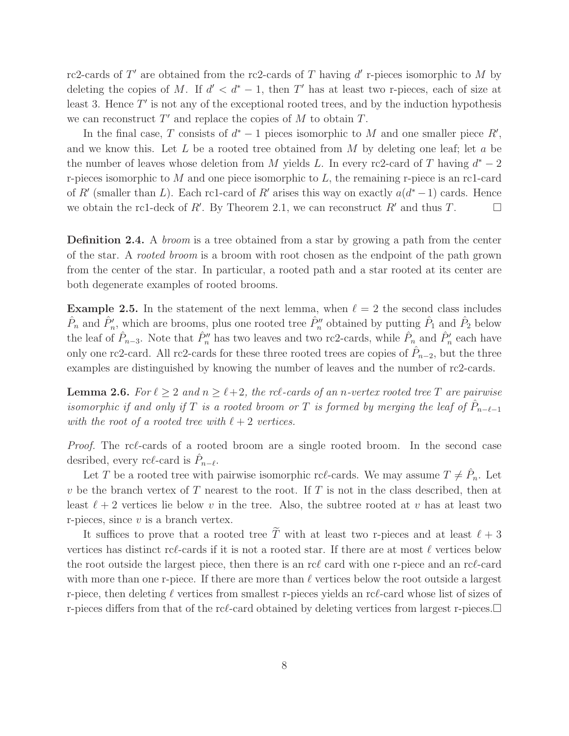rc2-cards of $T'$ are obtained from the rc2-cards of $T$ having $d'$ r-pieces isomorphic to $M$ by deleting the copies of $M$. If $d' < d^* - 1$, then $T'$ has at least two r-pieces, each of size at least 3. Hence $T'$ is not any of the exceptional rooted trees, and by the induction hypothesis we can reconstruct $T'$ and replace the copies of $M$ to obtain $T$.

In the final case, $T$ consists of $d^* - 1$ pieces isomorphic to $M$ and one smaller piece $R'$, and we know this. Let $L$ be a rooted tree obtained from $M$ by deleting one leaf; let $a$ be the number of leaves whose deletion from $M$ yields $L$. In every rc2-card of $T$ having $d^* - 2$ r-pieces isomorphic to $M$ and one piece isomorphic to $L$, the remaining r-piece is an rc1-card of $R'$ (smaller than $L$). Each rc1-card of $R'$ arises this way on exactly $a(d^* - 1)$ cards. Hence we obtain the rc1-deck of $R'$. By Theorem 2.1, we can reconstruct $R'$ and thus $T$. □

**Definition 2.4.** A *broom* is a tree obtained from a star by growing a path from the center of the star. A *rooted broom* is a broom with root chosen as the endpoint of the path grown from the center of the star. In particular, a rooted path and a star rooted at its center are both degenerate examples of rooted brooms.

**Example 2.5.** In the statement of the next lemma, when $\ell = 2$ the second class includes $\hat{P}_n$ and $\hat{P}'_n$, which are brooms, plus one rooted tree $\hat{P}''_n$ obtained by putting $\hat{P}_1$ and $\hat{P}_2$ below the leaf of $\hat{P}_{n-3}$. Note that $\hat{P}''_n$ has two leaves and two rc2-cards, while $\hat{P}_n$ and $\hat{P}'_n$ each have only one rc2-card. All rc2-cards for these three rooted trees are copies of $\hat{P}_{n-2}$, but the three examples are distinguished by knowing the number of leaves and the number of rc2-cards.

**Lemma 2.6.** *For $\ell \geq 2$ and $n \geq \ell + 2$, the rc$\ell$-cards of an $n$-vertex rooted tree $T$ are pairwise isomorphic if and only if $T$ is a rooted broom or $T$ is formed by merging the leaf of $\hat{P}_{n-\ell-1}$ with the root of a rooted tree with $\ell + 2$ vertices.*

*Proof.* The rc$\ell$-cards of a rooted broom are a single rooted broom. In the second case desribed, every rc$\ell$-card is $\hat{P}_{n-\ell}$.

Let $T$ be a rooted tree with pairwise isomorphic rc$\ell$-cards. We may assume $T \neq \hat{P}_n$. Let $v$ be the branch vertex of $T$ nearest to the root. If $T$ is not in the class described, then at least $\ell + 2$ vertices lie below $v$ in the tree. Also, the subtree rooted at $v$ has at least two r-pieces, since $v$ is a branch vertex.

It suffices to prove that a rooted tree $\widetilde{T}$ with at least two r-pieces and at least $\ell + 3$ vertices has distinct rc$\ell$-cards if it is not a rooted star. If there are at most $\ell$ vertices below the root outside the largest piece, then there is an rc$\ell$ card with one r-piece and an rc$\ell$-card with more than one r-piece. If there are more than $\ell$ vertices below the root outside a largest r-piece, then deleting $\ell$ vertices from smallest r-pieces yields an rc$\ell$-card whose list of sizes of r-pieces differs from that of the rc$\ell$-card obtained by deleting vertices from largest r-pieces. □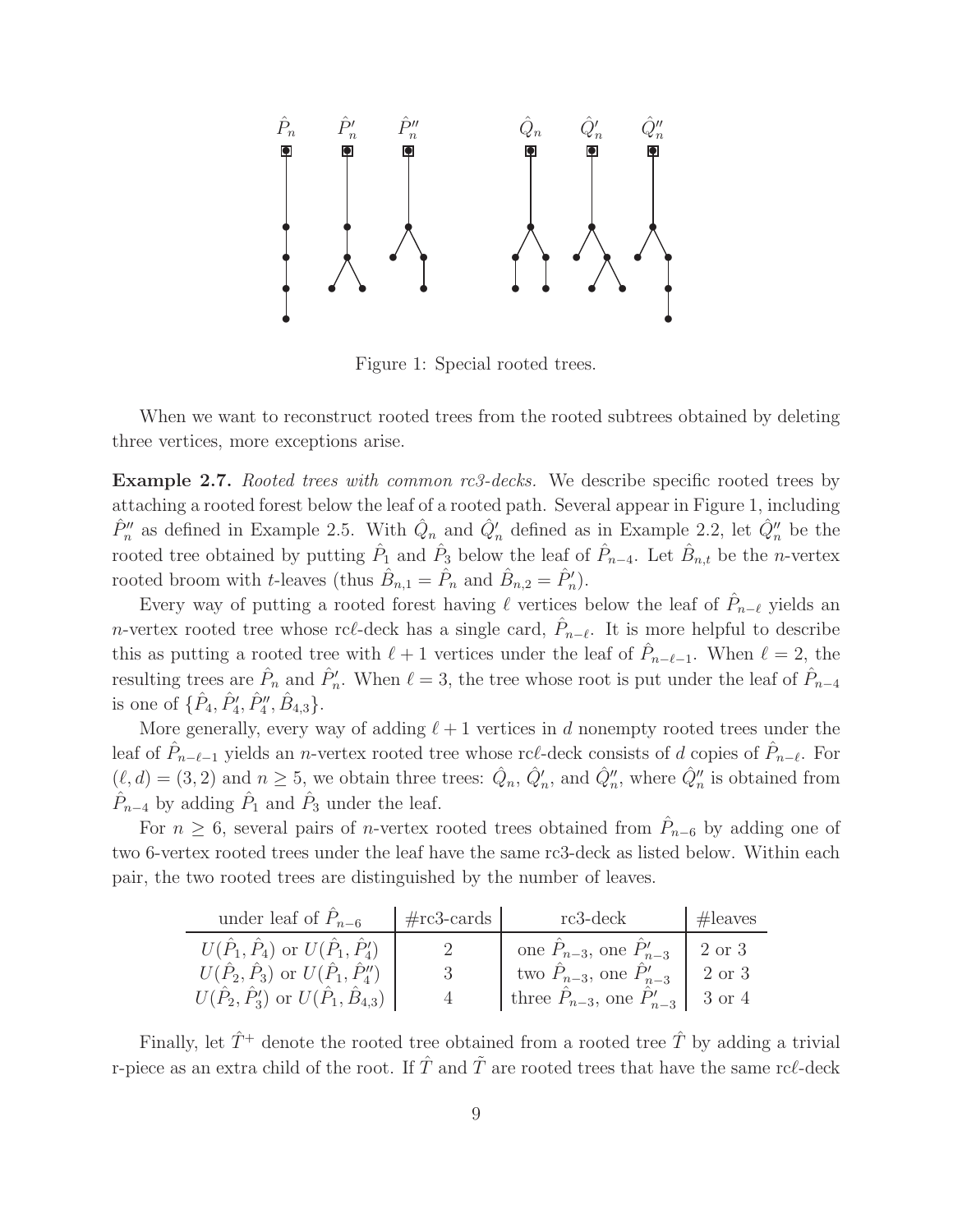Figure 1: Special rooted trees.

When we want to reconstruct rooted trees from the rooted subtrees obtained by deleting three vertices, more exceptions arise.

**Example 2.7.** *Rooted trees with common rc3-decks.* We describe specific rooted trees by attaching a rooted forest below the leaf of a rooted path. Several appear in Figure 1, including $\hat{P}''_n$ as defined in Example 2.5. With $\hat{Q}_n$ and $\hat{Q}'_n$ defined as in Example 2.2, let $\hat{Q}''_n$ be the rooted tree obtained by putting $\hat{P}_1$ and $\hat{P}_3$ below the leaf of $\hat{P}_{n-4}$. Let $\hat{B}_{n,t}$ be the $n$-vertex rooted broom with $t$-leaves (thus $\hat{B}_{n,1} = \hat{P}_n$ and $\hat{B}_{n,2} = \hat{P}'_n$).

Every way of putting a rooted forest having $\ell$ vertices below the leaf of $\hat{P}_{n-\ell}$ yields an $n$-vertex rooted tree whose rc$\ell$-deck has a single card, $\hat{P}_{n-\ell}$. It is more helpful to describe this as putting a rooted tree with $\ell+1$ vertices under the leaf of $\hat{P}_{n-\ell-1}$. When $\ell = 2$, the resulting trees are $\hat{P}_n$ and $\hat{P}'_n$. When $\ell = 3$, the tree whose root is put under the leaf of $\hat{P}_{n-4}$ is one of $\{\hat{P}_4, \hat{P}'_4, \hat{P}''_4, \hat{B}_{4,3}\}$.

More generally, every way of adding $\ell+1$ vertices in $d$ nonempty rooted trees under the leaf of $\hat{P}_{n-\ell-1}$ yields an $n$-vertex rooted tree whose rc$\ell$-deck consists of $d$ copies of $\hat{P}_{n-\ell}$. For $(\ell, d) = (3, 2)$ and $n \geq 5$, we obtain three trees: $\hat{Q}_n$, $\hat{Q}'_n$, and $\hat{Q}''_n$, where $\hat{Q}''_n$ is obtained from $\hat{P}_{n-4}$ by adding $\hat{P}_1$ and $\hat{P}_3$ under the leaf.

For $n \geq 6$, several pairs of $n$-vertex rooted trees obtained from $\hat{P}_{n-6}$ by adding one of two 6-vertex rooted trees under the leaf have the same rc3-deck as listed below. Within each pair, the two rooted trees are distinguished by the number of leaves.

| under leaf of $\hat{P}_{n-6}$ | #rc3-cards | rc3-deck | #leaves |
|---|---|---|---|
| $U(\hat{P}_1, \hat{P}_4)$ or $U(\hat{P}_1, \hat{P}'_4)$ | 2 | one $\hat{P}_{n-3}$, one $\hat{P}'_{n-3}$ | 2 or 3 |
| $U(\hat{P}_2, \hat{P}_3)$ or $U(\hat{P}_1, \hat{P}''_4)$ | 3 | two $\hat{P}_{n-3}$, one $\hat{P}'_{n-3}$ | 2 or 3 |
| $U(\hat{P}_2, \hat{P}'_3)$ or $U(\hat{P}_1, \hat{B}_{4,3})$ | 4 | three $\hat{P}_{n-3}$, one $\hat{P}'_{n-3}$ | 3 or 4 |

Finally, let $\hat{T}^+$ denote the rooted tree obtained from a rooted tree $\hat{T}$ by adding a trivial r-piece as an extra child of the root. If $\hat{T}$ and $\tilde{T}$ are rooted trees that have the same rc$\ell$-deck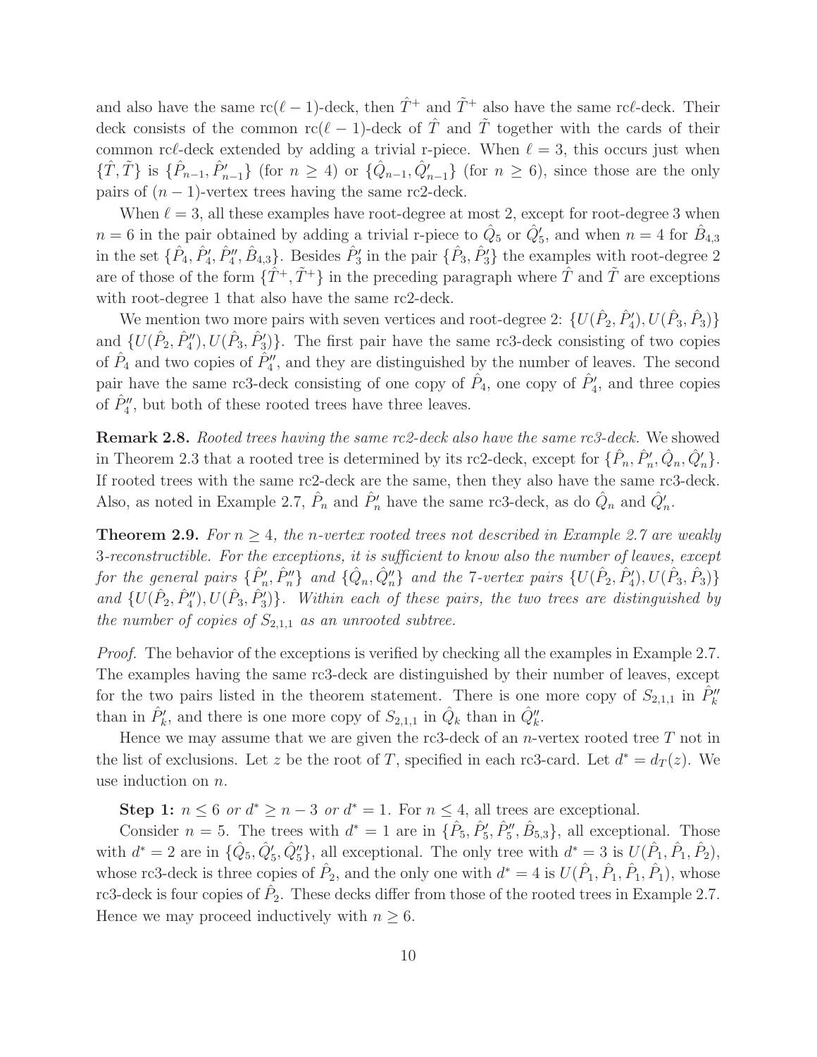and also have the same rc$(\ell-1)$-deck, then $\hat{T}^+$ and $\tilde{T}^+$ also have the same rc$\ell$-deck. Their deck consists of the common rc$(\ell-1)$-deck of $\hat{T}$ and $\tilde{T}$ together with the cards of their common rc$\ell$-deck extended by adding a trivial r-piece. When $\ell = 3$, this occurs just when $\{\hat{T}, \tilde{T}\}$ is $\{\hat{P}_{n-1}, \hat{P}'_{n-1}\}$ (for $n \ge 4$) or $\{\hat{Q}_{n-1}, \hat{Q}'_{n-1}\}$ (for $n \ge 6$), since those are the only pairs of $(n-1)$-vertex trees having the same rc2-deck.

When $\ell = 3$, all these examples have root-degree at most 2, except for root-degree 3 when $n = 6$ in the pair obtained by adding a trivial r-piece to $\hat{Q}_5$ or $\hat{Q}'_5$, and when $n = 4$ for $\hat{B}_{4,3}$ in the set $\{\hat{P}_4, \hat{P}'_4, \hat{P}''_4, \hat{B}_{4,3}\}$. Besides $\hat{P}'_3$ in the pair $\{\hat{P}_3, \hat{P}'_3\}$ the examples with root-degree 2 are of those of the form $\{\hat{T}^+, \tilde{T}^+\}$ in the preceding paragraph where $\hat{T}$ and $\tilde{T}$ are exceptions with root-degree 1 that also have the same rc2-deck.

We mention two more pairs with seven vertices and root-degree 2: $\{U(\hat{P}_2, \hat{P}'_4), U(\hat{P}_3, \hat{P}_3)\}$ and $\{U(\hat{P}_2, \hat{P}''_4), U(\hat{P}_3, \hat{P}'_3)\}$. The first pair have the same rc3-deck consisting of two copies of $\hat{P}_4$ and two copies of $\hat{P}''_4$, and they are distinguished by the number of leaves. The second pair have the same rc3-deck consisting of one copy of $\hat{P}_4$, one copy of $\hat{P}'_4$, and three copies of $\hat{P}''_4$, but both of these rooted trees have three leaves.

**Remark 2.8.** *Rooted trees having the same rc2-deck also have the same rc3-deck.* We showed in Theorem 2.3 that a rooted tree is determined by its rc2-deck, except for $\{\hat{P}_n, \hat{P}'_n, \hat{Q}_n, \hat{Q}'_n\}$. If rooted trees with the same rc2-deck are the same, then they also have the same rc3-deck. Also, as noted in Example 2.7, $\hat{P}_n$ and $\hat{P}'_n$ have the same rc3-deck, as do $\hat{Q}_n$ and $\hat{Q}'_n$.

**Theorem 2.9.** *For $n \ge 4$, the $n$-vertex rooted trees not described in Example 2.7 are weakly 3-reconstructible. For the exceptions, it is sufficient to know also the number of leaves, except for the general pairs $\{\hat{P}'_n, \hat{P}''_n\}$ and $\{\hat{Q}_n, \hat{Q}''_n\}$ and the 7-vertex pairs $\{U(\hat{P}_2, \hat{P}'_4), U(\hat{P}_3, \hat{P}_3)\}$ and $\{U(\hat{P}_2, \hat{P}''_4), U(\hat{P}_3, \hat{P}'_3)\}$. Within each of these pairs, the two trees are distinguished by the number of copies of $S_{2,1,1}$ as an unrooted subtree.*

*Proof.* The behavior of the exceptions is verified by checking all the examples in Example 2.7. The examples having the same rc3-deck are distinguished by their number of leaves, except for the two pairs listed in the theorem statement. There is one more copy of $S_{2,1,1}$ in $\hat{P}''_k$ than in $\hat{P}'_k$, and there is one more copy of $S_{2,1,1}$ in $\hat{Q}_k$ than in $\hat{Q}''_k$.

Hence we may assume that we are given the rc3-deck of an $n$-vertex rooted tree $T$ not in the list of exclusions. Let $z$ be the root of $T$, specified in each rc3-card. Let $d^* = d_T(z)$. We use induction on $n$.

**Step 1:** $n \le 6$ *or* $d^* \ge n-3$ *or* $d^* = 1$. For $n \le 4$, all trees are exceptional.

Consider $n = 5$. The trees with $d^* = 1$ are in $\{\hat{P}_5, \hat{P}'_5, \hat{P}''_5, \hat{B}_{5,3}\}$, all exceptional. Those with $d^* = 2$ are in $\{\hat{Q}_5, \hat{Q}'_5, \hat{Q}''_5\}$, all exceptional. The only tree with $d^* = 3$ is $U(\hat{P}_1, \hat{P}_1, \hat{P}_2)$, whose rc3-deck is three copies of $\hat{P}_2$, and the only one with $d^* = 4$ is $U(\hat{P}_1, \hat{P}_1, \hat{P}_1, \hat{P}_1)$, whose rc3-deck is four copies of $\hat{P}_2$. These decks differ from those of the rooted trees in Example 2.7. Hence we may proceed inductively with $n \ge 6$.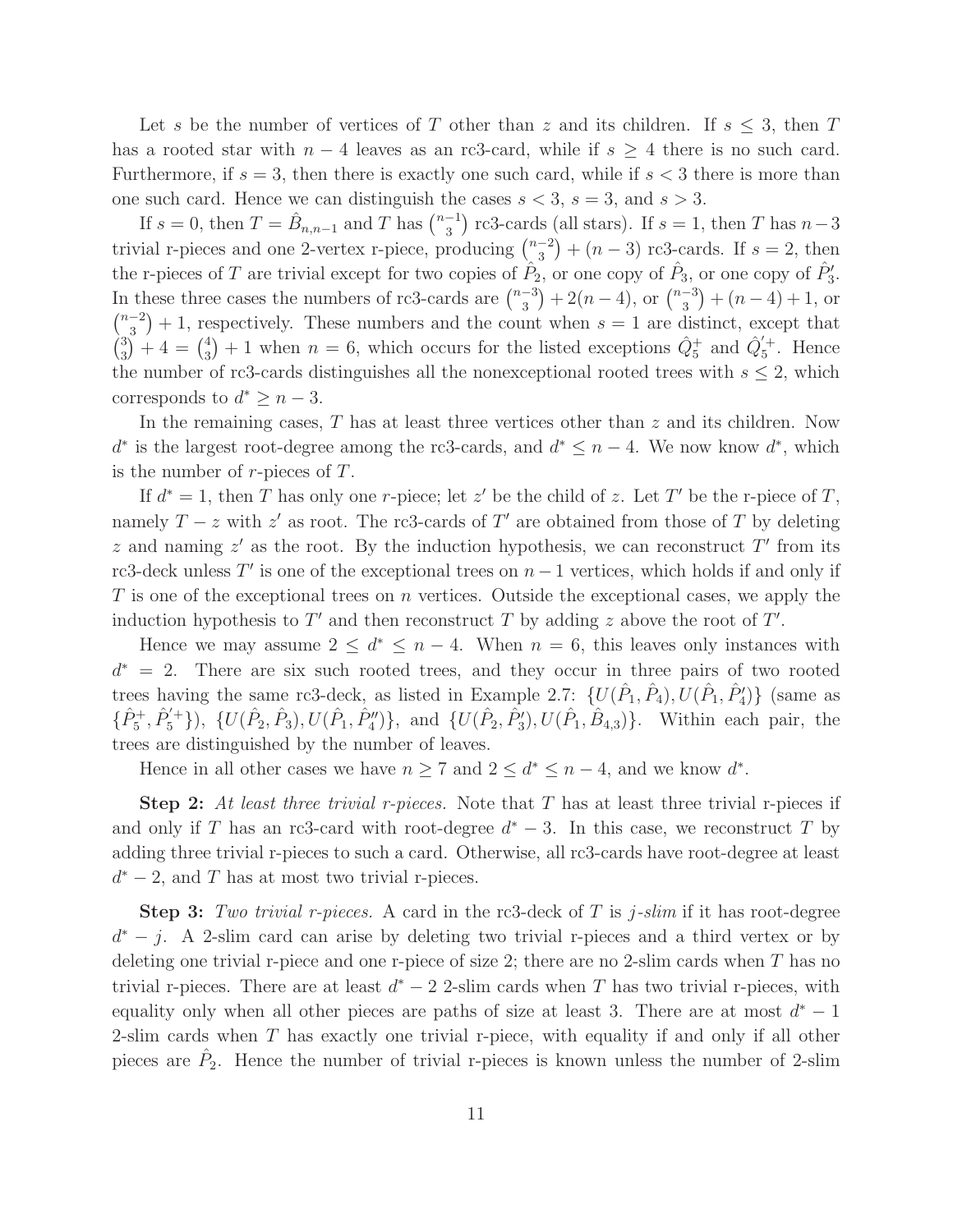Let $s$ be the number of vertices of $T$ other than $z$ and its children. If $s \le 3$, then $T$ has a rooted star with $n-4$ leaves as an rc3-card, while if $s \ge 4$ there is no such card. Furthermore, if $s = 3$, then there is exactly one such card, while if $s < 3$ there is more than one such card. Hence we can distinguish the cases $s < 3$, $s = 3$, and $s > 3$.

If $s = 0$, then $T = \hat{B}_{n,n-1}$ and $T$ has $\binom{n-1}{3}$ rc3-cards (all stars). If $s = 1$, then $T$ has $n-3$ trivial r-pieces and one 2-vertex r-piece, producing $\binom{n-2}{3} + (n-3)$ rc3-cards. If $s = 2$, then the r-pieces of $T$ are trivial except for two copies of $\hat{P}_2$, or one copy of $\hat{P}_3$, or one copy of $\hat{P}'_3$. In these three cases the numbers of rc3-cards are $\binom{n-3}{3} + 2(n-4)$, or $\binom{n-3}{3} + (n-4) + 1$, or $\binom{n-2}{3} + 1$, respectively. These numbers and the count when $s = 1$ are distinct, except that $\binom{3}{3} + 4 = \binom{4}{3} + 1$ when $n = 6$, which occurs for the listed exceptions $\hat{Q}_5^+$ and $\hat{Q}_5'^+$. Hence the number of rc3-cards distinguishes all the nonexceptional rooted trees with $s \le 2$, which corresponds to $d^* \ge n-3$.

In the remaining cases, $T$ has at least three vertices other than $z$ and its children. Now $d^*$ is the largest root-degree among the rc3-cards, and $d^* \le n-4$. We now know $d^*$, which is the number of $r$-pieces of $T$.

If $d^* = 1$, then $T$ has only one $r$-piece; let $z'$ be the child of $z$. Let $T'$ be the r-piece of $T$, namely $T - z$ with $z'$ as root. The rc3-cards of $T'$ are obtained from those of $T$ by deleting $z$ and naming $z'$ as the root. By the induction hypothesis, we can reconstruct $T'$ from its rc3-deck unless $T'$ is one of the exceptional trees on $n-1$ vertices, which holds if and only if $T$ is one of the exceptional trees on $n$ vertices. Outside the exceptional cases, we apply the induction hypothesis to $T'$ and then reconstruct $T$ by adding $z$ above the root of $T'$.

Hence we may assume $2 \le d^* \le n-4$. When $n = 6$, this leaves only instances with $d^* = 2$. There are six such rooted trees, and they occur in three pairs of two rooted trees having the same rc3-deck, as listed in Example 2.7: $\{U(\hat{P}_1, \hat{P}_4), U(\hat{P}_1, \hat{P}'_4)\}$ (same as $\{\hat{P}_5^+, \hat{P}_5'^+\}$), $\{U(\hat{P}_2, \hat{P}_3), U(\hat{P}_1, \hat{P}''_4)\}$, and $\{U(\hat{P}_2, \hat{P}'_3), U(\hat{P}_1, \hat{B}_{4,3})\}$. Within each pair, the trees are distinguished by the number of leaves.

Hence in all other cases we have $n \ge 7$ and $2 \le d^* \le n-4$, and we know $d^*$.

**Step 2:** *At least three trivial r-pieces.* Note that $T$ has at least three trivial r-pieces if and only if $T$ has an rc3-card with root-degree $d^* - 3$. In this case, we reconstruct $T$ by adding three trivial r-pieces to such a card. Otherwise, all rc3-cards have root-degree at least $d^* - 2$, and $T$ has at most two trivial r-pieces.

**Step 3:** *Two trivial r-pieces.* A card in the rc3-deck of $T$ is *$j$-slim* if it has root-degree $d^* - j$. A 2-slim card can arise by deleting two trivial r-pieces and a third vertex or by deleting one trivial r-piece and one r-piece of size 2; there are no 2-slim cards when $T$ has no trivial r-pieces. There are at least $d^* - 2$ 2-slim cards when $T$ has two trivial r-pieces, with equality only when all other pieces are paths of size at least 3. There are at most $d^* - 1$ 2-slim cards when $T$ has exactly one trivial r-piece, with equality if and only if all other pieces are $\hat{P}_2$. Hence the number of trivial r-pieces is known unless the number of 2-slim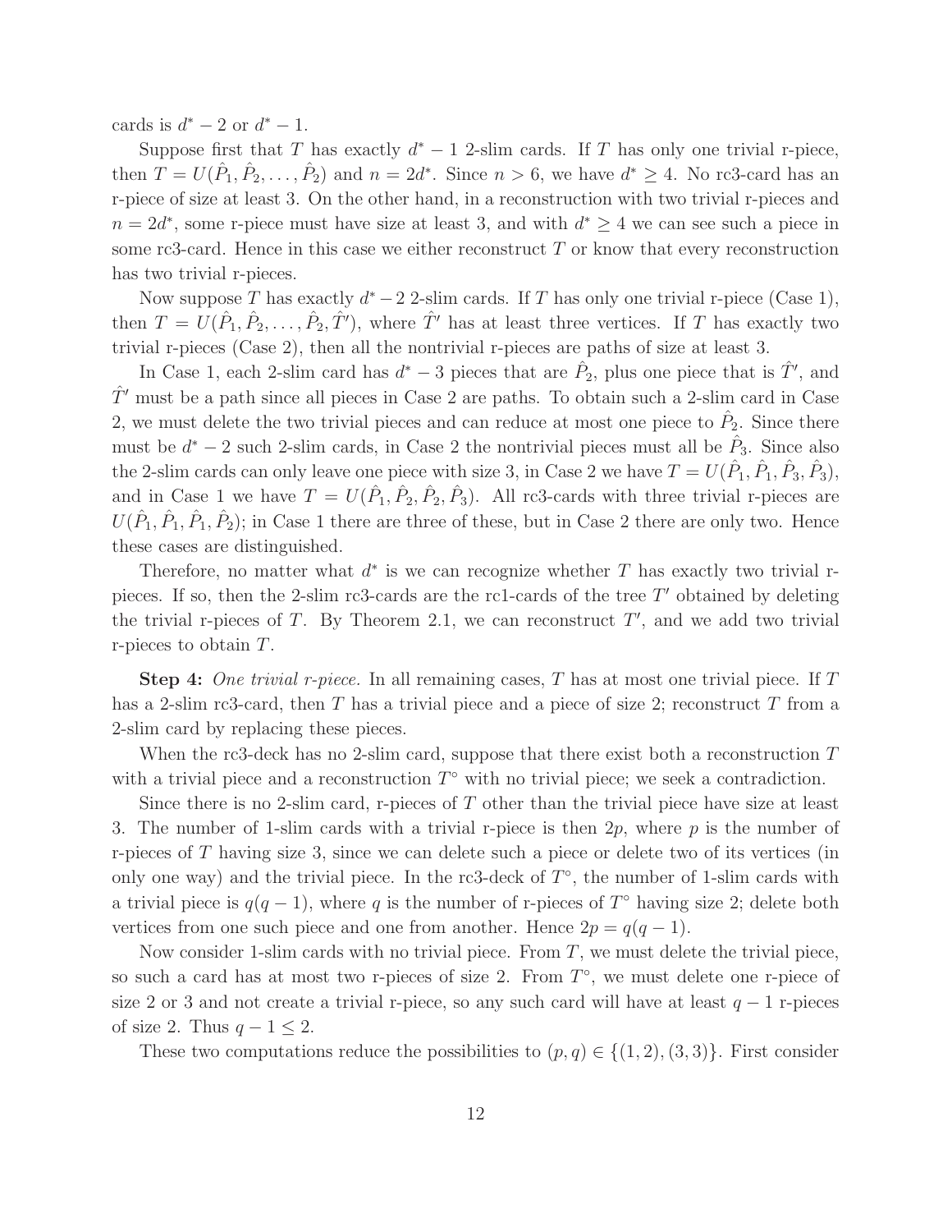cards is $d^* - 2$ or $d^* - 1$.

Suppose first that $T$ has exactly $d^* - 1$ 2-slim cards. If $T$ has only one trivial r-piece, then $T = U(\hat{P}_1, \hat{P}_2, \ldots, \hat{P}_2)$ and $n = 2d^*$. Since $n > 6$, we have $d^* \geq 4$. No rc3-card has an r-piece of size at least 3. On the other hand, in a reconstruction with two trivial r-pieces and $n = 2d^*$, some r-piece must have size at least 3, and with $d^* \geq 4$ we can see such a piece in some rc3-card. Hence in this case we either reconstruct $T$ or know that every reconstruction has two trivial r-pieces.

Now suppose $T$ has exactly $d^* - 2$ 2-slim cards. If $T$ has only one trivial r-piece (Case 1), then $T = U(\hat{P}_1, \hat{P}_2, \ldots, \hat{P}_2, \hat{T}')$, where $\hat{T}'$ has at least three vertices. If $T$ has exactly two trivial r-pieces (Case 2), then all the nontrivial r-pieces are paths of size at least 3.

In Case 1, each 2-slim card has $d^* - 3$ pieces that are $\hat{P}_2$, plus one piece that is $\hat{T}'$, and $\hat{T}'$ must be a path since all pieces in Case 2 are paths. To obtain such a 2-slim card in Case 2, we must delete the two trivial pieces and can reduce at most one piece to $\hat{P}_2$. Since there must be $d^* - 2$ such 2-slim cards, in Case 2 the nontrivial pieces must all be $\hat{P}_3$. Since also the 2-slim cards can only leave one piece with size 3, in Case 2 we have $T = U(\hat{P}_1, \hat{P}_1, \hat{P}_3, \hat{P}_3)$, and in Case 1 we have $T = U(\hat{P}_1, \hat{P}_2, \hat{P}_2, \hat{P}_3)$. All rc3-cards with three trivial r-pieces are $U(\hat{P}_1, \hat{P}_1, \hat{P}_1, \hat{P}_2)$; in Case 1 there are three of these, but in Case 2 there are only two. Hence these cases are distinguished.

Therefore, no matter what $d^*$ is we can recognize whether $T$ has exactly two trivial r-pieces. If so, then the 2-slim rc3-cards are the rc1-cards of the tree $T'$ obtained by deleting the trivial r-pieces of $T$. By Theorem 2.1, we can reconstruct $T'$, and we add two trivial r-pieces to obtain $T$.

**Step 4:** *One trivial r-piece.* In all remaining cases, $T$ has at most one trivial piece. If $T$ has a 2-slim rc3-card, then $T$ has a trivial piece and a piece of size 2; reconstruct $T$ from a 2-slim card by replacing these pieces.

When the rc3-deck has no 2-slim card, suppose that there exist both a reconstruction $T$ with a trivial piece and a reconstruction $T^\circ$ with no trivial piece; we seek a contradiction.

Since there is no 2-slim card, r-pieces of $T$ other than the trivial piece have size at least 3. The number of 1-slim cards with a trivial r-piece is then $2p$, where $p$ is the number of r-pieces of $T$ having size 3, since we can delete such a piece or delete two of its vertices (in only one way) and the trivial piece. In the rc3-deck of $T^\circ$, the number of 1-slim cards with a trivial piece is $q(q-1)$, where $q$ is the number of r-pieces of $T^\circ$ having size 2; delete both vertices from one such piece and one from another. Hence $2p = q(q-1)$.

Now consider 1-slim cards with no trivial piece. From $T$, we must delete the trivial piece, so such a card has at most two r-pieces of size 2. From $T^\circ$, we must delete one r-piece of size 2 or 3 and not create a trivial r-piece, so any such card will have at least $q-1$ r-pieces of size 2. Thus $q - 1 \leq 2$.

These two computations reduce the possibilities to $(p, q) \in \{(1, 2), (3, 3)\}$. First consider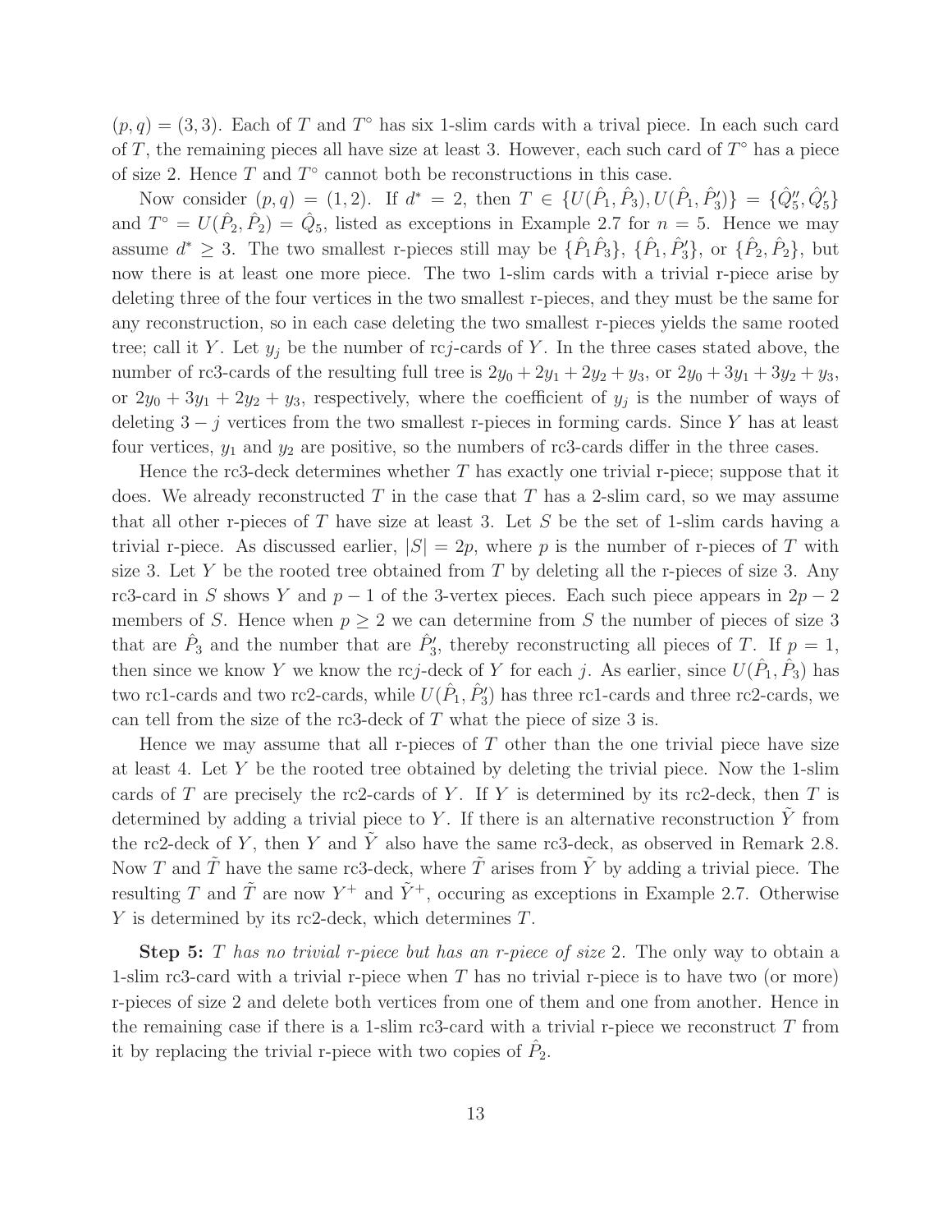$(p, q) = (3, 3)$. Each of $T$ and $T^\circ$ has six 1-slim cards with a trival piece. In each such card of $T$, the remaining pieces all have size at least 3. However, each such card of $T^\circ$ has a piece of size 2. Hence $T$ and $T^\circ$ cannot both be reconstructions in this case.

Now consider $(p, q) = (1, 2)$. If $d^* = 2$, then $T \in \{U(\hat{P}_1, \hat{P}_3), U(\hat{P}_1, \hat{P}_3')\} = \{\hat{Q}_5'', \hat{Q}_5'\}$ and $T^\circ = U(\hat{P}_2, \hat{P}_2) = \hat{Q}_5$, listed as exceptions in Example 2.7 for $n = 5$. Hence we may assume $d^* \geq 3$. The two smallest r-pieces still may be $\{\hat{P}_1\hat{P}_3\}$, $\{\hat{P}_1, \hat{P}_3'\}$, or $\{\hat{P}_2, \hat{P}_2\}$, but now there is at least one more piece. The two 1-slim cards with a trivial r-piece arise by deleting three of the four vertices in the two smallest r-pieces, and they must be the same for any reconstruction, so in each case deleting the two smallest r-pieces yields the same rooted tree; call it $Y$. Let $y_j$ be the number of rc$j$-cards of $Y$. In the three cases stated above, the number of rc3-cards of the resulting full tree is $2y_0 + 2y_1 + 2y_2 + y_3$, or $2y_0 + 3y_1 + 3y_2 + y_3$, or $2y_0 + 3y_1 + 2y_2 + y_3$, respectively, where the coefficient of $y_j$ is the number of ways of deleting $3 - j$ vertices from the two smallest r-pieces in forming cards. Since $Y$ has at least four vertices, $y_1$ and $y_2$ are positive, so the numbers of rc3-cards differ in the three cases.

Hence the rc3-deck determines whether $T$ has exactly one trivial r-piece; suppose that it does. We already reconstructed $T$ in the case that $T$ has a 2-slim card, so we may assume that all other r-pieces of $T$ have size at least 3. Let $S$ be the set of 1-slim cards having a trivial r-piece. As discussed earlier, $|S| = 2p$, where $p$ is the number of r-pieces of $T$ with size 3. Let $Y$ be the rooted tree obtained from $T$ by deleting all the r-pieces of size 3. Any rc3-card in $S$ shows $Y$ and $p - 1$ of the 3-vertex pieces. Each such piece appears in $2p - 2$ members of $S$. Hence when $p \geq 2$ we can determine from $S$ the number of pieces of size 3 that are $\hat{P}_3$ and the number that are $\hat{P}_3'$, thereby reconstructing all pieces of $T$. If $p = 1$, then since we know $Y$ we know the rc$j$-deck of $Y$ for each $j$. As earlier, since $U(\hat{P}_1, \hat{P}_3)$ has two rc1-cards and two rc2-cards, while $U(\hat{P}_1, \hat{P}_3')$ has three rc1-cards and three rc2-cards, we can tell from the size of the rc3-deck of $T$ what the piece of size 3 is.

Hence we may assume that all r-pieces of $T$ other than the one trivial piece have size at least 4. Let $Y$ be the rooted tree obtained by deleting the trivial piece. Now the 1-slim cards of $T$ are precisely the rc2-cards of $Y$. If $Y$ is determined by its rc2-deck, then $T$ is determined by adding a trivial piece to $Y$. If there is an alternative reconstruction $\tilde{Y}$ from the rc2-deck of $Y$, then $Y$ and $\tilde{Y}$ also have the same rc3-deck, as observed in Remark 2.8. Now $T$ and $\tilde{T}$ have the same rc3-deck, where $\tilde{T}$ arises from $\tilde{Y}$ by adding a trivial piece. The resulting $T$ and $\tilde{T}$ are now $Y^+$ and $\tilde{Y}^+$, occuring as exceptions in Example 2.7. Otherwise $Y$ is determined by its rc2-deck, which determines $T$.

**Step 5:** *$T$ has no trivial r-piece but has an r-piece of size 2.* The only way to obtain a 1-slim rc3-card with a trivial r-piece when $T$ has no trivial r-piece is to have two (or more) r-pieces of size 2 and delete both vertices from one of them and one from another. Hence in the remaining case if there is a 1-slim rc3-card with a trivial r-piece we reconstruct $T$ from it by replacing the trivial r-piece with two copies of $\hat{P}_2$.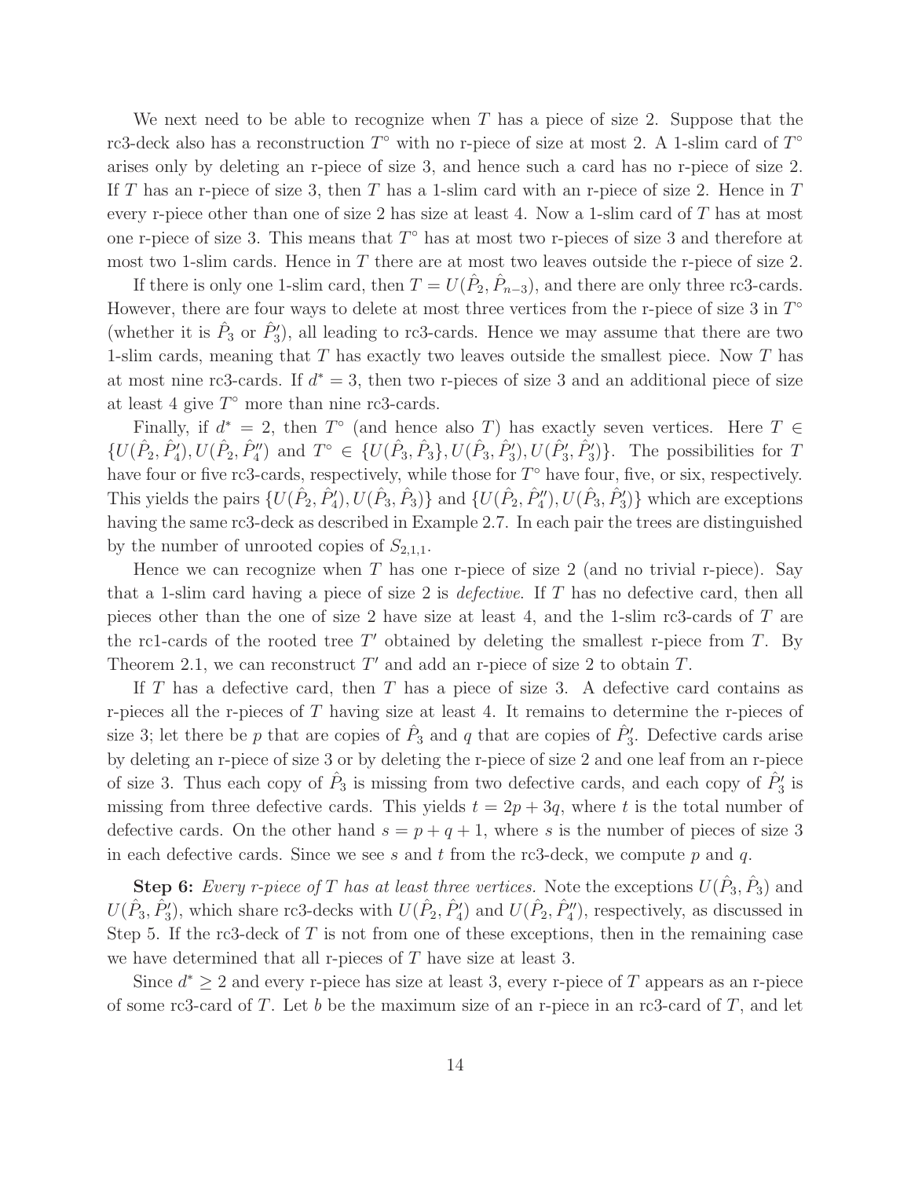We next need to be able to recognize when $T$ has a piece of size 2. Suppose that the rc3-deck also has a reconstruction $T^\circ$ with no r-piece of size at most 2. A 1-slim card of $T^\circ$ arises only by deleting an r-piece of size 3, and hence such a card has no r-piece of size 2. If $T$ has an r-piece of size 3, then $T$ has a 1-slim card with an r-piece of size 2. Hence in $T$ every r-piece other than one of size 2 has size at least 4. Now a 1-slim card of $T$ has at most one r-piece of size 3. This means that $T^\circ$ has at most two r-pieces of size 3 and therefore at most two 1-slim cards. Hence in $T$ there are at most two leaves outside the r-piece of size 2.

If there is only one 1-slim card, then $T = U(\hat{P}_2, \hat{P}_{n-3})$, and there are only three rc3-cards. However, there are four ways to delete at most three vertices from the r-piece of size 3 in $T^\circ$ (whether it is $\hat{P}_3$ or $\hat{P}_3'$), all leading to rc3-cards. Hence we may assume that there are two 1-slim cards, meaning that $T$ has exactly two leaves outside the smallest piece. Now $T$ has at most nine rc3-cards. If $d^* = 3$, then two r-pieces of size 3 and an additional piece of size at least 4 give $T^\circ$ more than nine rc3-cards.

Finally, if $d^* = 2$, then $T^\circ$ (and hence also $T$) has exactly seven vertices. Here $T \in \{U(\hat{P}_2, \hat{P}_4'), U(\hat{P}_2, \hat{P}_4'')$ and $T^\circ \in \{U(\hat{P}_3, \hat{P}_3\}, U(\hat{P}_3, \hat{P}_3'), U(\hat{P}_3', \hat{P}_3')\}$. The possibilities for $T$ have four or five rc3-cards, respectively, while those for $T^\circ$ have four, five, or six, respectively. This yields the pairs $\{U(\hat{P}_2, \hat{P}_4'), U(\hat{P}_3, \hat{P}_3)\}$ and $\{U(\hat{P}_2, \hat{P}_4''), U(\hat{P}_3, \hat{P}_3')\}$ which are exceptions having the same rc3-deck as described in Example 2.7. In each pair the trees are distinguished by the number of unrooted copies of $S_{2,1,1}$.

Hence we can recognize when $T$ has one r-piece of size 2 (and no trivial r-piece). Say that a 1-slim card having a piece of size 2 is *defective*. If $T$ has no defective card, then all pieces other than the one of size 2 have size at least 4, and the 1-slim rc3-cards of $T$ are the rc1-cards of the rooted tree $T'$ obtained by deleting the smallest r-piece from $T$. By Theorem 2.1, we can reconstruct $T'$ and add an r-piece of size 2 to obtain $T$.

If $T$ has a defective card, then $T$ has a piece of size 3. A defective card contains as r-pieces all the r-pieces of $T$ having size at least 4. It remains to determine the r-pieces of size 3; let there be $p$ that are copies of $\hat{P}_3$ and $q$ that are copies of $\hat{P}_3'$. Defective cards arise by deleting an r-piece of size 3 or by deleting the r-piece of size 2 and one leaf from an r-piece of size 3. Thus each copy of $\hat{P}_3$ is missing from two defective cards, and each copy of $\hat{P}_3'$ is missing from three defective cards. This yields $t = 2p + 3q$, where $t$ is the total number of defective cards. On the other hand $s = p + q + 1$, where $s$ is the number of pieces of size 3 in each defective cards. Since we see $s$ and $t$ from the rc3-deck, we compute $p$ and $q$.

**Step 6:** *Every r-piece of $T$ has at least three vertices.* Note the exceptions $U(\hat{P}_3, \hat{P}_3)$ and $U(\hat{P}_3, \hat{P}_3')$, which share rc3-decks with $U(\hat{P}_2, \hat{P}_4')$ and $U(\hat{P}_2, \hat{P}_4'')$, respectively, as discussed in Step 5. If the rc3-deck of $T$ is not from one of these exceptions, then in the remaining case we have determined that all r-pieces of $T$ have size at least 3.

Since $d^* \geq 2$ and every r-piece has size at least 3, every r-piece of $T$ appears as an r-piece of some rc3-card of $T$. Let $b$ be the maximum size of an r-piece in an rc3-card of $T$, and let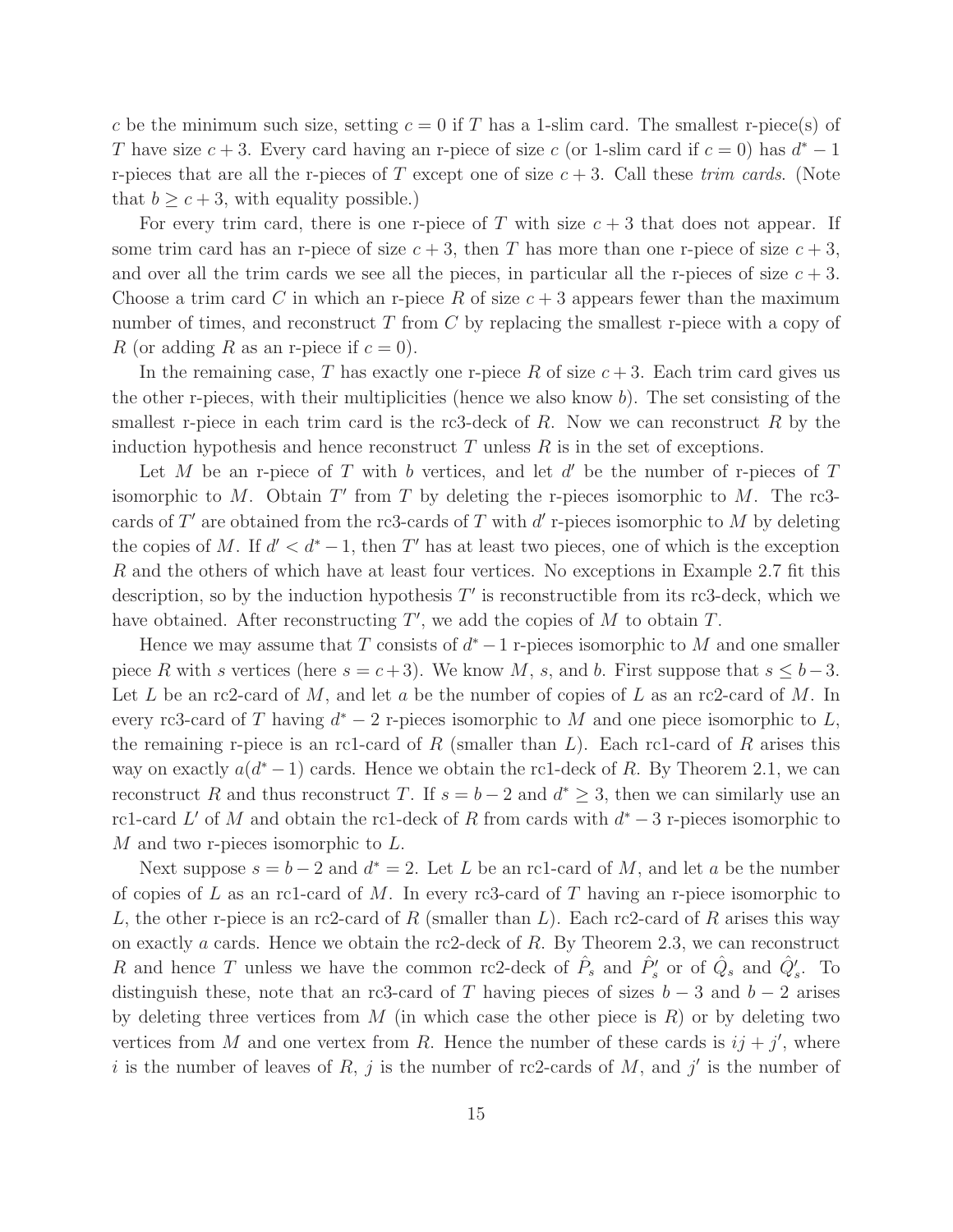$c$ be the minimum such size, setting $c = 0$ if $T$ has a 1-slim card. The smallest r-piece(s) of $T$ have size $c+3$. Every card having an r-piece of size $c$ (or 1-slim card if $c = 0$) has $d^* - 1$ r-pieces that are all the r-pieces of $T$ except one of size $c + 3$. Call these *trim cards*. (Note that $b \geq c + 3$, with equality possible.)

For every trim card, there is one r-piece of $T$ with size $c+3$ that does not appear. If some trim card has an r-piece of size $c + 3$, then $T$ has more than one r-piece of size $c + 3$, and over all the trim cards we see all the pieces, in particular all the r-pieces of size $c + 3$. Choose a trim card $C$ in which an r-piece $R$ of size $c + 3$ appears fewer than the maximum number of times, and reconstruct $T$ from $C$ by replacing the smallest r-piece with a copy of $R$ (or adding $R$ as an r-piece if $c = 0$).

In the remaining case, $T$ has exactly one r-piece $R$ of size $c + 3$. Each trim card gives us the other r-pieces, with their multiplicities (hence we also know $b$). The set consisting of the smallest r-piece in each trim card is the rc3-deck of $R$. Now we can reconstruct $R$ by the induction hypothesis and hence reconstruct $T$ unless $R$ is in the set of exceptions.

Let $M$ be an r-piece of $T$ with $b$ vertices, and let $d'$ be the number of r-pieces of $T$ isomorphic to $M$. Obtain $T'$ from $T$ by deleting the r-pieces isomorphic to $M$. The rc3-cards of $T'$ are obtained from the rc3-cards of $T$ with $d'$ r-pieces isomorphic to $M$ by deleting the copies of $M$. If $d' < d^* - 1$, then $T'$ has at least two pieces, one of which is the exception $R$ and the others of which have at least four vertices. No exceptions in Example 2.7 fit this description, so by the induction hypothesis $T'$ is reconstructible from its rc3-deck, which we have obtained. After reconstructing $T'$, we add the copies of $M$ to obtain $T$.

Hence we may assume that $T$ consists of $d^* - 1$ r-pieces isomorphic to $M$ and one smaller piece $R$ with $s$ vertices (here $s = c+3$). We know $M$, $s$, and $b$. First suppose that $s \leq b-3$. Let $L$ be an rc2-card of $M$, and let $a$ be the number of copies of $L$ as an rc2-card of $M$. In every rc3-card of $T$ having $d^* - 2$ r-pieces isomorphic to $M$ and one piece isomorphic to $L$, the remaining r-piece is an rc1-card of $R$ (smaller than $L$). Each rc1-card of $R$ arises this way on exactly $a(d^* - 1)$ cards. Hence we obtain the rc1-deck of $R$. By Theorem 2.1, we can reconstruct $R$ and thus reconstruct $T$. If $s = b - 2$ and $d^* \geq 3$, then we can similarly use an rc1-card $L'$ of $M$ and obtain the rc1-deck of $R$ from cards with $d^* - 3$ r-pieces isomorphic to $M$ and two r-pieces isomorphic to $L$.

Next suppose $s = b - 2$ and $d^* = 2$. Let $L$ be an rc1-card of $M$, and let $a$ be the number of copies of $L$ as an rc1-card of $M$. In every rc3-card of $T$ having an r-piece isomorphic to $L$, the other r-piece is an rc2-card of $R$ (smaller than $L$). Each rc2-card of $R$ arises this way on exactly $a$ cards. Hence we obtain the rc2-deck of $R$. By Theorem 2.3, we can reconstruct $R$ and hence $T$ unless we have the common rc2-deck of $\hat{P}_s$ and $\hat{P}'_s$ or of $\hat{Q}_s$ and $\hat{Q}'_s$. To distinguish these, note that an rc3-card of $T$ having pieces of sizes $b - 3$ and $b - 2$ arises by deleting three vertices from $M$ (in which case the other piece is $R$) or by deleting two vertices from $M$ and one vertex from $R$. Hence the number of these cards is $ij + j'$, where $i$ is the number of leaves of $R$, $j$ is the number of rc2-cards of $M$, and $j'$ is the number of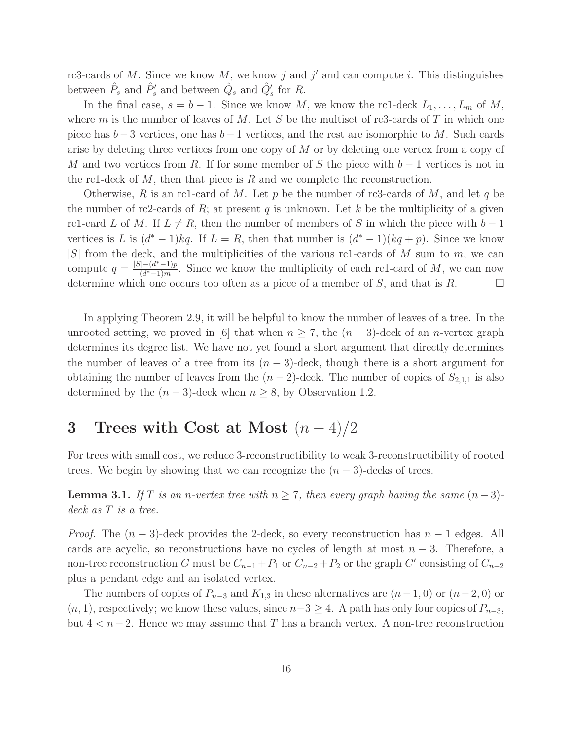rc3-cards of $M$. Since we know $M$, we know $j$ and $j'$ and can compute $i$. This distinguishes between $\hat{P}_s$ and $\hat{P}'_s$ and between $\hat{Q}_s$ and $\hat{Q}'_s$ for $R$.

In the final case, $s = b - 1$. Since we know $M$, we know the rc1-deck $L_1, \ldots, L_m$ of $M$, where $m$ is the number of leaves of $M$. Let $S$ be the multiset of rc3-cards of $T$ in which one piece has $b-3$ vertices, one has $b-1$ vertices, and the rest are isomorphic to $M$. Such cards arise by deleting three vertices from one copy of $M$ or by deleting one vertex from a copy of $M$ and two vertices from $R$. If for some member of $S$ the piece with $b-1$ vertices is not in the rc1-deck of $M$, then that piece is $R$ and we complete the reconstruction.

Otherwise, $R$ is an rc1-card of $M$. Let $p$ be the number of rc3-cards of $M$, and let $q$ be the number of rc2-cards of $R$; at present $q$ is unknown. Let $k$ be the multiplicity of a given rc1-card $L$ of $M$. If $L \neq R$, then the number of members of $S$ in which the piece with $b-1$ vertices is $L$ is $(d^*-1)kq$. If $L = R$, then that number is $(d^*-1)(kq+p)$. Since we know $|S|$ from the deck, and the multiplicities of the various rc1-cards of $M$ sum to $m$, we can compute $q = \frac{|S|-(d^*-1)p}{(d^*-1)m}$. Since we know the multiplicity of each rc1-card of $M$, we can now determine which one occurs too often as a piece of a member of $S$, and that is $R$. □

In applying Theorem 2.9, it will be helpful to know the number of leaves of a tree. In the unrooted setting, we proved in [6] that when $n \geq 7$, the $(n-3)$-deck of an $n$-vertex graph determines its degree list. We have not yet found a short argument that directly determines the number of leaves of a tree from its $(n-3)$-deck, though there is a short argument for obtaining the number of leaves from the $(n-2)$-deck. The number of copies of $S_{2,1,1}$ is also determined by the $(n-3)$-deck when $n \geq 8$, by Observation 1.2.

# 3 Trees with Cost at Most $(n-4)/2$

For trees with small cost, we reduce 3-reconstructibility to weak 3-reconstructibility of rooted trees. We begin by showing that we can recognize the $(n-3)$-decks of trees.

**Lemma 3.1.** *If $T$ is an $n$-vertex tree with $n \geq 7$, then every graph having the same $(n-3)$-deck as $T$ is a tree.*

*Proof.* The $(n-3)$-deck provides the 2-deck, so every reconstruction has $n-1$ edges. All cards are acyclic, so reconstructions have no cycles of length at most $n-3$. Therefore, a non-tree reconstruction $G$ must be $C_{n-1}+P_1$ or $C_{n-2}+P_2$ or the graph $C'$ consisting of $C_{n-2}$ plus a pendant edge and an isolated vertex.

The numbers of copies of $P_{n-3}$ and $K_{1,3}$ in these alternatives are $(n-1, 0)$ or $(n-2, 0)$ or $(n, 1)$, respectively; we know these values, since $n-3 \geq 4$. A path has only four copies of $P_{n-3}$, but $4 < n-2$. Hence we may assume that $T$ has a branch vertex. A non-tree reconstruction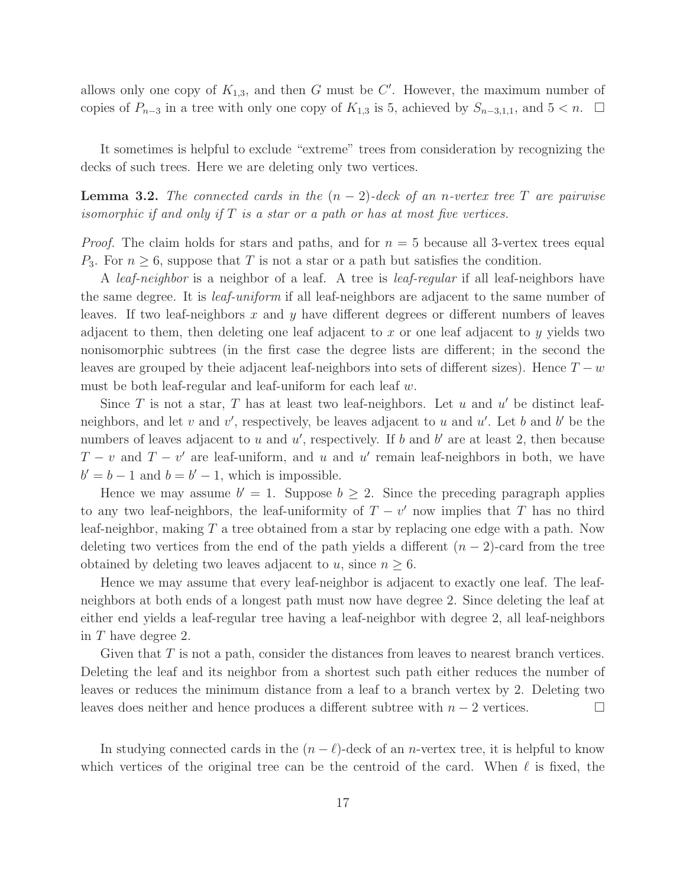allows only one copy of $K_{1,3}$, and then $G$ must be $C'$. However, the maximum number of copies of $P_{n-3}$ in a tree with only one copy of $K_{1,3}$ is 5, achieved by $S_{n-3,1,1}$, and $5 < n$. $\square$

It sometimes is helpful to exclude "extreme" trees from consideration by recognizing the decks of such trees. Here we are deleting only two vertices.

**Lemma 3.2.** *The connected cards in the $(n-2)$-deck of an $n$-vertex tree $T$ are pairwise isomorphic if and only if $T$ is a star or a path or has at most five vertices.*

*Proof.* The claim holds for stars and paths, and for $n = 5$ because all 3-vertex trees equal $P_3$. For $n \geq 6$, suppose that $T$ is not a star or a path but satisfies the condition.

A *leaf-neighbor* is a neighbor of a leaf. A tree is *leaf-regular* if all leaf-neighbors have the same degree. It is *leaf-uniform* if all leaf-neighbors are adjacent to the same number of leaves. If two leaf-neighbors $x$ and $y$ have different degrees or different numbers of leaves adjacent to them, then deleting one leaf adjacent to $x$ or one leaf adjacent to $y$ yields two nonisomorphic subtrees (in the first case the degree lists are different; in the second the leaves are grouped by theie adjacent leaf-neighbors into sets of different sizes). Hence $T - w$ must be both leaf-regular and leaf-uniform for each leaf $w$.

Since $T$ is not a star, $T$ has at least two leaf-neighbors. Let $u$ and $u'$ be distinct leaf-neighbors, and let $v$ and $v'$, respectively, be leaves adjacent to $u$ and $u'$. Let $b$ and $b'$ be the numbers of leaves adjacent to $u$ and $u'$, respectively. If $b$ and $b'$ are at least 2, then because $T - v$ and $T - v'$ are leaf-uniform, and $u$ and $u'$ remain leaf-neighbors in both, we have $b' = b - 1$ and $b = b' - 1$, which is impossible.

Hence we may assume $b' = 1$. Suppose $b \geq 2$. Since the preceding paragraph applies to any two leaf-neighbors, the leaf-uniformity of $T - v'$ now implies that $T$ has no third leaf-neighbor, making $T$ a tree obtained from a star by replacing one edge with a path. Now deleting two vertices from the end of the path yields a different $(n-2)$-card from the tree obtained by deleting two leaves adjacent to $u$, since $n \geq 6$.

Hence we may assume that every leaf-neighbor is adjacent to exactly one leaf. The leaf-neighbors at both ends of a longest path must now have degree 2. Since deleting the leaf at either end yields a leaf-regular tree having a leaf-neighbor with degree 2, all leaf-neighbors in $T$ have degree 2.

Given that $T$ is not a path, consider the distances from leaves to nearest branch vertices. Deleting the leaf and its neighbor from a shortest such path either reduces the number of leaves or reduces the minimum distance from a leaf to a branch vertex by 2. Deleting two leaves does neither and hence produces a different subtree with $n - 2$ vertices. $\square$

In studying connected cards in the $(n-\ell)$-deck of an $n$-vertex tree, it is helpful to know which vertices of the original tree can be the centroid of the card. When $\ell$ is fixed, the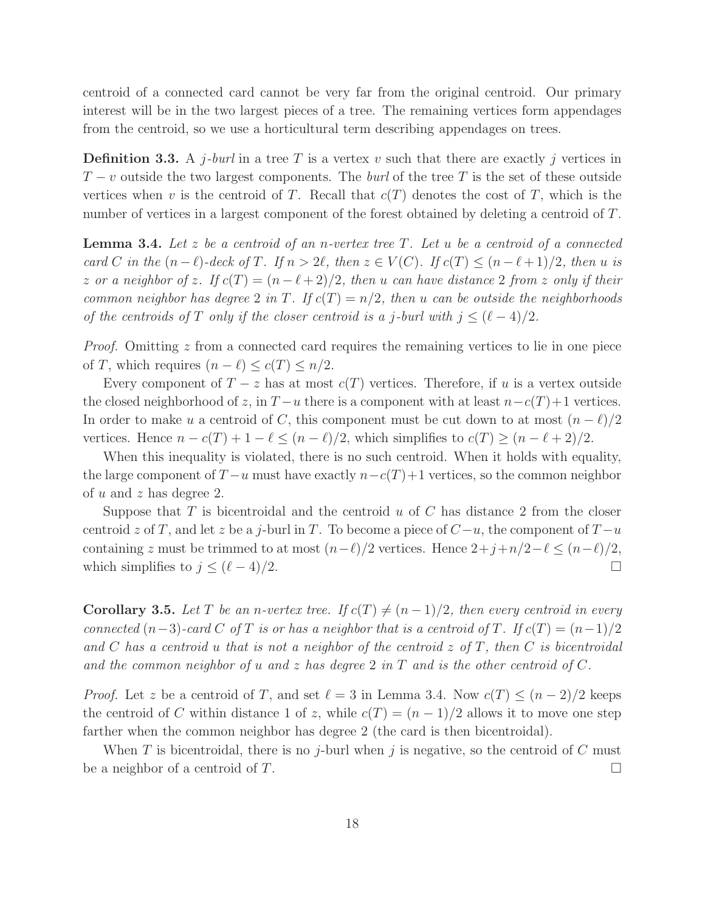centroid of a connected card cannot be very far from the original centroid. Our primary interest will be in the two largest pieces of a tree. The remaining vertices form appendages from the centroid, so we use a horticultural term describing appendages on trees.

**Definition 3.3.** A $j$-*burl* in a tree $T$ is a vertex $v$ such that there are exactly $j$ vertices in $T - v$ outside the two largest components. The *burl* of the tree $T$ is the set of these outside vertices when $v$ is the centroid of $T$. Recall that $c(T)$ denotes the cost of $T$, which is the number of vertices in a largest component of the forest obtained by deleting a centroid of $T$.

**Lemma 3.4.** *Let $z$ be a centroid of an $n$-vertex tree $T$. Let $u$ be a centroid of a connected card $C$ in the $(n-\ell)$-deck of $T$. If $n > 2\ell$, then $z \in V(C)$. If $c(T) \le (n-\ell+1)/2$, then $u$ is $z$ or a neighbor of $z$. If $c(T) = (n-\ell+2)/2$, then $u$ can have distance 2 from $z$ only if their common neighbor has degree 2 in $T$. If $c(T) = n/2$, then $u$ can be outside the neighborhoods of the centroids of $T$ only if the closer centroid is a $j$-burl with $j \le (\ell-4)/2$.*

*Proof.* Omitting $z$ from a connected card requires the remaining vertices to lie in one piece of $T$, which requires $(n-\ell) \le c(T) \le n/2$.

Every component of $T - z$ has at most $c(T)$ vertices. Therefore, if $u$ is a vertex outside the closed neighborhood of $z$, in $T-u$ there is a component with at least $n-c(T)+1$ vertices. In order to make $u$ a centroid of $C$, this component must be cut down to at most $(n-\ell)/2$ vertices. Hence $n - c(T) + 1 - \ell \le (n-\ell)/2$, which simplifies to $c(T) \ge (n-\ell+2)/2$.

When this inequality is violated, there is no such centroid. When it holds with equality, the large component of $T-u$ must have exactly $n-c(T)+1$ vertices, so the common neighbor of $u$ and $z$ has degree 2.

Suppose that $T$ is bicentroidal and the centroid $u$ of $C$ has distance 2 from the closer centroid $z$ of $T$, and let $z$ be a $j$-burl in $T$. To become a piece of $C-u$, the component of $T-u$ containing $z$ must be trimmed to at most $(n-\ell)/2$ vertices. Hence $2+j+n/2-\ell \le (n-\ell)/2$, which simplifies to $j \le (\ell-4)/2$. $\square$

**Corollary 3.5.** *Let $T$ be an $n$-vertex tree. If $c(T) \ne (n-1)/2$, then every centroid in every connected $(n-3)$-card $C$ of $T$ is or has a neighbor that is a centroid of $T$. If $c(T) = (n-1)/2$ and $C$ has a centroid $u$ that is not a neighbor of the centroid $z$ of $T$, then $C$ is bicentroidal and the common neighbor of $u$ and $z$ has degree 2 in $T$ and is the other centroid of $C$.*

*Proof.* Let $z$ be a centroid of $T$, and set $\ell = 3$ in Lemma 3.4. Now $c(T) \le (n-2)/2$ keeps the centroid of $C$ within distance 1 of $z$, while $c(T) = (n-1)/2$ allows it to move one step farther when the common neighbor has degree 2 (the card is then bicentroidal).

When $T$ is bicentroidal, there is no $j$-burl when $j$ is negative, so the centroid of $C$ must be a neighbor of a centroid of $T$. $\square$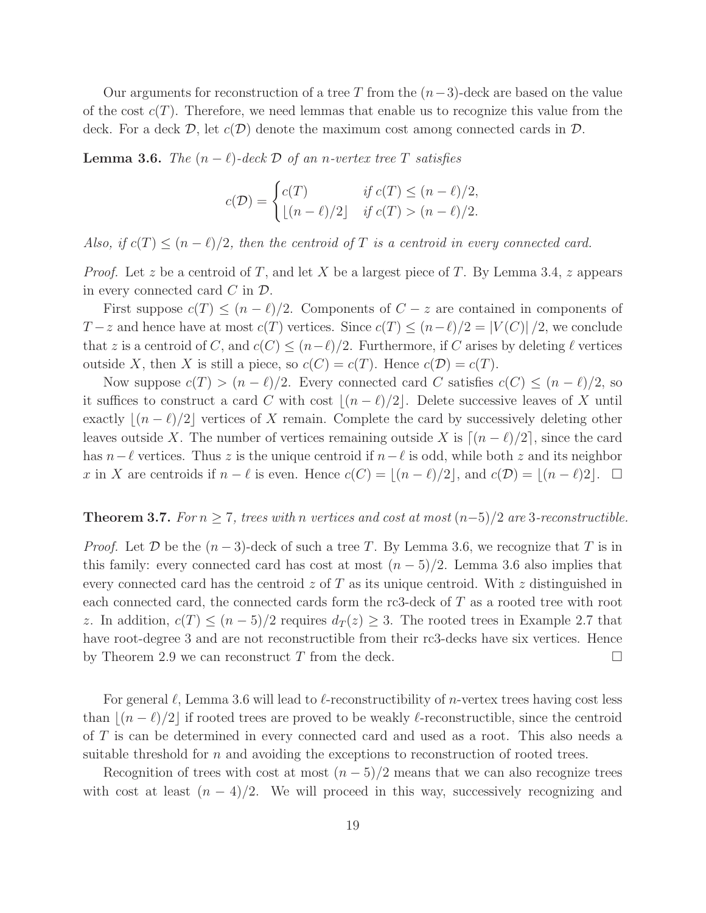Our arguments for reconstruction of a tree $T$ from the $(n-3)$-deck are based on the value of the cost $c(T)$. Therefore, we need lemmas that enable us to recognize this value from the deck. For a deck $\mathcal{D}$, let $c(\mathcal{D})$ denote the maximum cost among connected cards in $\mathcal{D}$.

**Lemma 3.6.** *The $(n-\ell)$-deck $\mathcal{D}$ of an $n$-vertex tree $T$ satisfies*

$$c(\mathcal{D}) = \begin{cases} c(T) & \text{if } c(T) \le (n-\ell)/2, \\ \lfloor (n-\ell)/2 \rfloor & \text{if } c(T) > (n-\ell)/2. \end{cases}$$

*Also, if $c(T) \le (n-\ell)/2$, then the centroid of $T$ is a centroid in every connected card.*

*Proof.* Let $z$ be a centroid of $T$, and let $X$ be a largest piece of $T$. By Lemma 3.4, $z$ appears in every connected card $C$ in $\mathcal{D}$.

First suppose $c(T) \le (n-\ell)/2$. Components of $C - z$ are contained in components of $T - z$ and hence have at most $c(T)$ vertices. Since $c(T) \le (n-\ell)/2 = |V(C)|/2$, we conclude that $z$ is a centroid of $C$, and $c(C) \le (n-\ell)/2$. Furthermore, if $C$ arises by deleting $\ell$ vertices outside $X$, then $X$ is still a piece, so $c(C) = c(T)$. Hence $c(\mathcal{D}) = c(T)$.

Now suppose $c(T) > (n-\ell)/2$. Every connected card $C$ satisfies $c(C) \le (n-\ell)/2$, so it suffices to construct a card $C$ with cost $\lfloor (n-\ell)/2 \rfloor$. Delete successive leaves of $X$ until exactly $\lfloor (n-\ell)/2 \rfloor$ vertices of $X$ remain. Complete the card by successively deleting other leaves outside $X$. The number of vertices remaining outside $X$ is $\lceil (n-\ell)/2 \rceil$, since the card has $n-\ell$ vertices. Thus $z$ is the unique centroid if $n-\ell$ is odd, while both $z$ and its neighbor $x$ in $X$ are centroids if $n-\ell$ is even. Hence $c(C) = \lfloor (n-\ell)/2 \rfloor$, and $c(\mathcal{D}) = \lfloor (n-\ell)2 \rfloor$. $\square$

**Theorem 3.7.** *For $n \ge 7$, trees with $n$ vertices and cost at most $(n-5)/2$ are 3-reconstructible.*

*Proof.* Let $\mathcal{D}$ be the $(n-3)$-deck of such a tree $T$. By Lemma 3.6, we recognize that $T$ is in this family: every connected card has cost at most $(n-5)/2$. Lemma 3.6 also implies that every connected card has the centroid $z$ of $T$ as its unique centroid. With $z$ distinguished in each connected card, the connected cards form the rc3-deck of $T$ as a rooted tree with root $z$. In addition, $c(T) \le (n-5)/2$ requires $d_T(z) \ge 3$. The rooted trees in Example 2.7 that have root-degree 3 and are not reconstructible from their rc3-decks have six vertices. Hence by Theorem 2.9 we can reconstruct $T$ from the deck. $\square$

For general $\ell$, Lemma 3.6 will lead to $\ell$-reconstructibility of $n$-vertex trees having cost less than $\lfloor (n-\ell)/2 \rfloor$ if rooted trees are proved to be weakly $\ell$-reconstructible, since the centroid of $T$ is can be determined in every connected card and used as a root. This also needs a suitable threshold for $n$ and avoiding the exceptions to reconstruction of rooted trees.

Recognition of trees with cost at most $(n-5)/2$ means that we can also recognize trees with cost at least $(n-4)/2$. We will proceed in this way, successively recognizing and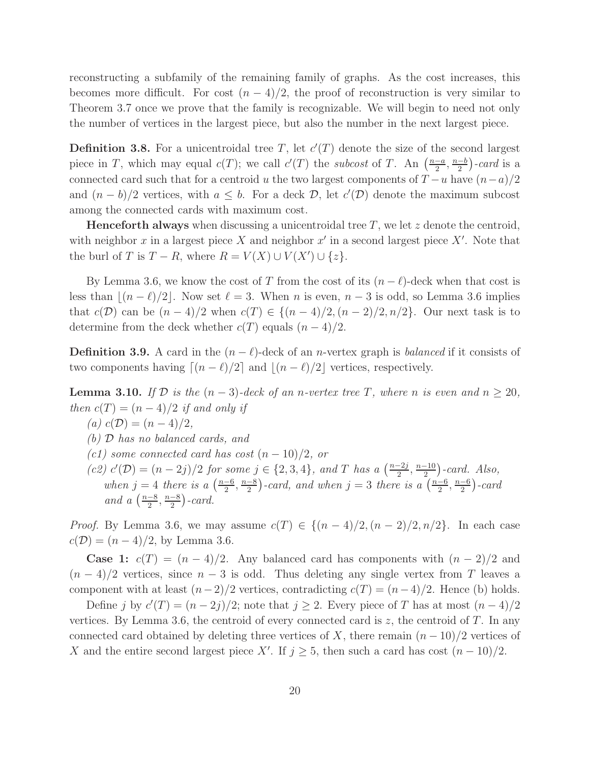reconstructing a subfamily of the remaining family of graphs. As the cost increases, this becomes more difficult. For cost $(n-4)/2$, the proof of reconstruction is very similar to Theorem 3.7 once we prove that the family is recognizable. We will begin to need not only the number of vertices in the largest piece, but also the number in the next largest piece.

**Definition 3.8.** For a unicentroidal tree $T$, let $c'(T)$ denote the size of the second largest piece in $T$, which may equal $c(T)$; we call $c'(T)$ the *subcost* of $T$. An $\left(\frac{n-a}{2}, \frac{n-b}{2}\right)$*-card* is a connected card such that for a centroid $u$ the two largest components of $T-u$ have $(n-a)/2$ and $(n-b)/2$ vertices, with $a \le b$. For a deck $\mathcal{D}$, let $c'(\mathcal{D})$ denote the maximum subcost among the connected cards with maximum cost.

**Henceforth always** when discussing a unicentroidal tree $T$, we let $z$ denote the centroid, with neighbor $x$ in a largest piece $X$ and neighbor $x'$ in a second largest piece $X'$. Note that the burl of $T$ is $T-R$, where $R = V(X) \cup V(X') \cup \{z\}$.

By Lemma 3.6, we know the cost of $T$ from the cost of its $(n-\ell)$-deck when that cost is less than $\lfloor (n-\ell)/2 \rfloor$. Now set $\ell = 3$. When $n$ is even, $n-3$ is odd, so Lemma 3.6 implies that $c(\mathcal{D})$ can be $(n-4)/2$ when $c(T) \in \{(n-4)/2, (n-2)/2, n/2\}$. Our next task is to determine from the deck whether $c(T)$ equals $(n-4)/2$.

**Definition 3.9.** A card in the $(n-\ell)$-deck of an $n$-vertex graph is *balanced* if it consists of two components having $\lceil (n-\ell)/2 \rceil$ and $\lfloor (n-\ell)/2 \rfloor$ vertices, respectively.

**Lemma 3.10.** *If $\mathcal{D}$ is the $(n-3)$-deck of an $n$-vertex tree $T$, where $n$ is even and $n \ge 20$, then $c(T) = (n-4)/2$ if and only if*

*(a) $c(\mathcal{D}) = (n-4)/2$,*

*(b) $\mathcal{D}$ has no balanced cards, and*

*(c1) some connected card has cost $(n-10)/2$, or*

*(c2) $c'(\mathcal{D}) = (n-2j)/2$ for some $j \in \{2,3,4\}$, and $T$ has a $\left(\frac{n-2j}{2}, \frac{n-10}{2}\right)$-card. Also, when $j=4$ there is a $\left(\frac{n-6}{2}, \frac{n-8}{2}\right)$-card, and when $j=3$ there is a $\left(\frac{n-6}{2}, \frac{n-6}{2}\right)$-card and a $\left(\frac{n-8}{2}, \frac{n-8}{2}\right)$-card.*

*Proof.* By Lemma 3.6, we may assume $c(T) \in \{(n-4)/2, (n-2)/2, n/2\}$. In each case $c(\mathcal{D}) = (n-4)/2$, by Lemma 3.6.

**Case 1:** $c(T) = (n-4)/2$. Any balanced card has components with $(n-2)/2$ and $(n-4)/2$ vertices, since $n-3$ is odd. Thus deleting any single vertex from $T$ leaves a component with at least $(n-2)/2$ vertices, contradicting $c(T) = (n-4)/2$. Hence (b) holds.

Define $j$ by $c'(T) = (n-2j)/2$; note that $j \ge 2$. Every piece of $T$ has at most $(n-4)/2$ vertices. By Lemma 3.6, the centroid of every connected card is $z$, the centroid of $T$. In any connected card obtained by deleting three vertices of $X$, there remain $(n-10)/2$ vertices of $X$ and the entire second largest piece $X'$. If $j \ge 5$, then such a card has cost $(n-10)/2$.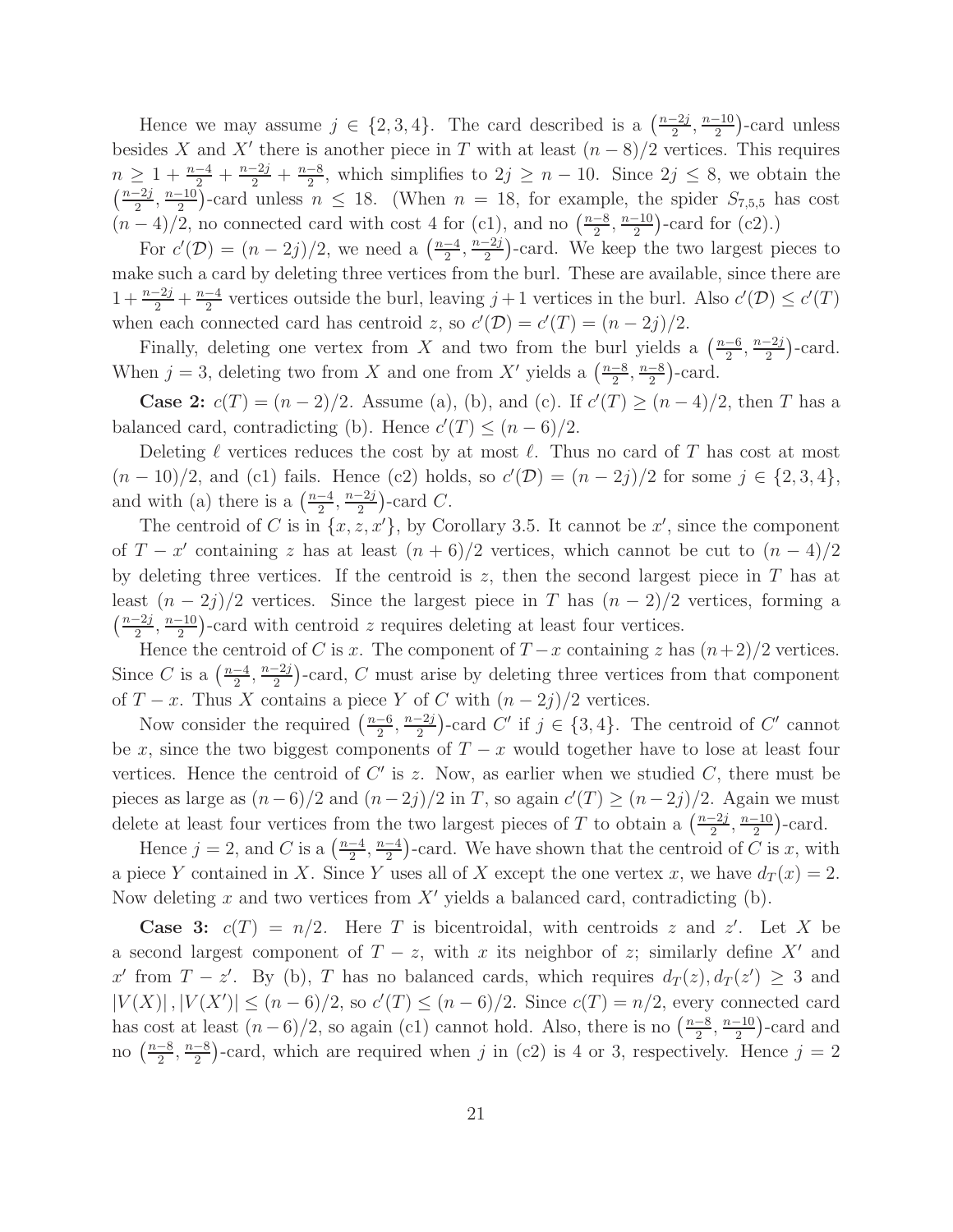Hence we may assume $j \in \{2,3,4\}$. The card described is a $\left(\frac{n-2j}{2}, \frac{n-10}{2}\right)$-card unless besides $X$ and $X'$ there is another piece in $T$ with at least $(n-8)/2$ vertices. This requires $n \geq 1 + \frac{n-4}{2} + \frac{n-2j}{2} + \frac{n-8}{2}$, which simplifies to $2j \geq n-10$. Since $2j \leq 8$, we obtain the $\left(\frac{n-2j}{2}, \frac{n-10}{2}\right)$-card unless $n \leq 18$. (When $n = 18$, for example, the spider $S_{7,5,5}$ has cost $(n-4)/2$, no connected card with cost 4 for (c1), and no $\left(\frac{n-8}{2}, \frac{n-10}{2}\right)$-card for (c2).)

For $c'(\mathcal{D}) = (n-2j)/2$, we need a $\left(\frac{n-4}{2}, \frac{n-2j}{2}\right)$-card. We keep the two largest pieces to make such a card by deleting three vertices from the burl. These are available, since there are $1 + \frac{n-2j}{2} + \frac{n-4}{2}$ vertices outside the burl, leaving $j+1$ vertices in the burl. Also $c'(\mathcal{D}) \leq c'(T)$ when each connected card has centroid $z$, so $c'(\mathcal{D}) = c'(T) = (n-2j)/2$.

Finally, deleting one vertex from $X$ and two from the burl yields a $\left(\frac{n-6}{2}, \frac{n-2j}{2}\right)$-card. When $j = 3$, deleting two from $X$ and one from $X'$ yields a $\left(\frac{n-8}{2}, \frac{n-8}{2}\right)$-card.

**Case 2:** $c(T) = (n-2)/2$. Assume (a), (b), and (c). If $c'(T) \geq (n-4)/2$, then $T$ has a balanced card, contradicting (b). Hence $c'(T) \leq (n-6)/2$.

Deleting $\ell$ vertices reduces the cost by at most $\ell$. Thus no card of $T$ has cost at most $(n-10)/2$, and (c1) fails. Hence (c2) holds, so $c'(\mathcal{D}) = (n-2j)/2$ for some $j \in \{2,3,4\}$, and with (a) there is a $\left(\frac{n-4}{2}, \frac{n-2j}{2}\right)$-card $C$.

The centroid of $C$ is in $\{x, z, x'\}$, by Corollary 3.5. It cannot be $x'$, since the component of $T - x'$ containing $z$ has at least $(n+6)/2$ vertices, which cannot be cut to $(n-4)/2$ by deleting three vertices. If the centroid is $z$, then the second largest piece in $T$ has at least $(n-2j)/2$ vertices. Since the largest piece in $T$ has $(n-2)/2$ vertices, forming a $\left(\frac{n-2j}{2}, \frac{n-10}{2}\right)$-card with centroid $z$ requires deleting at least four vertices.

Hence the centroid of $C$ is $x$. The component of $T - x$ containing $z$ has $(n+2)/2$ vertices. Since $C$ is a $\left(\frac{n-4}{2}, \frac{n-2j}{2}\right)$-card, $C$ must arise by deleting three vertices from that component of $T - x$. Thus $X$ contains a piece $Y$ of $C$ with $(n-2j)/2$ vertices.

Now consider the required $\left(\frac{n-6}{2}, \frac{n-2j}{2}\right)$-card $C'$ if $j \in \{3,4\}$. The centroid of $C'$ cannot be $x$, since the two biggest components of $T - x$ would together have to lose at least four vertices. Hence the centroid of $C'$ is $z$. Now, as earlier when we studied $C$, there must be pieces as large as $(n-6)/2$ and $(n-2j)/2$ in $T$, so again $c'(T) \geq (n-2j)/2$. Again we must delete at least four vertices from the two largest pieces of $T$ to obtain a $\left(\frac{n-2j}{2}, \frac{n-10}{2}\right)$-card.

Hence $j = 2$, and $C$ is a $\left(\frac{n-4}{2}, \frac{n-4}{2}\right)$-card. We have shown that the centroid of $C$ is $x$, with a piece $Y$ contained in $X$. Since $Y$ uses all of $X$ except the one vertex $x$, we have $d_T(x) = 2$. Now deleting $x$ and two vertices from $X'$ yields a balanced card, contradicting (b).

**Case 3:** $c(T) = n/2$. Here $T$ is bicentroidal, with centroids $z$ and $z'$. Let $X$ be a second largest component of $T - z$, with $x$ its neighbor of $z$; similarly define $X'$ and $x'$ from $T - z'$. By (b), $T$ has no balanced cards, which requires $d_T(z), d_T(z') \geq 3$ and $|V(X)|, |V(X')| \leq (n-6)/2$, so $c'(T) \leq (n-6)/2$. Since $c(T) = n/2$, every connected card has cost at least $(n-6)/2$, so again (c1) cannot hold. Also, there is no $\left(\frac{n-8}{2}, \frac{n-10}{2}\right)$-card and no $\left(\frac{n-8}{2}, \frac{n-8}{2}\right)$-card, which are required when $j$ in (c2) is 4 or 3, respectively. Hence $j = 2$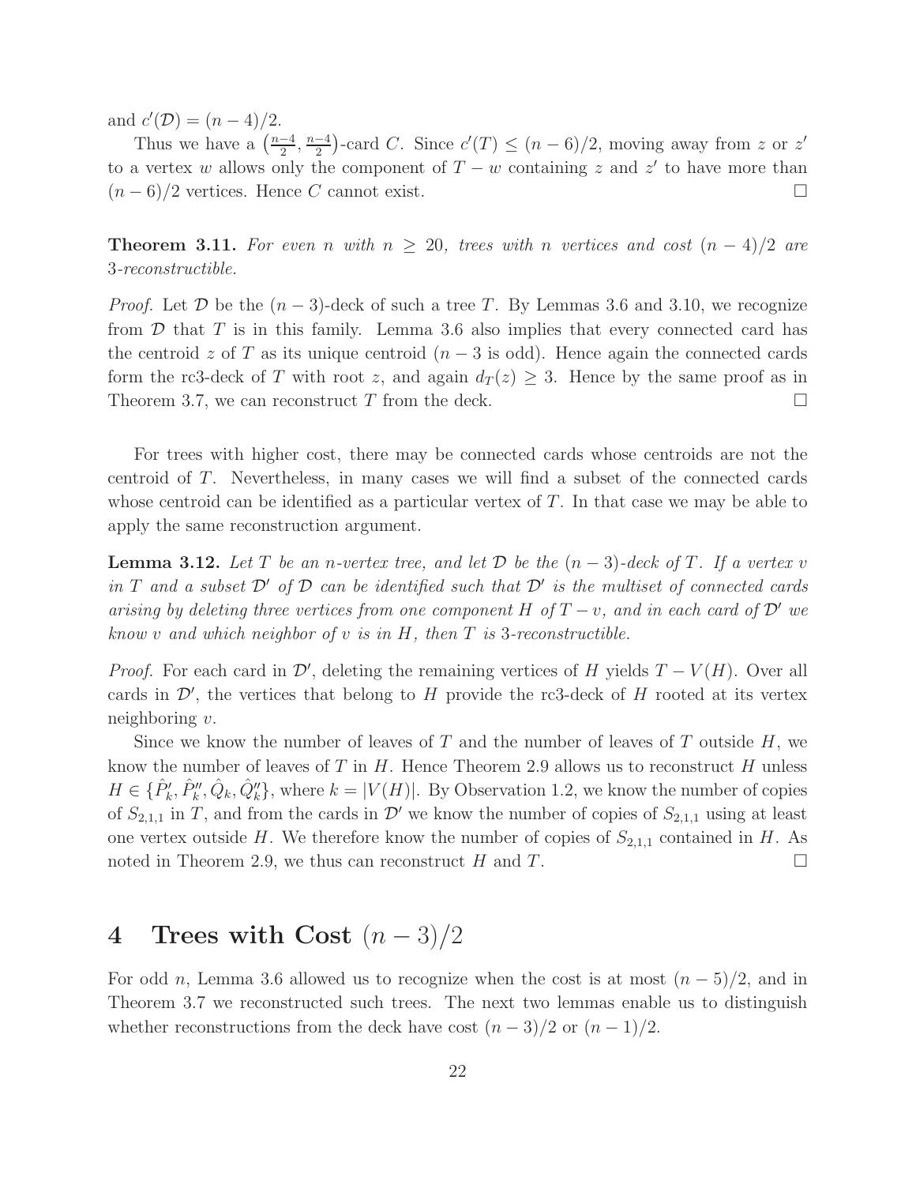and $c'(\mathcal{D}) = (n-4)/2$.

Thus we have a $\left(\frac{n-4}{2}, \frac{n-4}{2}\right)$-card $C$. Since $c'(T) \le (n-6)/2$, moving away from $z$ or $z'$ to a vertex $w$ allows only the component of $T - w$ containing $z$ and $z'$ to have more than $(n-6)/2$ vertices. Hence $C$ cannot exist. □

**Theorem 3.11.** *For even $n$ with $n \ge 20$, trees with $n$ vertices and cost $(n-4)/2$ are 3-reconstructible.*

*Proof.* Let $\mathcal{D}$ be the $(n-3)$-deck of such a tree $T$. By Lemmas 3.6 and 3.10, we recognize from $\mathcal{D}$ that $T$ is in this family. Lemma 3.6 also implies that every connected card has the centroid $z$ of $T$ as its unique centroid ($n-3$ is odd). Hence again the connected cards form the rc3-deck of $T$ with root $z$, and again $d_T(z) \ge 3$. Hence by the same proof as in Theorem 3.7, we can reconstruct $T$ from the deck. □

For trees with higher cost, there may be connected cards whose centroids are not the centroid of $T$. Nevertheless, in many cases we will find a subset of the connected cards whose centroid can be identified as a particular vertex of $T$. In that case we may be able to apply the same reconstruction argument.

**Lemma 3.12.** *Let $T$ be an $n$-vertex tree, and let $\mathcal{D}$ be the $(n-3)$-deck of $T$. If a vertex $v$ in $T$ and a subset $\mathcal{D}'$ of $\mathcal{D}$ can be identified such that $\mathcal{D}'$ is the multiset of connected cards arising by deleting three vertices from one component $H$ of $T - v$, and in each card of $\mathcal{D}'$ we know $v$ and which neighbor of $v$ is in $H$, then $T$ is 3-reconstructible.*

*Proof.* For each card in $\mathcal{D}'$, deleting the remaining vertices of $H$ yields $T - V(H)$. Over all cards in $\mathcal{D}'$, the vertices that belong to $H$ provide the rc3-deck of $H$ rooted at its vertex neighboring $v$.

Since we know the number of leaves of $T$ and the number of leaves of $T$ outside $H$, we know the number of leaves of $T$ in $H$. Hence Theorem 2.9 allows us to reconstruct $H$ unless $H \in \{\hat{P}'_k, \hat{P}''_k, \hat{Q}_k, \hat{Q}''_k\}$, where $k = |V(H)|$. By Observation 1.2, we know the number of copies of $S_{2,1,1}$ in $T$, and from the cards in $\mathcal{D}'$ we know the number of copies of $S_{2,1,1}$ using at least one vertex outside $H$. We therefore know the number of copies of $S_{2,1,1}$ contained in $H$. As noted in Theorem 2.9, we thus can reconstruct $H$ and $T$. □

# 4 Trees with Cost $(n-3)/2$

For odd $n$, Lemma 3.6 allowed us to recognize when the cost is at most $(n-5)/2$, and in Theorem 3.7 we reconstructed such trees. The next two lemmas enable us to distinguish whether reconstructions from the deck have cost $(n-3)/2$ or $(n-1)/2$.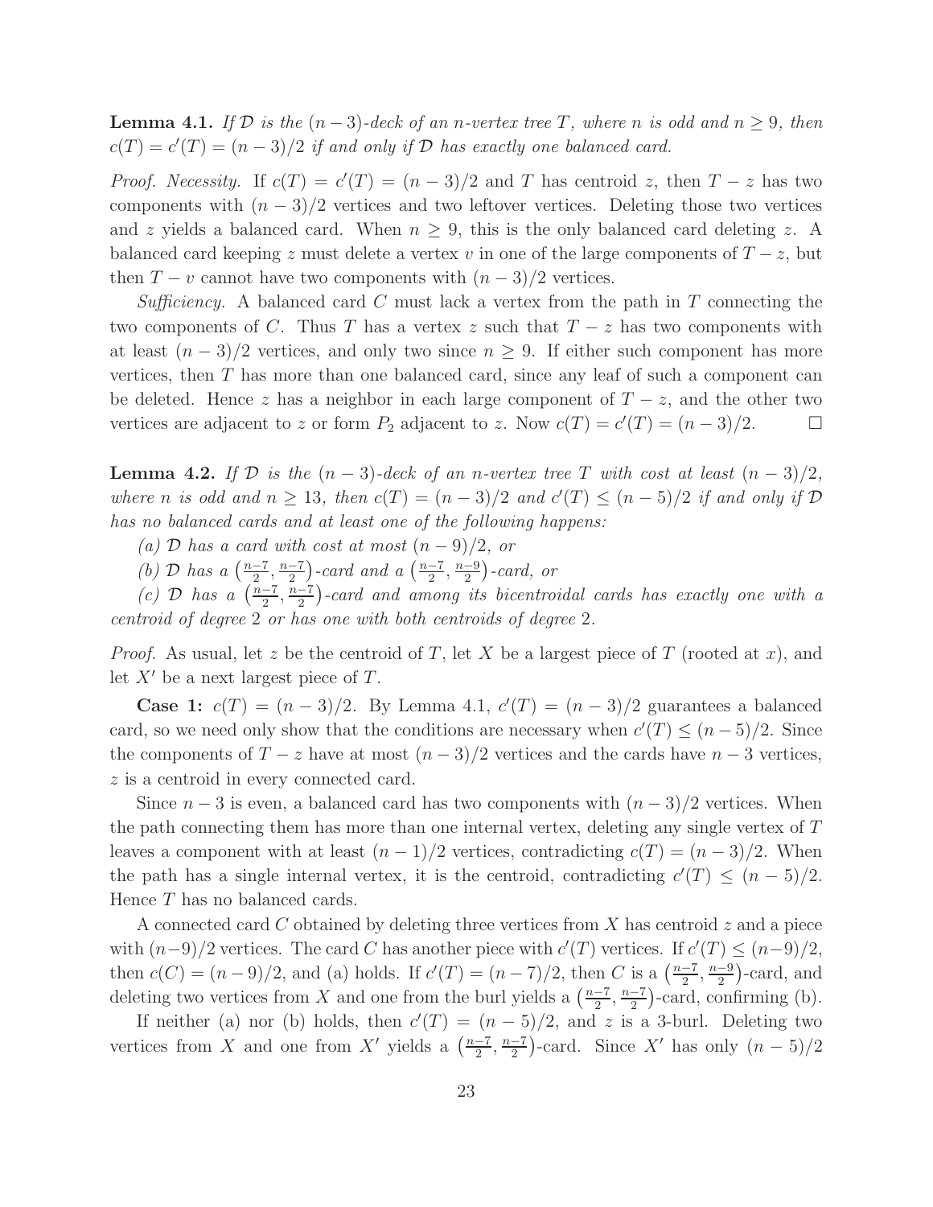**Lemma 4.1.** *If $\mathcal{D}$ is the $(n-3)$-deck of an $n$-vertex tree $T$, where $n$ is odd and $n \ge 9$, then $c(T) = c'(T) = (n-3)/2$ if and only if $\mathcal{D}$ has exactly one balanced card.*

*Proof. Necessity.* If $c(T) = c'(T) = (n-3)/2$ and $T$ has centroid $z$, then $T - z$ has two components with $(n-3)/2$ vertices and two leftover vertices. Deleting those two vertices and $z$ yields a balanced card. When $n \ge 9$, this is the only balanced card deleting $z$. A balanced card keeping $z$ must delete a vertex $v$ in one of the large components of $T - z$, but then $T - v$ cannot have two components with $(n-3)/2$ vertices.

*Sufficiency.* A balanced card $C$ must lack a vertex from the path in $T$ connecting the two components of $C$. Thus $T$ has a vertex $z$ such that $T - z$ has two components with at least $(n-3)/2$ vertices, and only two since $n \ge 9$. If either such component has more vertices, then $T$ has more than one balanced card, since any leaf of such a component can be deleted. Hence $z$ has a neighbor in each large component of $T - z$, and the other two vertices are adjacent to $z$ or form $P_2$ adjacent to $z$. Now $c(T) = c'(T) = (n-3)/2$. $\square$

**Lemma 4.2.** *If $\mathcal{D}$ is the $(n-3)$-deck of an $n$-vertex tree $T$ with cost at least $(n-3)/2$, where $n$ is odd and $n \ge 13$, then $c(T) = (n-3)/2$ and $c'(T) \le (n-5)/2$ if and only if $\mathcal{D}$ has no balanced cards and at least one of the following happens:*

*(a) $\mathcal{D}$ has a card with cost at most $(n-9)/2$, or*

*(b) $\mathcal{D}$ has a $\left(\frac{n-7}{2}, \frac{n-7}{2}\right)$-card and a $\left(\frac{n-7}{2}, \frac{n-9}{2}\right)$-card, or*

*(c) $\mathcal{D}$ has a $\left(\frac{n-7}{2}, \frac{n-7}{2}\right)$-card and among its bicentroidal cards has exactly one with a centroid of degree 2 or has one with both centroids of degree 2.*

*Proof.* As usual, let $z$ be the centroid of $T$, let $X$ be a largest piece of $T$ (rooted at $x$), and let $X'$ be a next largest piece of $T$.

**Case 1:** $c(T) = (n-3)/2$. By Lemma 4.1, $c'(T) = (n-3)/2$ guarantees a balanced card, so we need only show that the conditions are necessary when $c'(T) \le (n-5)/2$. Since the components of $T - z$ have at most $(n-3)/2$ vertices and the cards have $n-3$ vertices, $z$ is a centroid in every connected card.

Since $n-3$ is even, a balanced card has two components with $(n-3)/2$ vertices. When the path connecting them has more than one internal vertex, deleting any single vertex of $T$ leaves a component with at least $(n-1)/2$ vertices, contradicting $c(T) = (n-3)/2$. When the path has a single internal vertex, it is the centroid, contradicting $c'(T) \le (n-5)/2$. Hence $T$ has no balanced cards.

A connected card $C$ obtained by deleting three vertices from $X$ has centroid $z$ and a piece with $(n-9)/2$ vertices. The card $C$ has another piece with $c'(T)$ vertices. If $c'(T) \le (n-9)/2$, then $c(C) = (n-9)/2$, and (a) holds. If $c'(T) = (n-7)/2$, then $C$ is a $\left(\frac{n-7}{2}, \frac{n-9}{2}\right)$-card, and deleting two vertices from $X$ and one from the burl yields a $\left(\frac{n-7}{2}, \frac{n-7}{2}\right)$-card, confirming (b).

If neither (a) nor (b) holds, then $c'(T) = (n-5)/2$, and $z$ is a 3-burl. Deleting two vertices from $X$ and one from $X'$ yields a $\left(\frac{n-7}{2}, \frac{n-7}{2}\right)$-card. Since $X'$ has only $(n-5)/2$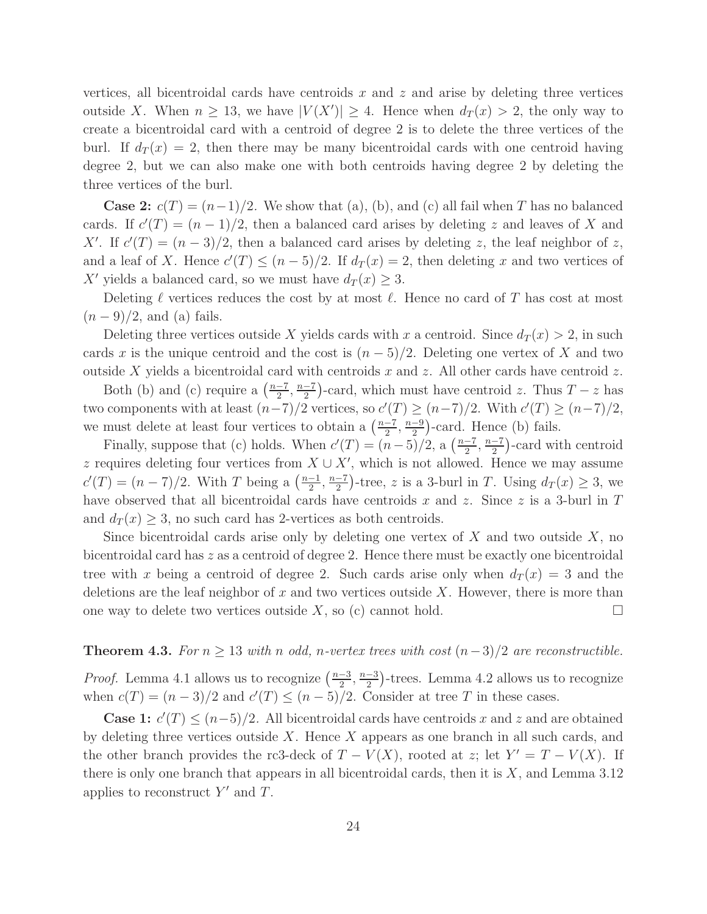vertices, all bicentroidal cards have centroids $x$ and $z$ and arise by deleting three vertices outside $X$. When $n \geq 13$, we have $|V(X')| \geq 4$. Hence when $d_T(x) > 2$, the only way to create a bicentroidal card with a centroid of degree 2 is to delete the three vertices of the burl. If $d_T(x) = 2$, then there may be many bicentroidal cards with one centroid having degree 2, but we can also make one with both centroids having degree 2 by deleting the three vertices of the burl.

**Case 2:** $c(T) = (n-1)/2$. We show that (a), (b), and (c) all fail when $T$ has no balanced cards. If $c'(T) = (n-1)/2$, then a balanced card arises by deleting $z$ and leaves of $X$ and $X'$. If $c'(T) = (n-3)/2$, then a balanced card arises by deleting $z$, the leaf neighbor of $z$, and a leaf of $X$. Hence $c'(T) \leq (n-5)/2$. If $d_T(x) = 2$, then deleting $x$ and two vertices of $X'$ yields a balanced card, so we must have $d_T(x) \geq 3$.

Deleting $\ell$ vertices reduces the cost by at most $\ell$. Hence no card of $T$ has cost at most $(n-9)/2$, and (a) fails.

Deleting three vertices outside $X$ yields cards with $x$ a centroid. Since $d_T(x) > 2$, in such cards $x$ is the unique centroid and the cost is $(n-5)/2$. Deleting one vertex of $X$ and two outside $X$ yields a bicentroidal card with centroids $x$ and $z$. All other cards have centroid $z$.

Both (b) and (c) require a $\left(\frac{n-7}{2}, \frac{n-7}{2}\right)$-card, which must have centroid $z$. Thus $T - z$ has two components with at least $(n-7)/2$ vertices, so $c'(T) \geq (n-7)/2$. With $c'(T) \geq (n-7)/2$, we must delete at least four vertices to obtain a $\left(\frac{n-7}{2}, \frac{n-9}{2}\right)$-card. Hence (b) fails.

Finally, suppose that (c) holds. When $c'(T) = (n-5)/2$, a $\left(\frac{n-7}{2}, \frac{n-7}{2}\right)$-card with centroid $z$ requires deleting four vertices from $X \cup X'$, which is not allowed. Hence we may assume $c'(T) = (n-7)/2$. With $T$ being a $\left(\frac{n-1}{2}, \frac{n-7}{2}\right)$-tree, $z$ is a 3-burl in $T$. Using $d_T(x) \geq 3$, we have observed that all bicentroidal cards have centroids $x$ and $z$. Since $z$ is a 3-burl in $T$ and $d_T(x) \geq 3$, no such card has 2-vertices as both centroids.

Since bicentroidal cards arise only by deleting one vertex of $X$ and two outside $X$, no bicentroidal card has $z$ as a centroid of degree 2. Hence there must be exactly one bicentroidal tree with $x$ being a centroid of degree 2. Such cards arise only when $d_T(x) = 3$ and the deletions are the leaf neighbor of $x$ and two vertices outside $X$. However, there is more than one way to delete two vertices outside $X$, so (c) cannot hold. □

**Theorem 4.3.** *For $n \geq 13$ with $n$ odd, $n$-vertex trees with cost $(n-3)/2$ are reconstructible.*

*Proof.* Lemma 4.1 allows us to recognize $\left(\frac{n-3}{2}, \frac{n-3}{2}\right)$-trees. Lemma 4.2 allows us to recognize when $c(T) = (n-3)/2$ and $c'(T) \leq (n-5)/2$. Consider at tree $T$ in these cases.

**Case 1:** $c'(T) \leq (n-5)/2$. All bicentroidal cards have centroids $x$ and $z$ and are obtained by deleting three vertices outside $X$. Hence $X$ appears as one branch in all such cards, and the other branch provides the rc3-deck of $T - V(X)$, rooted at $z$; let $Y' = T - V(X)$. If there is only one branch that appears in all bicentroidal cards, then it is $X$, and Lemma 3.12 applies to reconstruct $Y'$ and $T$.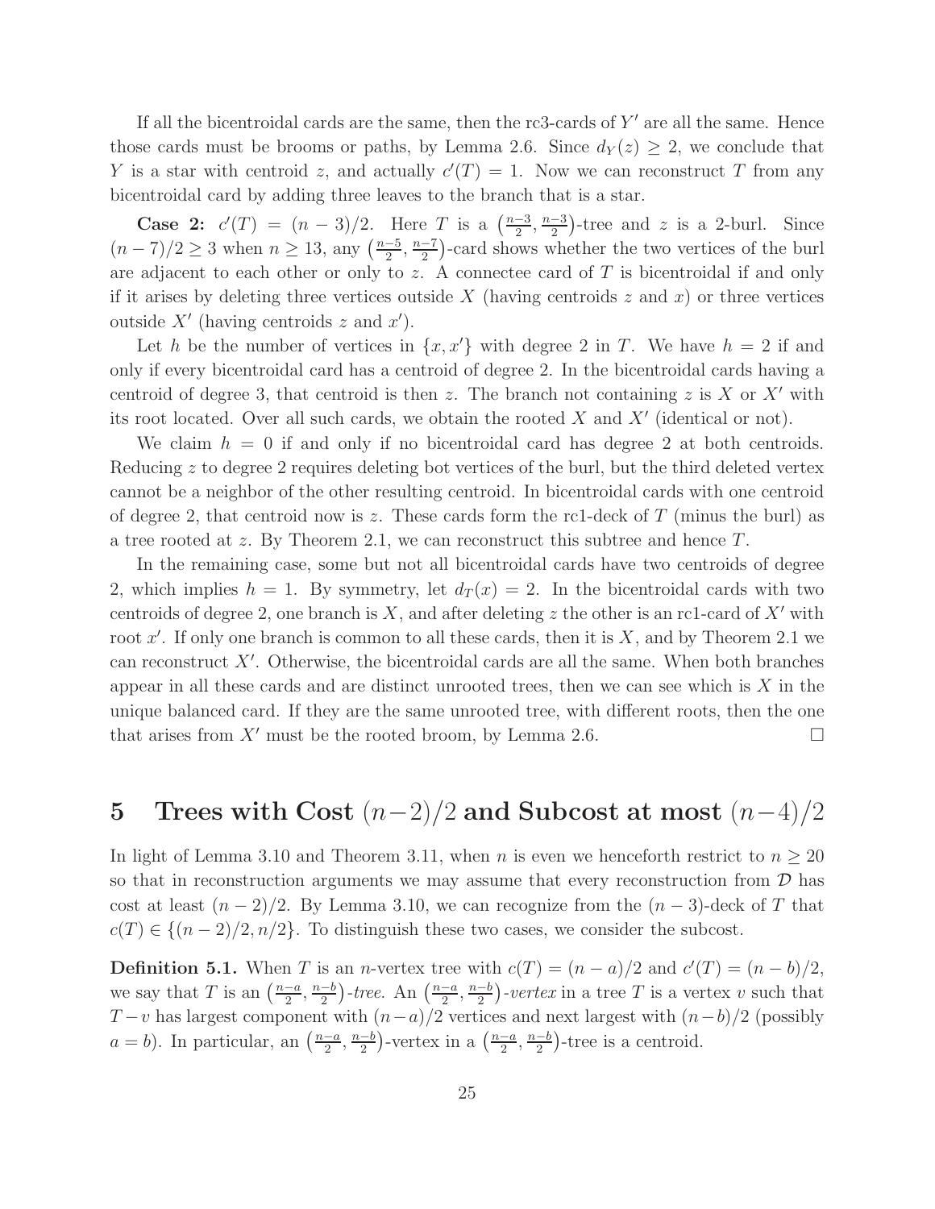If all the bicentroidal cards are the same, then the rc3-cards of $Y'$ are all the same. Hence those cards must be brooms or paths, by Lemma 2.6. Since $d_Y(z) \geq 2$, we conclude that $Y$ is a star with centroid $z$, and actually $c'(T) = 1$. Now we can reconstruct $T$ from any bicentroidal card by adding three leaves to the branch that is a star.

**Case 2:** $c'(T) = (n-3)/2$. Here $T$ is a $\left(\frac{n-3}{2}, \frac{n-3}{2}\right)$-tree and $z$ is a 2-burl. Since $(n-7)/2 \geq 3$ when $n \geq 13$, any $\left(\frac{n-5}{2}, \frac{n-7}{2}\right)$-card shows whether the two vertices of the burl are adjacent to each other or only to $z$. A connectee card of $T$ is bicentroidal if and only if it arises by deleting three vertices outside $X$ (having centroids $z$ and $x$) or three vertices outside $X'$ (having centroids $z$ and $x'$).

Let $h$ be the number of vertices in $\{x, x'\}$ with degree 2 in $T$. We have $h = 2$ if and only if every bicentroidal card has a centroid of degree 2. In the bicentroidal cards having a centroid of degree 3, that centroid is then $z$. The branch not containing $z$ is $X$ or $X'$ with its root located. Over all such cards, we obtain the rooted $X$ and $X'$ (identical or not).

We claim $h = 0$ if and only if no bicentroidal card has degree 2 at both centroids. Reducing $z$ to degree 2 requires deleting bot vertices of the burl, but the third deleted vertex cannot be a neighbor of the other resulting centroid. In bicentroidal cards with one centroid of degree 2, that centroid now is $z$. These cards form the rc1-deck of $T$ (minus the burl) as a tree rooted at $z$. By Theorem 2.1, we can reconstruct this subtree and hence $T$.

In the remaining case, some but not all bicentroidal cards have two centroids of degree 2, which implies $h = 1$. By symmetry, let $d_T(x) = 2$. In the bicentroidal cards with two centroids of degree 2, one branch is $X$, and after deleting $z$ the other is an rc1-card of $X'$ with root $x'$. If only one branch is common to all these cards, then it is $X$, and by Theorem 2.1 we can reconstruct $X'$. Otherwise, the bicentroidal cards are all the same. When both branches appear in all these cards and are distinct unrooted trees, then we can see which is $X$ in the unique balanced card. If they are the same unrooted tree, with different roots, then the one that arises from $X'$ must be the rooted broom, by Lemma 2.6. □

# 5 Trees with Cost $(n-2)/2$ and Subcost at most $(n-4)/2$

In light of Lemma 3.10 and Theorem 3.11, when $n$ is even we henceforth restrict to $n \geq 20$ so that in reconstruction arguments we may assume that every reconstruction from $\mathcal{D}$ has cost at least $(n-2)/2$. By Lemma 3.10, we can recognize from the $(n-3)$-deck of $T$ that $c(T) \in \{(n-2)/2, n/2\}$. To distinguish these two cases, we consider the subcost.

**Definition 5.1.** When $T$ is an $n$-vertex tree with $c(T) = (n-a)/2$ and $c'(T) = (n-b)/2$, we say that $T$ is an $\left(\frac{n-a}{2}, \frac{n-b}{2}\right)$*-tree*. An $\left(\frac{n-a}{2}, \frac{n-b}{2}\right)$*-vertex* in a tree $T$ is a vertex $v$ such that $T - v$ has largest component with $(n-a)/2$ vertices and next largest with $(n-b)/2$ (possibly $a = b$). In particular, an $\left(\frac{n-a}{2}, \frac{n-b}{2}\right)$-vertex in a $\left(\frac{n-a}{2}, \frac{n-b}{2}\right)$-tree is a centroid.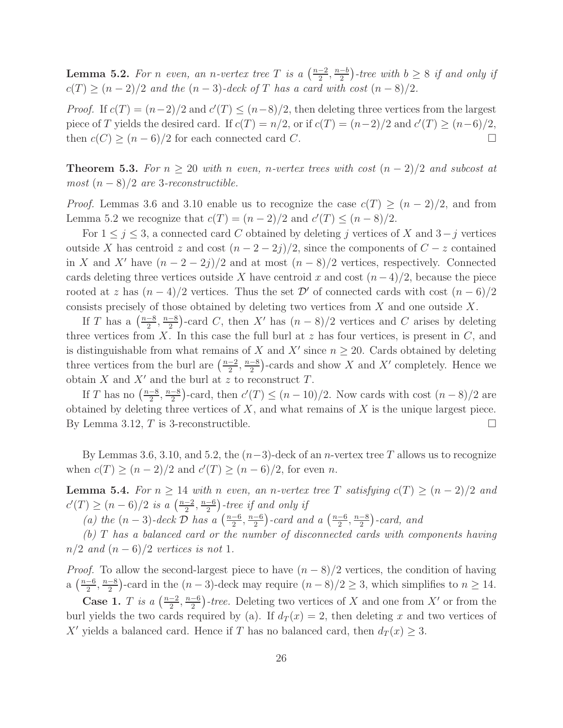**Lemma 5.2.** *For $n$ even, an $n$-vertex tree $T$ is a $\left(\frac{n-2}{2}, \frac{n-b}{2}\right)$-tree with $b \geq 8$ if and only if $c(T) \geq (n-2)/2$ and the $(n-3)$-deck of $T$ has a card with cost $(n-8)/2$.*

*Proof.* If $c(T) = (n-2)/2$ and $c'(T) \leq (n-8)/2$, then deleting three vertices from the largest piece of $T$ yields the desired card. If $c(T) = n/2$, or if $c(T) = (n-2)/2$ and $c'(T) \geq (n-6)/2$, then $c(C) \geq (n-6)/2$ for each connected card $C$. $\square$

**Theorem 5.3.** *For $n \geq 20$ with $n$ even, $n$-vertex trees with cost $(n-2)/2$ and subcost at most $(n-8)/2$ are 3-reconstructible.*

*Proof.* Lemmas 3.6 and 3.10 enable us to recognize the case $c(T) \geq (n-2)/2$, and from Lemma 5.2 we recognize that $c(T) = (n-2)/2$ and $c'(T) \leq (n-8)/2$.

For $1 \leq j \leq 3$, a connected card $C$ obtained by deleting $j$ vertices of $X$ and $3-j$ vertices outside $X$ has centroid $z$ and cost $(n-2-2j)/2$, since the components of $C - z$ contained in $X$ and $X'$ have $(n-2-2j)/2$ and at most $(n-8)/2$ vertices, respectively. Connected cards deleting three vertices outside $X$ have centroid $x$ and cost $(n-4)/2$, because the piece rooted at $z$ has $(n-4)/2$ vertices. Thus the set $\mathcal{D}'$ of connected cards with cost $(n-6)/2$ consists precisely of those obtained by deleting two vertices from $X$ and one outside $X$.

If $T$ has a $\left(\frac{n-8}{2}, \frac{n-8}{2}\right)$-card $C$, then $X'$ has $(n-8)/2$ vertices and $C$ arises by deleting three vertices from $X$. In this case the full burl at $z$ has four vertices, is present in $C$, and is distinguishable from what remains of $X$ and $X'$ since $n \geq 20$. Cards obtained by deleting three vertices from the burl are $\left(\frac{n-2}{2}, \frac{n-8}{2}\right)$-cards and show $X$ and $X'$ completely. Hence we obtain $X$ and $X'$ and the burl at $z$ to reconstruct $T$.

If $T$ has no $\left(\frac{n-8}{2}, \frac{n-8}{2}\right)$-card, then $c'(T) \leq (n-10)/2$. Now cards with cost $(n-8)/2$ are obtained by deleting three vertices of $X$, and what remains of $X$ is the unique largest piece. By Lemma 3.12, $T$ is 3-reconstructible. $\square$

By Lemmas 3.6, 3.10, and 5.2, the $(n-3)$-deck of an $n$-vertex tree $T$ allows us to recognize when $c(T) \geq (n-2)/2$ and $c'(T) \geq (n-6)/2$, for even $n$.

**Lemma 5.4.** *For $n \geq 14$ with $n$ even, an $n$-vertex tree $T$ satisfying $c(T) \geq (n-2)/2$ and $c'(T) \geq (n-6)/2$ is a $\left(\frac{n-2}{2}, \frac{n-6}{2}\right)$-tree if and only if*

*(a) the $(n-3)$-deck $\mathcal{D}$ has a $\left(\frac{n-6}{2}, \frac{n-6}{2}\right)$-card and a $\left(\frac{n-6}{2}, \frac{n-8}{2}\right)$-card, and*

*(b) $T$ has a balanced card or the number of disconnected cards with components having $n/2$ and $(n-6)/2$ vertices is not 1.*

*Proof.* To allow the second-largest piece to have $(n-8)/2$ vertices, the condition of having a $\left(\frac{n-6}{2}, \frac{n-8}{2}\right)$-card in the $(n-3)$-deck may require $(n-8)/2 \geq 3$, which simplifies to $n \geq 14$.

**Case 1.** *$T$ is a $\left(\frac{n-2}{2}, \frac{n-6}{2}\right)$-tree.* Deleting two vertices of $X$ and one from $X'$ or from the burl yields the two cards required by (a). If $d_T(x) = 2$, then deleting $x$ and two vertices of $X'$ yields a balanced card. Hence if $T$ has no balanced card, then $d_T(x) \geq 3$.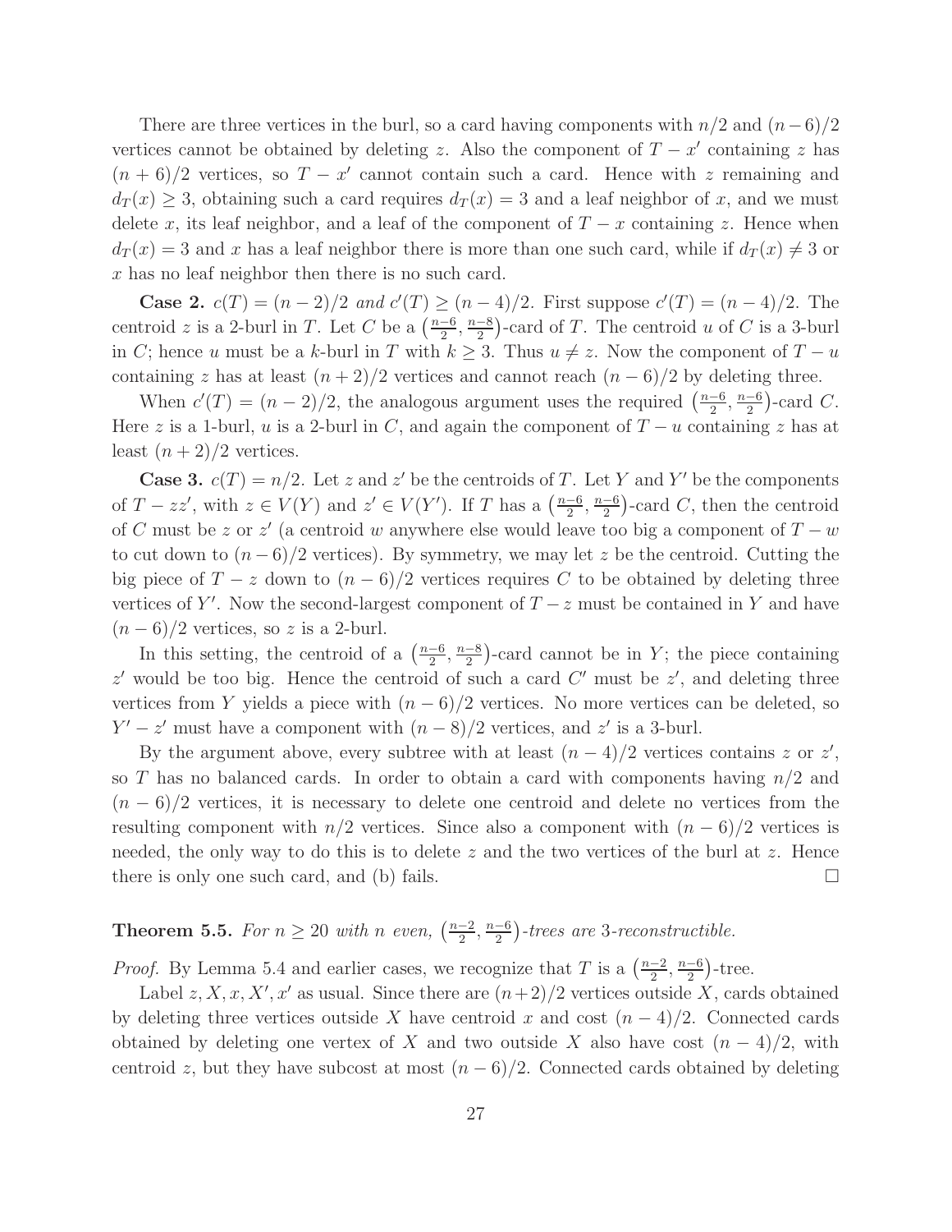There are three vertices in the burl, so a card having components with $n/2$ and $(n-6)/2$ vertices cannot be obtained by deleting $z$. Also the component of $T-x'$ containing $z$ has $(n+6)/2$ vertices, so $T-x'$ cannot contain such a card. Hence with $z$ remaining and $d_T(x) \geq 3$, obtaining such a card requires $d_T(x) = 3$ and a leaf neighbor of $x$, and we must delete $x$, its leaf neighbor, and a leaf of the component of $T-x$ containing $z$. Hence when $d_T(x) = 3$ and $x$ has a leaf neighbor there is more than one such card, while if $d_T(x) \neq 3$ or $x$ has no leaf neighbor then there is no such card.

**Case 2.** *$c(T) = (n-2)/2$ and $c'(T) \geq (n-4)/2$.* First suppose $c'(T) = (n-4)/2$. The centroid $z$ is a 2-burl in $T$. Let $C$ be a $\left(\frac{n-6}{2}, \frac{n-8}{2}\right)$-card of $T$. The centroid $u$ of $C$ is a 3-burl in $C$; hence $u$ must be a $k$-burl in $T$ with $k \geq 3$. Thus $u \neq z$. Now the component of $T-u$ containing $z$ has at least $(n+2)/2$ vertices and cannot reach $(n-6)/2$ by deleting three.

When $c'(T) = (n-2)/2$, the analogous argument uses the required $\left(\frac{n-6}{2}, \frac{n-6}{2}\right)$-card $C$. Here $z$ is a 1-burl, $u$ is a 2-burl in $C$, and again the component of $T-u$ containing $z$ has at least $(n+2)/2$ vertices.

**Case 3.** *$c(T) = n/2$.* Let $z$ and $z'$ be the centroids of $T$. Let $Y$ and $Y'$ be the components of $T - zz'$, with $z \in V(Y)$ and $z' \in V(Y')$. If $T$ has a $\left(\frac{n-6}{2}, \frac{n-6}{2}\right)$-card $C$, then the centroid of $C$ must be $z$ or $z'$ (a centroid $w$ anywhere else would leave too big a component of $T-w$ to cut down to $(n-6)/2$ vertices). By symmetry, we may let $z$ be the centroid. Cutting the big piece of $T-z$ down to $(n-6)/2$ vertices requires $C$ to be obtained by deleting three vertices of $Y'$. Now the second-largest component of $T-z$ must be contained in $Y$ and have $(n-6)/2$ vertices, so $z$ is a 2-burl.

In this setting, the centroid of a $\left(\frac{n-6}{2}, \frac{n-8}{2}\right)$-card cannot be in $Y$; the piece containing $z'$ would be too big. Hence the centroid of such a card $C'$ must be $z'$, and deleting three vertices from $Y$ yields a piece with $(n-6)/2$ vertices. No more vertices can be deleted, so $Y' - z'$ must have a component with $(n-8)/2$ vertices, and $z'$ is a 3-burl.

By the argument above, every subtree with at least $(n-4)/2$ vertices contains $z$ or $z'$, so $T$ has no balanced cards. In order to obtain a card with components having $n/2$ and $(n-6)/2$ vertices, it is necessary to delete one centroid and delete no vertices from the resulting component with $n/2$ vertices. Since also a component with $(n-6)/2$ vertices is needed, the only way to do this is to delete $z$ and the two vertices of the burl at $z$. Hence there is only one such card, and (b) fails. $\square$

**Theorem 5.5.** *For $n \geq 20$ with $n$ even, $\left(\frac{n-2}{2}, \frac{n-6}{2}\right)$-trees are 3-reconstructible.*

*Proof.* By Lemma 5.4 and earlier cases, we recognize that $T$ is a $\left(\frac{n-2}{2}, \frac{n-6}{2}\right)$-tree.

Label $z, X, x, X', x'$ as usual. Since there are $(n+2)/2$ vertices outside $X$, cards obtained by deleting three vertices outside $X$ have centroid $x$ and cost $(n-4)/2$. Connected cards obtained by deleting one vertex of $X$ and two outside $X$ also have cost $(n-4)/2$, with centroid $z$, but they have subcost at most $(n-6)/2$. Connected cards obtained by deleting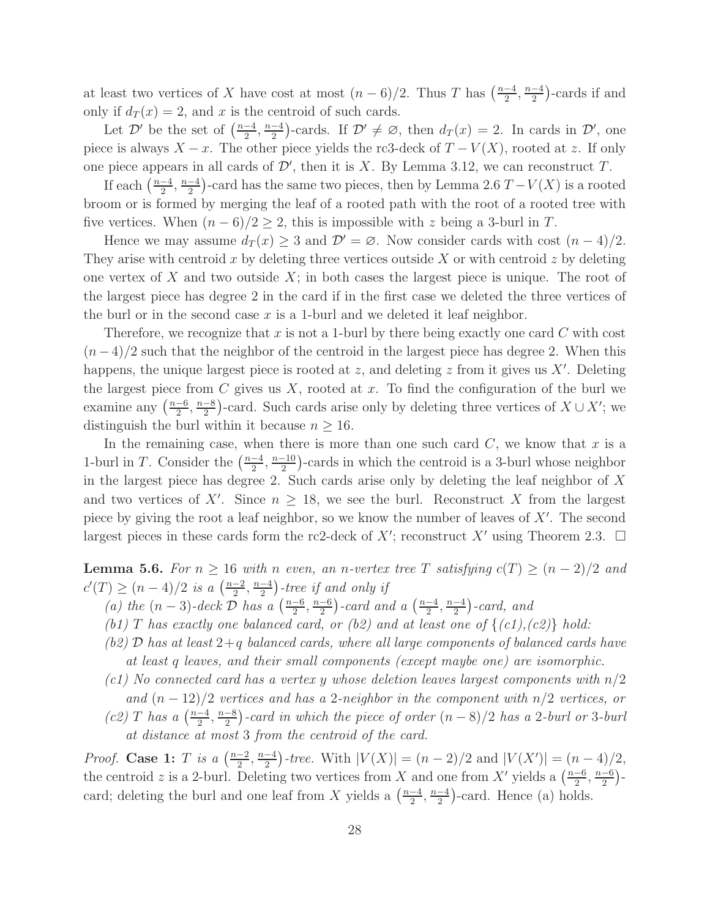at least two vertices of $X$ have cost at most $(n-6)/2$. Thus $T$ has $\left(\frac{n-4}{2}, \frac{n-4}{2}\right)$-cards if and only if $d_T(x) = 2$, and $x$ is the centroid of such cards.

Let $\mathcal{D}'$ be the set of $\left(\frac{n-4}{2}, \frac{n-4}{2}\right)$-cards. If $\mathcal{D}' \neq \varnothing$, then $d_T(x) = 2$. In cards in $\mathcal{D}'$, one piece is always $X - x$. The other piece yields the rc3-deck of $T - V(X)$, rooted at $z$. If only one piece appears in all cards of $\mathcal{D}'$, then it is $X$. By Lemma 3.12, we can reconstruct $T$.

If each $\left(\frac{n-4}{2}, \frac{n-4}{2}\right)$-card has the same two pieces, then by Lemma 2.6 $T - V(X)$ is a rooted broom or is formed by merging the leaf of a rooted path with the root of a rooted tree with five vertices. When $(n-6)/2 \geq 2$, this is impossible with $z$ being a 3-burl in $T$.

Hence we may assume $d_T(x) \geq 3$ and $\mathcal{D}' = \varnothing$. Now consider cards with cost $(n-4)/2$. They arise with centroid $x$ by deleting three vertices outside $X$ or with centroid $z$ by deleting one vertex of $X$ and two outside $X$; in both cases the largest piece is unique. The root of the largest piece has degree 2 in the card if in the first case we deleted the three vertices of the burl or in the second case $x$ is a 1-burl and we deleted it leaf neighbor.

Therefore, we recognize that $x$ is not a 1-burl by there being exactly one card $C$ with cost $(n-4)/2$ such that the neighbor of the centroid in the largest piece has degree 2. When this happens, the unique largest piece is rooted at $z$, and deleting $z$ from it gives us $X'$. Deleting the largest piece from $C$ gives us $X$, rooted at $x$. To find the configuration of the burl we examine any $\left(\frac{n-6}{2}, \frac{n-8}{2}\right)$-card. Such cards arise only by deleting three vertices of $X \cup X'$; we distinguish the burl within it because $n \geq 16$.

In the remaining case, when there is more than one such card $C$, we know that $x$ is a 1-burl in $T$. Consider the $\left(\frac{n-4}{2}, \frac{n-10}{2}\right)$-cards in which the centroid is a 3-burl whose neighbor in the largest piece has degree 2. Such cards arise only by deleting the leaf neighbor of $X$ and two vertices of $X'$. Since $n \geq 18$, we see the burl. Reconstruct $X$ from the largest piece by giving the root a leaf neighbor, so we know the number of leaves of $X'$. The second largest pieces in these cards form the rc2-deck of $X'$; reconstruct $X'$ using Theorem 2.3. $\square$

**Lemma 5.6.** *For $n \geq 16$ with $n$ even, an $n$-vertex tree $T$ satisfying $c(T) \geq (n-2)/2$ and $c'(T) \geq (n-4)/2$ is a $\left(\frac{n-2}{2}, \frac{n-4}{2}\right)$-tree if and only if*

*(a) the $(n-3)$-deck $\mathcal{D}$ has a $\left(\frac{n-6}{2}, \frac{n-6}{2}\right)$-card and a $\left(\frac{n-4}{2}, \frac{n-4}{2}\right)$-card, and*

*(b1) $T$ has exactly one balanced card, or (b2) and at least one of $\{$(c1),(c2)$\}$ hold:*

*(b2) $\mathcal{D}$ has at least $2+q$ balanced cards, where all large components of balanced cards have at least $q$ leaves, and their small components (except maybe one) are isomorphic.*

*(c1) No connected card has a vertex $y$ whose deletion leaves largest components with $n/2$ and $(n-12)/2$ vertices and has a 2-neighbor in the component with $n/2$ vertices, or*

*(c2) $T$ has a $\left(\frac{n-4}{2}, \frac{n-8}{2}\right)$-card in which the piece of order $(n-8)/2$ has a 2-burl or 3-burl at distance at most 3 from the centroid of the card.*

*Proof.* **Case 1:** *$T$ is a $\left(\frac{n-2}{2}, \frac{n-4}{2}\right)$-tree.* With $|V(X)| = (n-2)/2$ and $|V(X')| = (n-4)/2$, the centroid $z$ is a 2-burl. Deleting two vertices from $X$ and one from $X'$ yields a $\left(\frac{n-6}{2}, \frac{n-6}{2}\right)$-card; deleting the burl and one leaf from $X$ yields a $\left(\frac{n-4}{2}, \frac{n-4}{2}\right)$-card. Hence (a) holds.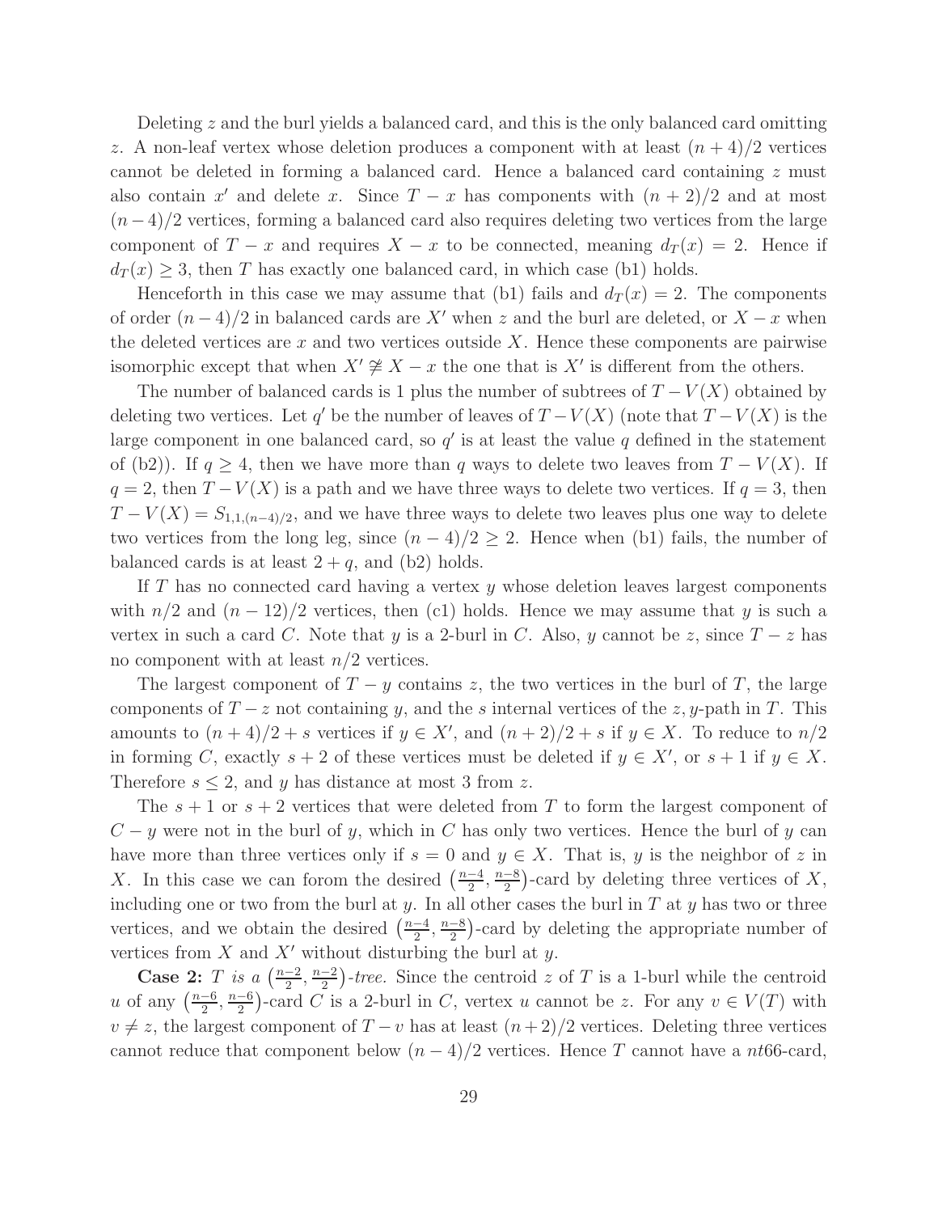Deleting $z$ and the burl yields a balanced card, and this is the only balanced card omitting $z$. A non-leaf vertex whose deletion produces a component with at least $(n+4)/2$ vertices cannot be deleted in forming a balanced card. Hence a balanced card containing $z$ must also contain $x'$ and delete $x$. Since $T-x$ has components with $(n+2)/2$ and at most $(n-4)/2$ vertices, forming a balanced card also requires deleting two vertices from the large component of $T-x$ and requires $X-x$ to be connected, meaning $d_T(x)=2$. Hence if $d_T(x)\ge 3$, then $T$ has exactly one balanced card, in which case (b1) holds.

Henceforth in this case we may assume that (b1) fails and $d_T(x)=2$. The components of order $(n-4)/2$ in balanced cards are $X'$ when $z$ and the burl are deleted, or $X-x$ when the deleted vertices are $x$ and two vertices outside $X$. Hence these components are pairwise isomorphic except that when $X'\not\cong X-x$ the one that is $X'$ is different from the others.

The number of balanced cards is 1 plus the number of subtrees of $T-V(X)$ obtained by deleting two vertices. Let $q'$ be the number of leaves of $T-V(X)$ (note that $T-V(X)$ is the large component in one balanced card, so $q'$ is at least the value $q$ defined in the statement of (b2)). If $q\ge 4$, then we have more than $q$ ways to delete two leaves from $T-V(X)$. If $q=2$, then $T-V(X)$ is a path and we have three ways to delete two vertices. If $q=3$, then $T-V(X)=S_{1,1,(n-4)/2}$, and we have three ways to delete two leaves plus one way to delete two vertices from the long leg, since $(n-4)/2\ge 2$. Hence when (b1) fails, the number of balanced cards is at least $2+q$, and (b2) holds.

If $T$ has no connected card having a vertex $y$ whose deletion leaves largest components with $n/2$ and $(n-12)/2$ vertices, then (c1) holds. Hence we may assume that $y$ is such a vertex in such a card $C$. Note that $y$ is a 2-burl in $C$. Also, $y$ cannot be $z$, since $T-z$ has no component with at least $n/2$ vertices.

The largest component of $T-y$ contains $z$, the two vertices in the burl of $T$, the large components of $T-z$ not containing $y$, and the $s$ internal vertices of the $z,y$-path in $T$. This amounts to $(n+4)/2+s$ vertices if $y\in X'$, and $(n+2)/2+s$ if $y\in X$. To reduce to $n/2$ in forming $C$, exactly $s+2$ of these vertices must be deleted if $y\in X'$, or $s+1$ if $y\in X$. Therefore $s\le 2$, and $y$ has distance at most 3 from $z$.

The $s+1$ or $s+2$ vertices that were deleted from $T$ to form the largest component of $C-y$ were not in the burl of $y$, which in $C$ has only two vertices. Hence the burl of $y$ can have more than three vertices only if $s=0$ and $y\in X$. That is, $y$ is the neighbor of $z$ in $X$. In this case we can forom the desired $\left(\frac{n-4}{2},\frac{n-8}{2}\right)$-card by deleting three vertices of $X$, including one or two from the burl at $y$. In all other cases the burl in $T$ at $y$ has two or three vertices, and we obtain the desired $\left(\frac{n-4}{2},\frac{n-8}{2}\right)$-card by deleting the appropriate number of vertices from $X$ and $X'$ without disturbing the burl at $y$.

**Case 2:** *$T$ is a $\left(\frac{n-2}{2},\frac{n-2}{2}\right)$-tree.* Since the centroid $z$ of $T$ is a 1-burl while the centroid $u$ of any $\left(\frac{n-6}{2},\frac{n-6}{2}\right)$-card $C$ is a 2-burl in $C$, vertex $u$ cannot be $z$. For any $v\in V(T)$ with $v\ne z$, the largest component of $T-v$ has at least $(n+2)/2$ vertices. Deleting three vertices cannot reduce that component below $(n-4)/2$ vertices. Hence $T$ cannot have a $nt66$-card,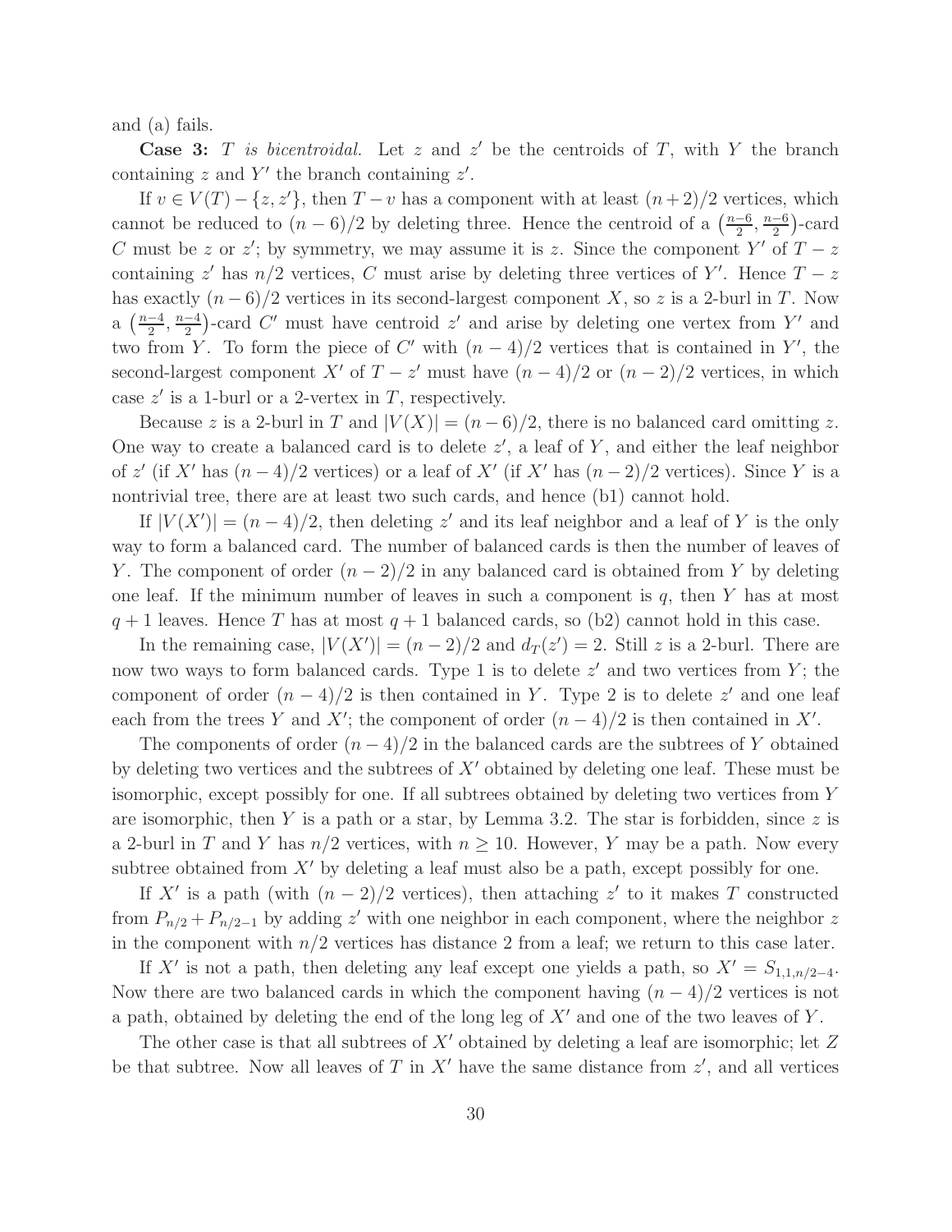and (a) fails.

**Case 3:** *$T$ is bicentroidal.* Let $z$ and $z'$ be the centroids of $T$, with $Y$ the branch containing $z$ and $Y'$ the branch containing $z'$.

If $v \in V(T) - \{z, z'\}$, then $T - v$ has a component with at least $(n+2)/2$ vertices, which cannot be reduced to $(n-6)/2$ by deleting three. Hence the centroid of a $\left(\frac{n-6}{2}, \frac{n-6}{2}\right)$-card $C$ must be $z$ or $z'$; by symmetry, we may assume it is $z$. Since the component $Y'$ of $T - z$ containing $z'$ has $n/2$ vertices, $C$ must arise by deleting three vertices of $Y'$. Hence $T - z$ has exactly $(n-6)/2$ vertices in its second-largest component $X$, so $z$ is a 2-burl in $T$. Now a $\left(\frac{n-4}{2}, \frac{n-4}{2}\right)$-card $C'$ must have centroid $z'$ and arise by deleting one vertex from $Y'$ and two from $Y$. To form the piece of $C'$ with $(n-4)/2$ vertices that is contained in $Y'$, the second-largest component $X'$ of $T - z'$ must have $(n-4)/2$ or $(n-2)/2$ vertices, in which case $z'$ is a 1-burl or a 2-vertex in $T$, respectively.

Because $z$ is a 2-burl in $T$ and $|V(X)| = (n-6)/2$, there is no balanced card omitting $z$. One way to create a balanced card is to delete $z'$, a leaf of $Y$, and either the leaf neighbor of $z'$ (if $X'$ has $(n-4)/2$ vertices) or a leaf of $X'$ (if $X'$ has $(n-2)/2$ vertices). Since $Y$ is a nontrivial tree, there are at least two such cards, and hence (b1) cannot hold.

If $|V(X')| = (n-4)/2$, then deleting $z'$ and its leaf neighbor and a leaf of $Y$ is the only way to form a balanced card. The number of balanced cards is then the number of leaves of $Y$. The component of order $(n-2)/2$ in any balanced card is obtained from $Y$ by deleting one leaf. If the minimum number of leaves in such a component is $q$, then $Y$ has at most $q+1$ leaves. Hence $T$ has at most $q+1$ balanced cards, so (b2) cannot hold in this case.

In the remaining case, $|V(X')| = (n-2)/2$ and $d_T(z') = 2$. Still $z$ is a 2-burl. There are now two ways to form balanced cards. Type 1 is to delete $z'$ and two vertices from $Y$; the component of order $(n-4)/2$ is then contained in $Y$. Type 2 is to delete $z'$ and one leaf each from the trees $Y$ and $X'$; the component of order $(n-4)/2$ is then contained in $X'$.

The components of order $(n-4)/2$ in the balanced cards are the subtrees of $Y$ obtained by deleting two vertices and the subtrees of $X'$ obtained by deleting one leaf. These must be isomorphic, except possibly for one. If all subtrees obtained by deleting two vertices from $Y$ are isomorphic, then $Y$ is a path or a star, by Lemma 3.2. The star is forbidden, since $z$ is a 2-burl in $T$ and $Y$ has $n/2$ vertices, with $n \geq 10$. However, $Y$ may be a path. Now every subtree obtained from $X'$ by deleting a leaf must also be a path, except possibly for one.

If $X'$ is a path (with $(n-2)/2$ vertices), then attaching $z'$ to it makes $T$ constructed from $P_{n/2} + P_{n/2-1}$ by adding $z'$ with one neighbor in each component, where the neighbor $z$ in the component with $n/2$ vertices has distance 2 from a leaf; we return to this case later.

If $X'$ is not a path, then deleting any leaf except one yields a path, so $X' = S_{1,1,n/2-4}$. Now there are two balanced cards in which the component having $(n-4)/2$ vertices is not a path, obtained by deleting the end of the long leg of $X'$ and one of the two leaves of $Y$.

The other case is that all subtrees of $X'$ obtained by deleting a leaf are isomorphic; let $Z$ be that subtree. Now all leaves of $T$ in $X'$ have the same distance from $z'$, and all vertices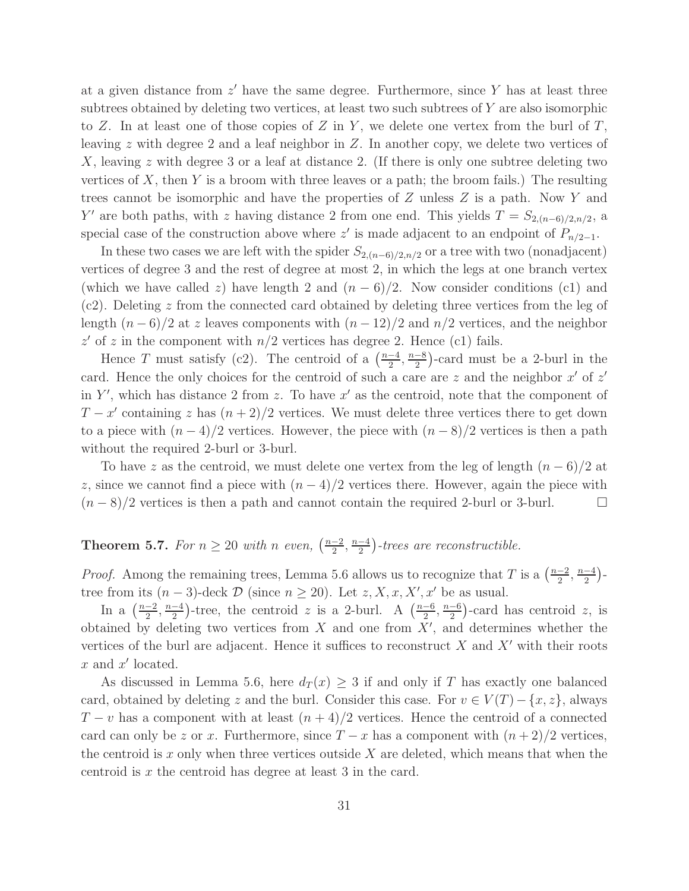at a given distance from $z'$ have the same degree. Furthermore, since $Y$ has at least three subtrees obtained by deleting two vertices, at least two such subtrees of $Y$ are also isomorphic to $Z$. In at least one of those copies of $Z$ in $Y$, we delete one vertex from the burl of $T$, leaving $z$ with degree 2 and a leaf neighbor in $Z$. In another copy, we delete two vertices of $X$, leaving $z$ with degree 3 or a leaf at distance 2. (If there is only one subtree deleting two vertices of $X$, then $Y$ is a broom with three leaves or a path; the broom fails.) The resulting trees cannot be isomorphic and have the properties of $Z$ unless $Z$ is a path. Now $Y$ and $Y'$ are both paths, with $z$ having distance 2 from one end. This yields $T = S_{2,(n-6)/2,n/2}$, a special case of the construction above where $z'$ is made adjacent to an endpoint of $P_{n/2-1}$.

In these two cases we are left with the spider $S_{2,(n-6)/2,n/2}$ or a tree with two (nonadjacent) vertices of degree 3 and the rest of degree at most 2, in which the legs at one branch vertex (which we have called $z$) have length 2 and $(n-6)/2$. Now consider conditions (c1) and (c2). Deleting $z$ from the connected card obtained by deleting three vertices from the leg of length $(n-6)/2$ at $z$ leaves components with $(n-12)/2$ and $n/2$ vertices, and the neighbor $z'$ of $z$ in the component with $n/2$ vertices has degree 2. Hence (c1) fails.

Hence $T$ must satisfy (c2). The centroid of a $\left(\frac{n-4}{2}, \frac{n-8}{2}\right)$-card must be a 2-burl in the card. Hence the only choices for the centroid of such a care are $z$ and the neighbor $x'$ of $z'$ in $Y'$, which has distance 2 from $z$. To have $x'$ as the centroid, note that the component of $T - x'$ containing $z$ has $(n+2)/2$ vertices. We must delete three vertices there to get down to a piece with $(n-4)/2$ vertices. However, the piece with $(n-8)/2$ vertices is then a path without the required 2-burl or 3-burl.

To have $z$ as the centroid, we must delete one vertex from the leg of length $(n-6)/2$ at $z$, since we cannot find a piece with $(n-4)/2$ vertices there. However, again the piece with $(n-8)/2$ vertices is then a path and cannot contain the required 2-burl or 3-burl. $\square$

**Theorem 5.7.** *For $n \geq 20$ with $n$ even, $\left(\frac{n-2}{2}, \frac{n-4}{2}\right)$-trees are reconstructible.*

*Proof.* Among the remaining trees, Lemma 5.6 allows us to recognize that $T$ is a $\left(\frac{n-2}{2}, \frac{n-4}{2}\right)$-tree from its $(n-3)$-deck $\mathcal{D}$ (since $n \geq 20$). Let $z, X, x, X', x'$ be as usual.

In a $\left(\frac{n-2}{2}, \frac{n-4}{2}\right)$-tree, the centroid $z$ is a 2-burl. A $\left(\frac{n-6}{2}, \frac{n-6}{2}\right)$-card has centroid $z$, is obtained by deleting two vertices from $X$ and one from $X'$, and determines whether the vertices of the burl are adjacent. Hence it suffices to reconstruct $X$ and $X'$ with their roots $x$ and $x'$ located.

As discussed in Lemma 5.6, here $d_T(x) \geq 3$ if and only if $T$ has exactly one balanced card, obtained by deleting $z$ and the burl. Consider this case. For $v \in V(T) - \{x, z\}$, always $T - v$ has a component with at least $(n+4)/2$ vertices. Hence the centroid of a connected card can only be $z$ or $x$. Furthermore, since $T - x$ has a component with $(n+2)/2$ vertices, the centroid is $x$ only when three vertices outside $X$ are deleted, which means that when the centroid is $x$ the centroid has degree at least 3 in the card.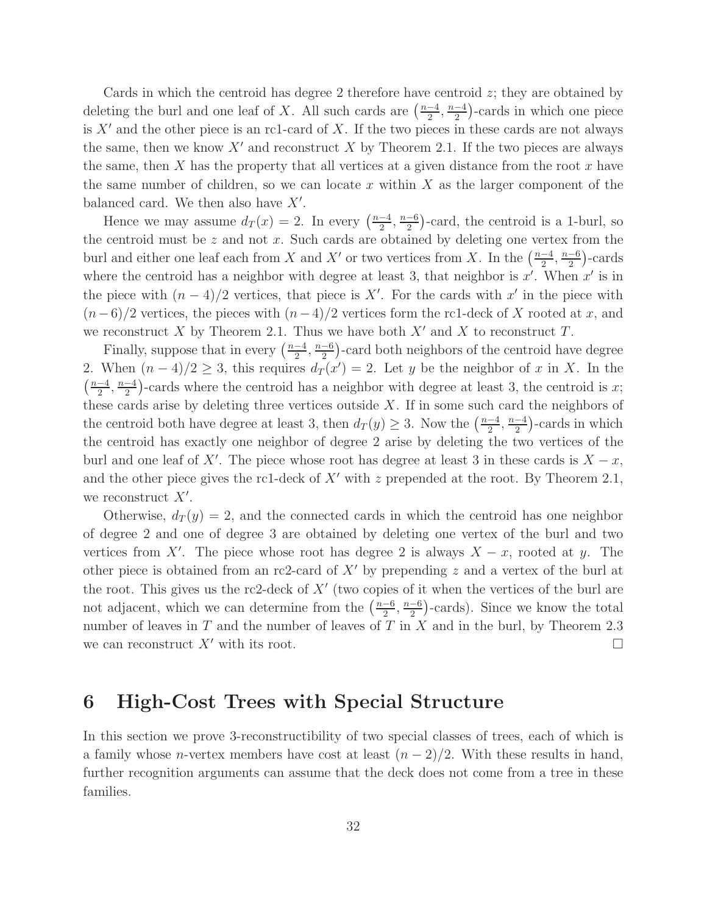Cards in which the centroid has degree 2 therefore have centroid $z$; they are obtained by deleting the burl and one leaf of $X$. All such cards are $\left(\frac{n-4}{2}, \frac{n-4}{2}\right)$-cards in which one piece is $X'$ and the other piece is an rc1-card of $X$. If the two pieces in these cards are not always the same, then we know $X'$ and reconstruct $X$ by Theorem 2.1. If the two pieces are always the same, then $X$ has the property that all vertices at a given distance from the root $x$ have the same number of children, so we can locate $x$ within $X$ as the larger component of the balanced card. We then also have $X'$.

Hence we may assume $d_T(x) = 2$. In every $\left(\frac{n-4}{2}, \frac{n-6}{2}\right)$-card, the centroid is a 1-burl, so the centroid must be $z$ and not $x$. Such cards are obtained by deleting one vertex from the burl and either one leaf each from $X$ and $X'$ or two vertices from $X$. In the $\left(\frac{n-4}{2}, \frac{n-6}{2}\right)$-cards where the centroid has a neighbor with degree at least 3, that neighbor is $x'$. When $x'$ is in the piece with $(n-4)/2$ vertices, that piece is $X'$. For the cards with $x'$ in the piece with $(n-6)/2$ vertices, the pieces with $(n-4)/2$ vertices form the rc1-deck of $X$ rooted at $x$, and we reconstruct $X$ by Theorem 2.1. Thus we have both $X'$ and $X$ to reconstruct $T$.

Finally, suppose that in every $\left(\frac{n-4}{2}, \frac{n-6}{2}\right)$-card both neighbors of the centroid have degree 2. When $(n-4)/2 \geq 3$, this requires $d_T(x') = 2$. Let $y$ be the neighbor of $x$ in $X$. In the $\left(\frac{n-4}{2}, \frac{n-4}{2}\right)$-cards where the centroid has a neighbor with degree at least 3, the centroid is $x$; these cards arise by deleting three vertices outside $X$. If in some such card the neighbors of the centroid both have degree at least 3, then $d_T(y) \geq 3$. Now the $\left(\frac{n-4}{2}, \frac{n-4}{2}\right)$-cards in which the centroid has exactly one neighbor of degree 2 arise by deleting the two vertices of the burl and one leaf of $X'$. The piece whose root has degree at least 3 in these cards is $X - x$, and the other piece gives the rc1-deck of $X'$ with $z$ prepended at the root. By Theorem 2.1, we reconstruct $X'$.

Otherwise, $d_T(y) = 2$, and the connected cards in which the centroid has one neighbor of degree 2 and one of degree 3 are obtained by deleting one vertex of the burl and two vertices from $X'$. The piece whose root has degree 2 is always $X - x$, rooted at $y$. The other piece is obtained from an rc2-card of $X'$ by prepending $z$ and a vertex of the burl at the root. This gives us the rc2-deck of $X'$ (two copies of it when the vertices of the burl are not adjacent, which we can determine from the $\left(\frac{n-6}{2}, \frac{n-6}{2}\right)$-cards). Since we know the total number of leaves in $T$ and the number of leaves of $T$ in $X$ and in the burl, by Theorem 2.3 we can reconstruct $X'$ with its root. □

# 6 High-Cost Trees with Special Structure

In this section we prove 3-reconstructibility of two special classes of trees, each of which is a family whose $n$-vertex members have cost at least $(n-2)/2$. With these results in hand, further recognition arguments can assume that the deck does not come from a tree in these families.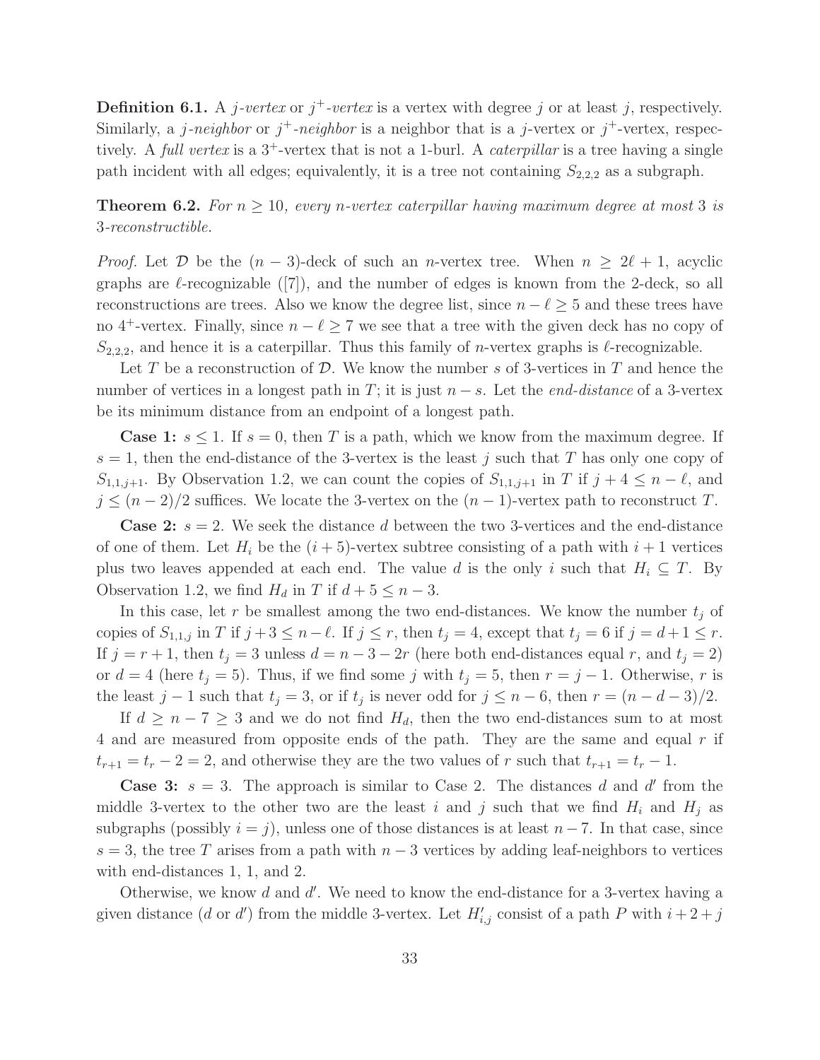**Definition 6.1.** A *$j$-vertex* or *$j^+$-vertex* is a vertex with degree $j$ or at least $j$, respectively. Similarly, a *$j$-neighbor* or *$j^+$-neighbor* is a neighbor that is a $j$-vertex or $j^+$-vertex, respectively. A *full vertex* is a $3^+$-vertex that is not a 1-burl. A *caterpillar* is a tree having a single path incident with all edges; equivalently, it is a tree not containing $S_{2,2,2}$ as a subgraph.

**Theorem 6.2.** *For $n \geq 10$, every $n$-vertex caterpillar having maximum degree at most 3 is 3-reconstructible.*

*Proof.* Let $\mathcal{D}$ be the $(n-3)$-deck of such an $n$-vertex tree. When $n \geq 2\ell + 1$, acyclic graphs are $\ell$-recognizable ([7]), and the number of edges is known from the 2-deck, so all reconstructions are trees. Also we know the degree list, since $n - \ell \geq 5$ and these trees have no $4^+$-vertex. Finally, since $n - \ell \geq 7$ we see that a tree with the given deck has no copy of $S_{2,2,2}$, and hence it is a caterpillar. Thus this family of $n$-vertex graphs is $\ell$-recognizable.

Let $T$ be a reconstruction of $\mathcal{D}$. We know the number $s$ of 3-vertices in $T$ and hence the number of vertices in a longest path in $T$; it is just $n - s$. Let the *end-distance* of a 3-vertex be its minimum distance from an endpoint of a longest path.

**Case 1:** $s \leq 1$. If $s = 0$, then $T$ is a path, which we know from the maximum degree. If $s = 1$, then the end-distance of the 3-vertex is the least $j$ such that $T$ has only one copy of $S_{1,1,j+1}$. By Observation 1.2, we can count the copies of $S_{1,1,j+1}$ in $T$ if $j + 4 \leq n - \ell$, and $j \leq (n-2)/2$ suffices. We locate the 3-vertex on the $(n-1)$-vertex path to reconstruct $T$.

**Case 2:** $s = 2$. We seek the distance $d$ between the two 3-vertices and the end-distance of one of them. Let $H_i$ be the $(i+5)$-vertex subtree consisting of a path with $i+1$ vertices plus two leaves appended at each end. The value $d$ is the only $i$ such that $H_i \subseteq T$. By Observation 1.2, we find $H_d$ in $T$ if $d + 5 \leq n - 3$.

In this case, let $r$ be smallest among the two end-distances. We know the number $t_j$ of copies of $S_{1,1,j}$ in $T$ if $j + 3 \leq n - \ell$. If $j \leq r$, then $t_j = 4$, except that $t_j = 6$ if $j = d + 1 \leq r$. If $j = r + 1$, then $t_j = 3$ unless $d = n - 3 - 2r$ (here both end-distances equal $r$, and $t_j = 2$) or $d = 4$ (here $t_j = 5$). Thus, if we find some $j$ with $t_j = 5$, then $r = j - 1$. Otherwise, $r$ is the least $j - 1$ such that $t_j = 3$, or if $t_j$ is never odd for $j \leq n - 6$, then $r = (n - d - 3)/2$.

If $d \geq n - 7 \geq 3$ and we do not find $H_d$, then the two end-distances sum to at most 4 and are measured from opposite ends of the path. They are the same and equal $r$ if $t_{r+1} = t_r - 2 = 2$, and otherwise they are the two values of $r$ such that $t_{r+1} = t_r - 1$.

**Case 3:** $s = 3$. The approach is similar to Case 2. The distances $d$ and $d'$ from the middle 3-vertex to the other two are the least $i$ and $j$ such that we find $H_i$ and $H_j$ as subgraphs (possibly $i = j$), unless one of those distances is at least $n - 7$. In that case, since $s = 3$, the tree $T$ arises from a path with $n - 3$ vertices by adding leaf-neighbors to vertices with end-distances 1, 1, and 2.

Otherwise, we know $d$ and $d'$. We need to know the end-distance for a 3-vertex having a given distance ($d$ or $d'$) from the middle 3-vertex. Let $H'_{i,j}$ consist of a path $P$ with $i + 2 + j$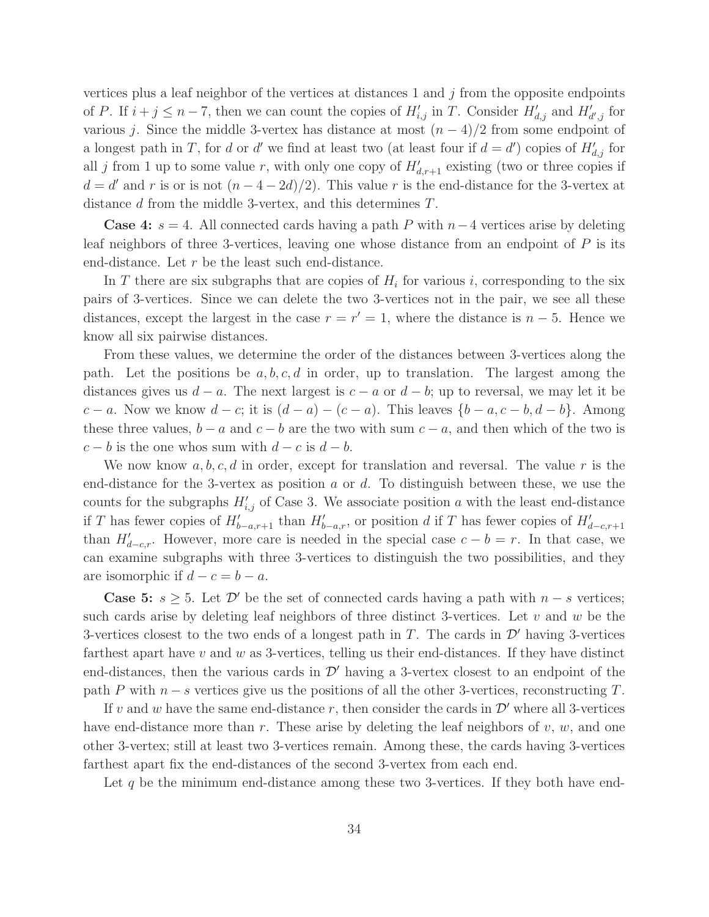vertices plus a leaf neighbor of the vertices at distances 1 and $j$ from the opposite endpoints of $P$. If $i + j \le n - 7$, then we can count the copies of $H'_{i,j}$ in $T$. Consider $H'_{d,j}$ and $H'_{d',j}$ for various $j$. Since the middle 3-vertex has distance at most $(n-4)/2$ from some endpoint of a longest path in $T$, for $d$ or $d'$ we find at least two (at least four if $d = d'$) copies of $H'_{d,j}$ for all $j$ from 1 up to some value $r$, with only one copy of $H'_{d,r+1}$ existing (two or three copies if $d = d'$ and $r$ is or is not $(n-4-2d)/2$). This value $r$ is the end-distance for the 3-vertex at distance $d$ from the middle 3-vertex, and this determines $T$.

**Case 4:** $s = 4$. All connected cards having a path $P$ with $n-4$ vertices arise by deleting leaf neighbors of three 3-vertices, leaving one whose distance from an endpoint of $P$ is its end-distance. Let $r$ be the least such end-distance.

In $T$ there are six subgraphs that are copies of $H_i$ for various $i$, corresponding to the six pairs of 3-vertices. Since we can delete the two 3-vertices not in the pair, we see all these distances, except the largest in the case $r = r' = 1$, where the distance is $n - 5$. Hence we know all six pairwise distances.

From these values, we determine the order of the distances between 3-vertices along the path. Let the positions be $a, b, c, d$ in order, up to translation. The largest among the distances gives us $d - a$. The next largest is $c - a$ or $d - b$; up to reversal, we may let it be $c - a$. Now we know $d - c$; it is $(d - a) - (c - a)$. This leaves $\{b - a, c - b, d - b\}$. Among these three values, $b - a$ and $c - b$ are the two with sum $c - a$, and then which of the two is $c - b$ is the one whos sum with $d - c$ is $d - b$.

We now know $a, b, c, d$ in order, except for translation and reversal. The value $r$ is the end-distance for the 3-vertex as position $a$ or $d$. To distinguish between these, we use the counts for the subgraphs $H'_{i,j}$ of Case 3. We associate position $a$ with the least end-distance if $T$ has fewer copies of $H'_{b-a,r+1}$ than $H'_{b-a,r}$, or position $d$ if $T$ has fewer copies of $H'_{d-c,r+1}$ than $H'_{d-c,r}$. However, more care is needed in the special case $c - b = r$. In that case, we can examine subgraphs with three 3-vertices to distinguish the two possibilities, and they are isomorphic if $d - c = b - a$.

**Case 5:** $s \ge 5$. Let $\mathcal{D}'$ be the set of connected cards having a path with $n - s$ vertices; such cards arise by deleting leaf neighbors of three distinct 3-vertices. Let $v$ and $w$ be the 3-vertices closest to the two ends of a longest path in $T$. The cards in $\mathcal{D}'$ having 3-vertices farthest apart have $v$ and $w$ as 3-vertices, telling us their end-distances. If they have distinct end-distances, then the various cards in $\mathcal{D}'$ having a 3-vertex closest to an endpoint of the path $P$ with $n - s$ vertices give us the positions of all the other 3-vertices, reconstructing $T$.

If $v$ and $w$ have the same end-distance $r$, then consider the cards in $\mathcal{D}'$ where all 3-vertices have end-distance more than $r$. These arise by deleting the leaf neighbors of $v$, $w$, and one other 3-vertex; still at least two 3-vertices remain. Among these, the cards having 3-vertices farthest apart fix the end-distances of the second 3-vertex from each end.

Let $q$ be the minimum end-distance among these two 3-vertices. If they both have end-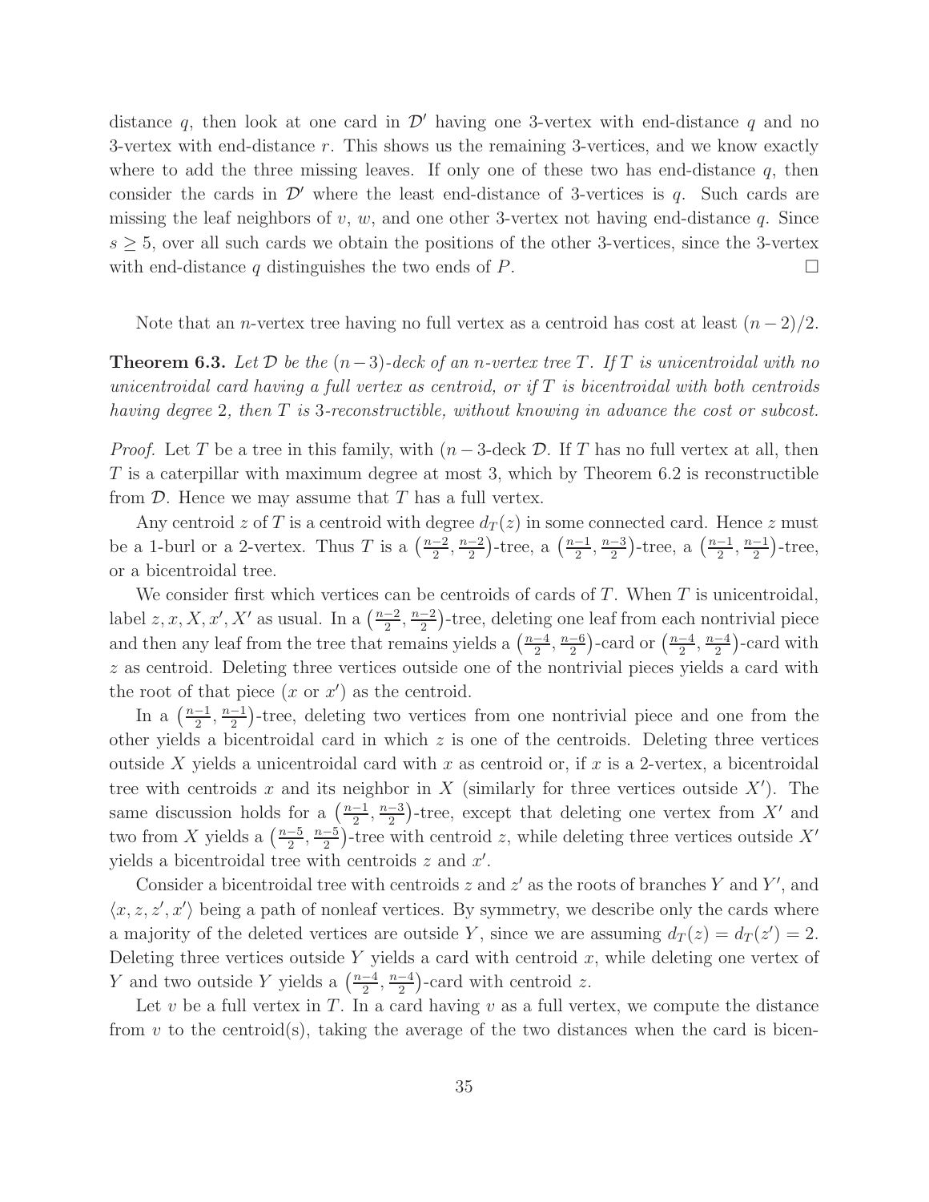distance $q$, then look at one card in $\mathcal{D}'$ having one 3-vertex with end-distance $q$ and no 3-vertex with end-distance $r$. This shows us the remaining 3-vertices, and we know exactly where to add the three missing leaves. If only one of these two has end-distance $q$, then consider the cards in $\mathcal{D}'$ where the least end-distance of 3-vertices is $q$. Such cards are missing the leaf neighbors of $v$, $w$, and one other 3-vertex not having end-distance $q$. Since $s \geq 5$, over all such cards we obtain the positions of the other 3-vertices, since the 3-vertex with end-distance $q$ distinguishes the two ends of $P$. $\square$

Note that an $n$-vertex tree having no full vertex as a centroid has cost at least $(n-2)/2$.

**Theorem 6.3.** *Let $\mathcal{D}$ be the $(n-3)$-deck of an $n$-vertex tree $T$. If $T$ is unicentroidal with no unicentroidal card having a full vertex as centroid, or if $T$ is bicentroidal with both centroids having degree 2, then $T$ is 3-reconstructible, without knowing in advance the cost or subcost.*

*Proof.* Let $T$ be a tree in this family, with $(n-3$-deck $\mathcal{D}$. If $T$ has no full vertex at all, then $T$ is a caterpillar with maximum degree at most 3, which by Theorem 6.2 is reconstructible from $\mathcal{D}$. Hence we may assume that $T$ has a full vertex.

Any centroid $z$ of $T$ is a centroid with degree $d_T(z)$ in some connected card. Hence $z$ must be a 1-burl or a 2-vertex. Thus $T$ is a $\left(\frac{n-2}{2}, \frac{n-2}{2}\right)$-tree, a $\left(\frac{n-1}{2}, \frac{n-3}{2}\right)$-tree, a $\left(\frac{n-1}{2}, \frac{n-1}{2}\right)$-tree, or a bicentroidal tree.

We consider first which vertices can be centroids of cards of $T$. When $T$ is unicentroidal, label $z, x, X, x', X'$ as usual. In a $\left(\frac{n-2}{2}, \frac{n-2}{2}\right)$-tree, deleting one leaf from each nontrivial piece and then any leaf from the tree that remains yields a $\left(\frac{n-4}{2}, \frac{n-6}{2}\right)$-card or $\left(\frac{n-4}{2}, \frac{n-4}{2}\right)$-card with $z$ as centroid. Deleting three vertices outside one of the nontrivial pieces yields a card with the root of that piece ($x$ or $x'$) as the centroid.

In a $\left(\frac{n-1}{2}, \frac{n-1}{2}\right)$-tree, deleting two vertices from one nontrivial piece and one from the other yields a bicentroidal card in which $z$ is one of the centroids. Deleting three vertices outside $X$ yields a unicentroidal card with $x$ as centroid or, if $x$ is a 2-vertex, a bicentroidal tree with centroids $x$ and its neighbor in $X$ (similarly for three vertices outside $X'$). The same discussion holds for a $\left(\frac{n-1}{2}, \frac{n-3}{2}\right)$-tree, except that deleting one vertex from $X'$ and two from $X$ yields a $\left(\frac{n-5}{2}, \frac{n-5}{2}\right)$-tree with centroid $z$, while deleting three vertices outside $X'$ yields a bicentroidal tree with centroids $z$ and $x'$.

Consider a bicentroidal tree with centroids $z$ and $z'$ as the roots of branches $Y$ and $Y'$, and $\langle x, z, z', x' \rangle$ being a path of nonleaf vertices. By symmetry, we describe only the cards where a majority of the deleted vertices are outside $Y$, since we are assuming $d_T(z) = d_T(z') = 2$. Deleting three vertices outside $Y$ yields a card with centroid $x$, while deleting one vertex of $Y$ and two outside $Y$ yields a $\left(\frac{n-4}{2}, \frac{n-4}{2}\right)$-card with centroid $z$.

Let $v$ be a full vertex in $T$. In a card having $v$ as a full vertex, we compute the distance from $v$ to the centroid(s), taking the average of the two distances when the card is bicen-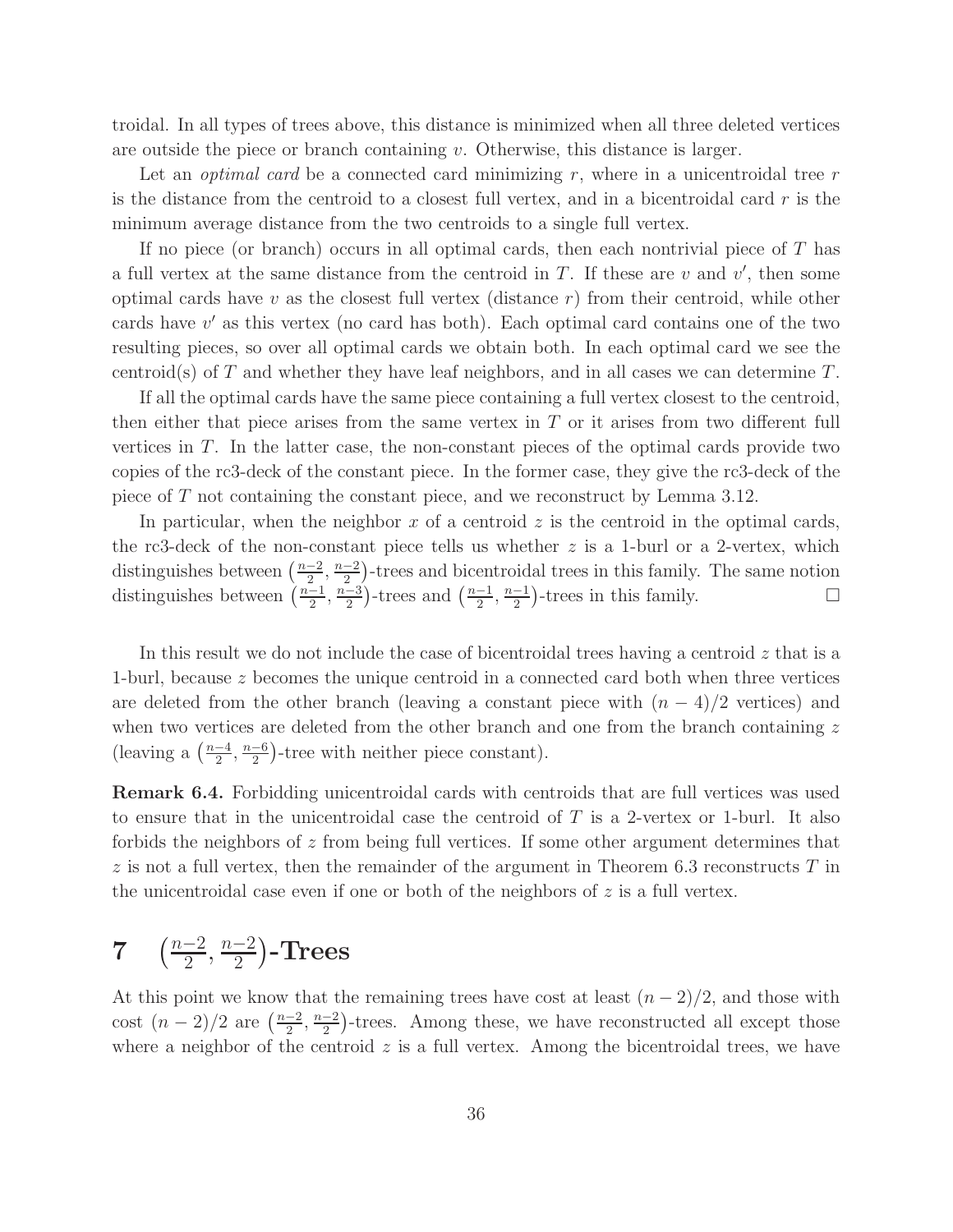troidal. In all types of trees above, this distance is minimized when all three deleted vertices are outside the piece or branch containing $v$. Otherwise, this distance is larger.

Let an *optimal card* be a connected card minimizing $r$, where in a unicentroidal tree $r$ is the distance from the centroid to a closest full vertex, and in a bicentroidal card $r$ is the minimum average distance from the two centroids to a single full vertex.

If no piece (or branch) occurs in all optimal cards, then each nontrivial piece of $T$ has a full vertex at the same distance from the centroid in $T$. If these are $v$ and $v'$, then some optimal cards have $v$ as the closest full vertex (distance $r$) from their centroid, while other cards have $v'$ as this vertex (no card has both). Each optimal card contains one of the two resulting pieces, so over all optimal cards we obtain both. In each optimal card we see the centroid(s) of $T$ and whether they have leaf neighbors, and in all cases we can determine $T$.

If all the optimal cards have the same piece containing a full vertex closest to the centroid, then either that piece arises from the same vertex in $T$ or it arises from two different full vertices in $T$. In the latter case, the non-constant pieces of the optimal cards provide two copies of the rc3-deck of the constant piece. In the former case, they give the rc3-deck of the piece of $T$ not containing the constant piece, and we reconstruct by Lemma 3.12.

In particular, when the neighbor $x$ of a centroid $z$ is the centroid in the optimal cards, the rc3-deck of the non-constant piece tells us whether $z$ is a 1-burl or a 2-vertex, which distinguishes between $\left(\frac{n-2}{2},\frac{n-2}{2}\right)$-trees and bicentroidal trees in this family. The same notion distinguishes between $\left(\frac{n-1}{2},\frac{n-3}{2}\right)$-trees and $\left(\frac{n-1}{2},\frac{n-1}{2}\right)$-trees in this family. □

In this result we do not include the case of bicentroidal trees having a centroid $z$ that is a 1-burl, because $z$ becomes the unique centroid in a connected card both when three vertices are deleted from the other branch (leaving a constant piece with $(n-4)/2$ vertices) and when two vertices are deleted from the other branch and one from the branch containing $z$ (leaving a $\left(\frac{n-4}{2},\frac{n-6}{2}\right)$-tree with neither piece constant).

**Remark 6.4.** Forbidding unicentroidal cards with centroids that are full vertices was used to ensure that in the unicentroidal case the centroid of $T$ is a 2-vertex or 1-burl. It also forbids the neighbors of $z$ from being full vertices. If some other argument determines that $z$ is not a full vertex, then the remainder of the argument in Theorem 6.3 reconstructs $T$ in the unicentroidal case even if one or both of the neighbors of $z$ is a full vertex.

# 7 $\left(\frac{n-2}{2},\frac{n-2}{2}\right)$-Trees

At this point we know that the remaining trees have cost at least $(n-2)/2$, and those with cost $(n-2)/2$ are $\left(\frac{n-2}{2},\frac{n-2}{2}\right)$-trees. Among these, we have reconstructed all except those where a neighbor of the centroid $z$ is a full vertex. Among the bicentroidal trees, we have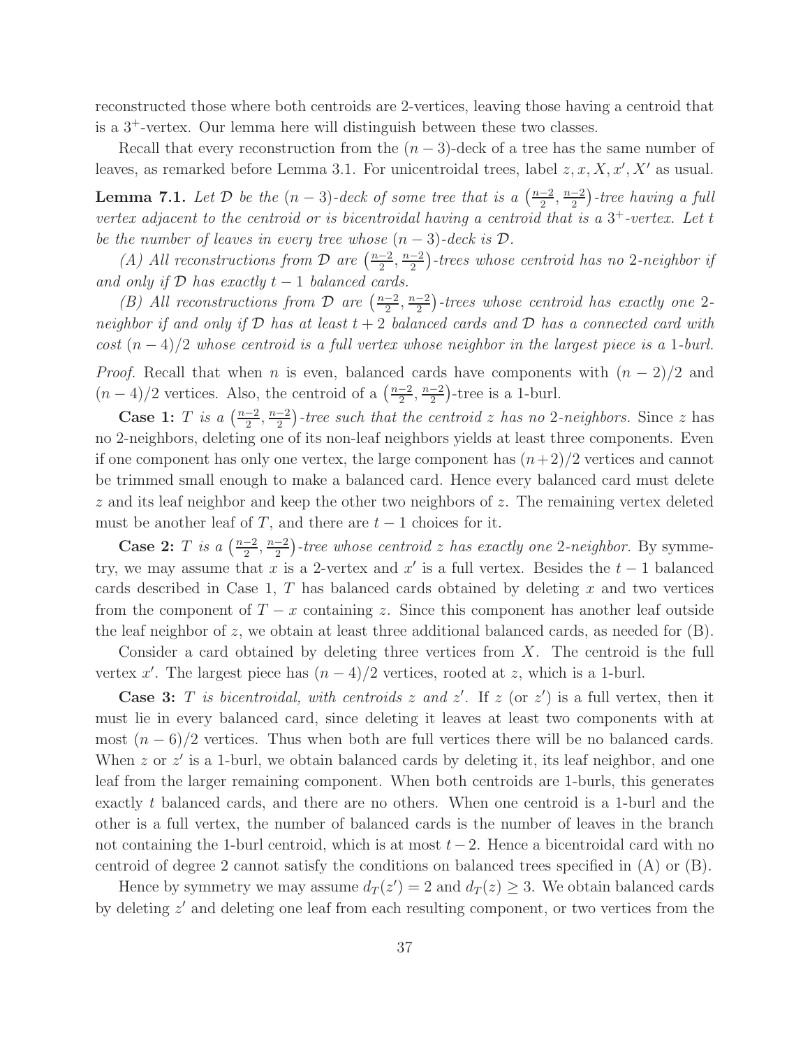reconstructed those where both centroids are 2-vertices, leaving those having a centroid that is a $3^+$-vertex. Our lemma here will distinguish between these two classes.

Recall that every reconstruction from the $(n-3)$-deck of a tree has the same number of leaves, as remarked before Lemma 3.1. For unicentroidal trees, label $z, x, X, x', X'$ as usual.

**Lemma 7.1.** *Let $\mathcal{D}$ be the $(n-3)$-deck of some tree that is a $\left(\frac{n-2}{2}, \frac{n-2}{2}\right)$-tree having a full vertex adjacent to the centroid or is bicentroidal having a centroid that is a $3^+$-vertex. Let $t$ be the number of leaves in every tree whose $(n-3)$-deck is $\mathcal{D}$.*

*(A) All reconstructions from $\mathcal{D}$ are $\left(\frac{n-2}{2}, \frac{n-2}{2}\right)$-trees whose centroid has no 2-neighbor if and only if $\mathcal{D}$ has exactly $t-1$ balanced cards.*

*(B) All reconstructions from $\mathcal{D}$ are $\left(\frac{n-2}{2}, \frac{n-2}{2}\right)$-trees whose centroid has exactly one 2-neighbor if and only if $\mathcal{D}$ has at least $t+2$ balanced cards and $\mathcal{D}$ has a connected card with cost $(n-4)/2$ whose centroid is a full vertex whose neighbor in the largest piece is a 1-burl.*

*Proof.* Recall that when $n$ is even, balanced cards have components with $(n-2)/2$ and $(n-4)/2$ vertices. Also, the centroid of a $\left(\frac{n-2}{2}, \frac{n-2}{2}\right)$-tree is a 1-burl.

**Case 1:** *$T$ is a $\left(\frac{n-2}{2}, \frac{n-2}{2}\right)$-tree such that the centroid $z$ has no 2-neighbors.* Since $z$ has no 2-neighbors, deleting one of its non-leaf neighbors yields at least three components. Even if one component has only one vertex, the large component has $(n+2)/2$ vertices and cannot be trimmed small enough to make a balanced card. Hence every balanced card must delete $z$ and its leaf neighbor and keep the other two neighbors of $z$. The remaining vertex deleted must be another leaf of $T$, and there are $t-1$ choices for it.

**Case 2:** *$T$ is a $\left(\frac{n-2}{2}, \frac{n-2}{2}\right)$-tree whose centroid $z$ has exactly one 2-neighbor.* By symmetry, we may assume that $x$ is a 2-vertex and $x'$ is a full vertex. Besides the $t-1$ balanced cards described in Case 1, $T$ has balanced cards obtained by deleting $x$ and two vertices from the component of $T-x$ containing $z$. Since this component has another leaf outside the leaf neighbor of $z$, we obtain at least three additional balanced cards, as needed for (B).

Consider a card obtained by deleting three vertices from $X$. The centroid is the full vertex $x'$. The largest piece has $(n-4)/2$ vertices, rooted at $z$, which is a 1-burl.

**Case 3:** *$T$ is bicentroidal, with centroids $z$ and $z'$.* If $z$ (or $z'$) is a full vertex, then it must lie in every balanced card, since deleting it leaves at least two components with at most $(n-6)/2$ vertices. Thus when both are full vertices there will be no balanced cards. When $z$ or $z'$ is a 1-burl, we obtain balanced cards by deleting it, its leaf neighbor, and one leaf from the larger remaining component. When both centroids are 1-burls, this generates exactly $t$ balanced cards, and there are no others. When one centroid is a 1-burl and the other is a full vertex, the number of balanced cards is the number of leaves in the branch not containing the 1-burl centroid, which is at most $t-2$. Hence a bicentroidal card with no centroid of degree 2 cannot satisfy the conditions on balanced trees specified in (A) or (B).

Hence by symmetry we may assume $d_T(z') = 2$ and $d_T(z) \geq 3$. We obtain balanced cards by deleting $z'$ and deleting one leaf from each resulting component, or two vertices from the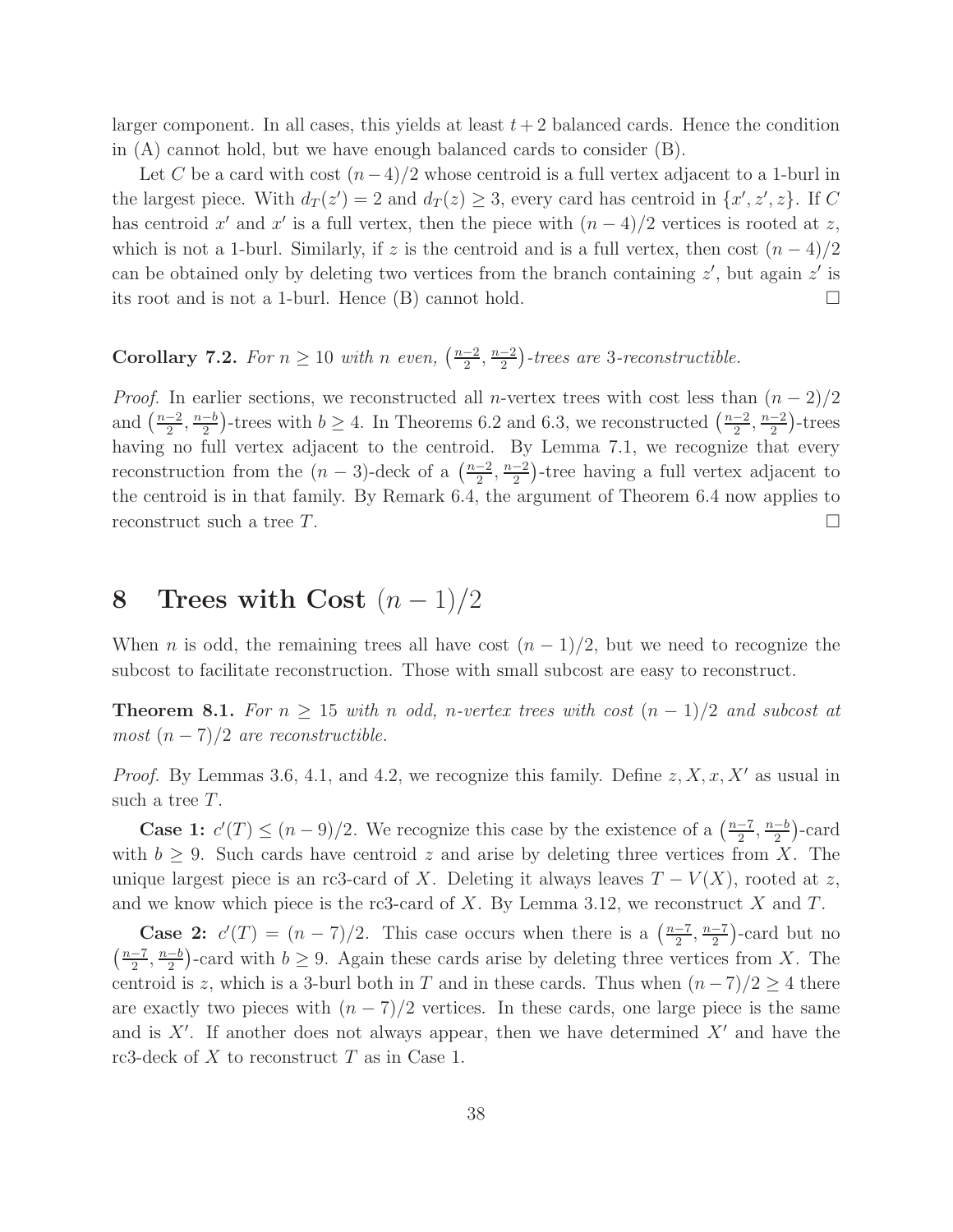larger component. In all cases, this yields at least $t+2$ balanced cards. Hence the condition in (A) cannot hold, but we have enough balanced cards to consider (B).

Let $C$ be a card with cost $(n-4)/2$ whose centroid is a full vertex adjacent to a 1-burl in the largest piece. With $d_T(z')=2$ and $d_T(z)\ge 3$, every card has centroid in $\{x',z',z\}$. If $C$ has centroid $x'$ and $x'$ is a full vertex, then the piece with $(n-4)/2$ vertices is rooted at $z$, which is not a 1-burl. Similarly, if $z$ is the centroid and is a full vertex, then cost $(n-4)/2$ can be obtained only by deleting two vertices from the branch containing $z'$, but again $z'$ is its root and is not a 1-burl. Hence (B) cannot hold. □

**Corollary 7.2.** *For $n\ge 10$ with $n$ even, $\left(\frac{n-2}{2},\frac{n-2}{2}\right)$-trees are 3-reconstructible.*

*Proof.* In earlier sections, we reconstructed all $n$-vertex trees with cost less than $(n-2)/2$ and $\left(\frac{n-2}{2},\frac{n-b}{2}\right)$-trees with $b\ge 4$. In Theorems 6.2 and 6.3, we reconstructed $\left(\frac{n-2}{2},\frac{n-2}{2}\right)$-trees having no full vertex adjacent to the centroid. By Lemma 7.1, we recognize that every reconstruction from the $(n-3)$-deck of a $\left(\frac{n-2}{2},\frac{n-2}{2}\right)$-tree having a full vertex adjacent to the centroid is in that family. By Remark 6.4, the argument of Theorem 6.4 now applies to reconstruct such a tree $T$. □

# 8 Trees with Cost $(n-1)/2$

When $n$ is odd, the remaining trees all have cost $(n-1)/2$, but we need to recognize the subcost to facilitate reconstruction. Those with small subcost are easy to reconstruct.

**Theorem 8.1.** *For $n\ge 15$ with $n$ odd, $n$-vertex trees with cost $(n-1)/2$ and subcost at most $(n-7)/2$ are reconstructible.*

*Proof.* By Lemmas 3.6, 4.1, and 4.2, we recognize this family. Define $z,X,x,X'$ as usual in such a tree $T$.

**Case 1:** $c'(T)\le(n-9)/2$. We recognize this case by the existence of a $\left(\frac{n-7}{2},\frac{n-b}{2}\right)$-card with $b\ge 9$. Such cards have centroid $z$ and arise by deleting three vertices from $X$. The unique largest piece is an rc3-card of $X$. Deleting it always leaves $T-V(X)$, rooted at $z$, and we know which piece is the rc3-card of $X$. By Lemma 3.12, we reconstruct $X$ and $T$.

**Case 2:** $c'(T)=(n-7)/2$. This case occurs when there is a $\left(\frac{n-7}{2},\frac{n-7}{2}\right)$-card but no $\left(\frac{n-7}{2},\frac{n-b}{2}\right)$-card with $b\ge 9$. Again these cards arise by deleting three vertices from $X$. The centroid is $z$, which is a 3-burl both in $T$ and in these cards. Thus when $(n-7)/2\ge 4$ there are exactly two pieces with $(n-7)/2$ vertices. In these cards, one large piece is the same and is $X'$. If another does not always appear, then we have determined $X'$ and have the rc3-deck of $X$ to reconstruct $T$ as in Case 1.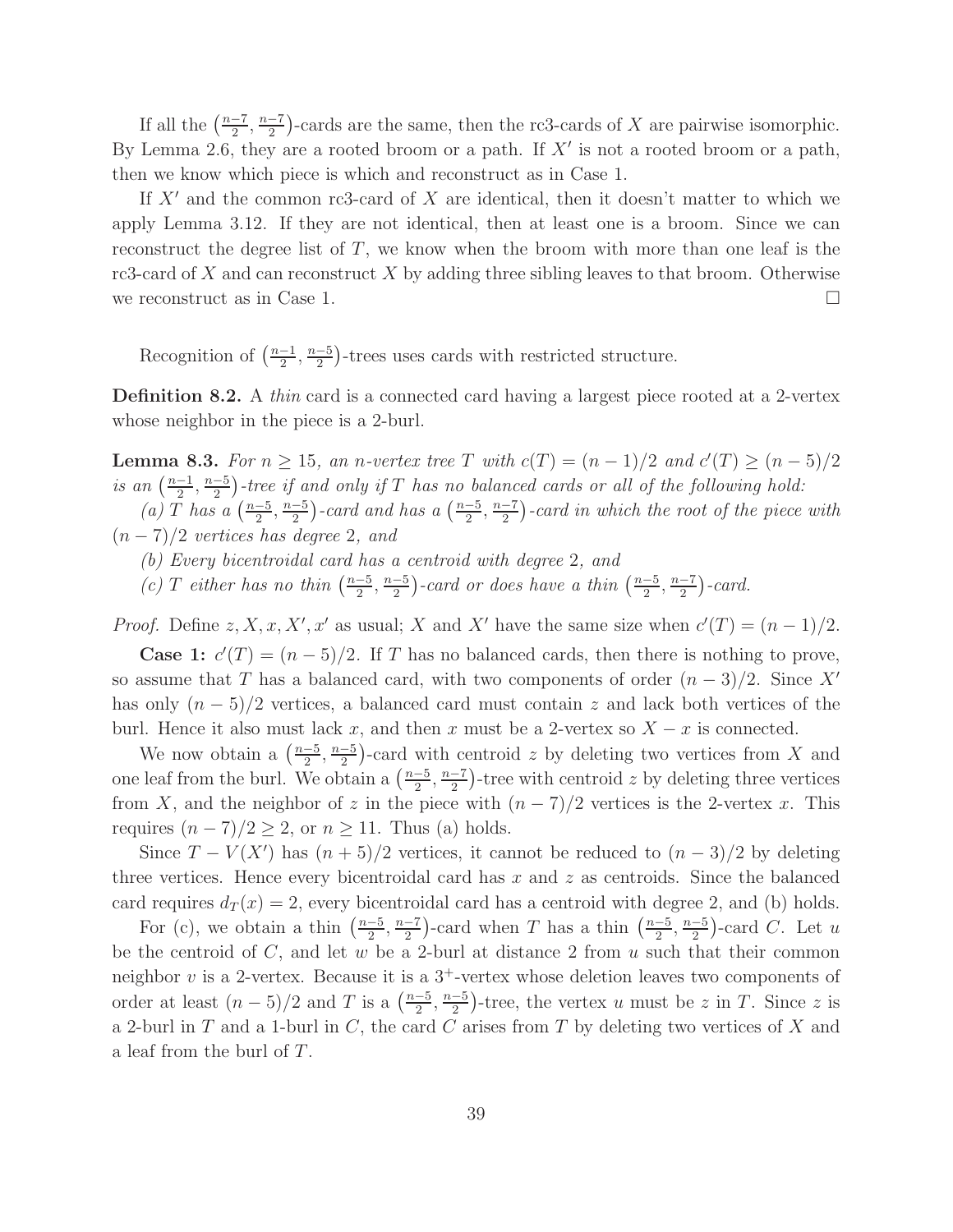If all the $\left(\frac{n-7}{2}, \frac{n-7}{2}\right)$-cards are the same, then the rc3-cards of $X$ are pairwise isomorphic. By Lemma 2.6, they are a rooted broom or a path. If $X'$ is not a rooted broom or a path, then we know which piece is which and reconstruct as in Case 1.

If $X'$ and the common rc3-card of $X$ are identical, then it doesn't matter to which we apply Lemma 3.12. If they are not identical, then at least one is a broom. Since we can reconstruct the degree list of $T$, we know when the broom with more than one leaf is the rc3-card of $X$ and can reconstruct $X$ by adding three sibling leaves to that broom. Otherwise we reconstruct as in Case 1. $\square$

Recognition of $\left(\frac{n-1}{2}, \frac{n-5}{2}\right)$-trees uses cards with restricted structure.

**Definition 8.2.** A *thin* card is a connected card having a largest piece rooted at a 2-vertex whose neighbor in the piece is a 2-burl.

**Lemma 8.3.** *For $n \geq 15$, an $n$-vertex tree $T$ with $c(T) = (n-1)/2$ and $c'(T) \geq (n-5)/2$ is an $\left(\frac{n-1}{2}, \frac{n-5}{2}\right)$-tree if and only if $T$ has no balanced cards or all of the following hold:*

*(a) $T$ has a $\left(\frac{n-5}{2}, \frac{n-5}{2}\right)$-card and has a $\left(\frac{n-5}{2}, \frac{n-7}{2}\right)$-card in which the root of the piece with $(n-7)/2$ vertices has degree 2, and*

*(b) Every bicentroidal card has a centroid with degree 2, and*

*(c) $T$ either has no thin $\left(\frac{n-5}{2}, \frac{n-5}{2}\right)$-card or does have a thin $\left(\frac{n-5}{2}, \frac{n-7}{2}\right)$-card.*

*Proof.* Define $z, X, x, X', x'$ as usual; $X$ and $X'$ have the same size when $c'(T) = (n-1)/2$.

**Case 1:** $c'(T) = (n-5)/2$. If $T$ has no balanced cards, then there is nothing to prove, so assume that $T$ has a balanced card, with two components of order $(n-3)/2$. Since $X'$ has only $(n-5)/2$ vertices, a balanced card must contain $z$ and lack both vertices of the burl. Hence it also must lack $x$, and then $x$ must be a 2-vertex so $X - x$ is connected.

We now obtain a $\left(\frac{n-5}{2}, \frac{n-5}{2}\right)$-card with centroid $z$ by deleting two vertices from $X$ and one leaf from the burl. We obtain a $\left(\frac{n-5}{2}, \frac{n-7}{2}\right)$-tree with centroid $z$ by deleting three vertices from $X$, and the neighbor of $z$ in the piece with $(n-7)/2$ vertices is the 2-vertex $x$. This requires $(n-7)/2 \geq 2$, or $n \geq 11$. Thus (a) holds.

Since $T - V(X')$ has $(n+5)/2$ vertices, it cannot be reduced to $(n-3)/2$ by deleting three vertices. Hence every bicentroidal card has $x$ and $z$ as centroids. Since the balanced card requires $d_T(x) = 2$, every bicentroidal card has a centroid with degree 2, and (b) holds.

For (c), we obtain a thin $\left(\frac{n-5}{2}, \frac{n-7}{2}\right)$-card when $T$ has a thin $\left(\frac{n-5}{2}, \frac{n-5}{2}\right)$-card $C$. Let $u$ be the centroid of $C$, and let $w$ be a 2-burl at distance 2 from $u$ such that their common neighbor $v$ is a 2-vertex. Because it is a $3^+$-vertex whose deletion leaves two components of order at least $(n-5)/2$ and $T$ is a $\left(\frac{n-5}{2}, \frac{n-5}{2}\right)$-tree, the vertex $u$ must be $z$ in $T$. Since $z$ is a 2-burl in $T$ and a 1-burl in $C$, the card $C$ arises from $T$ by deleting two vertices of $X$ and a leaf from the burl of $T$.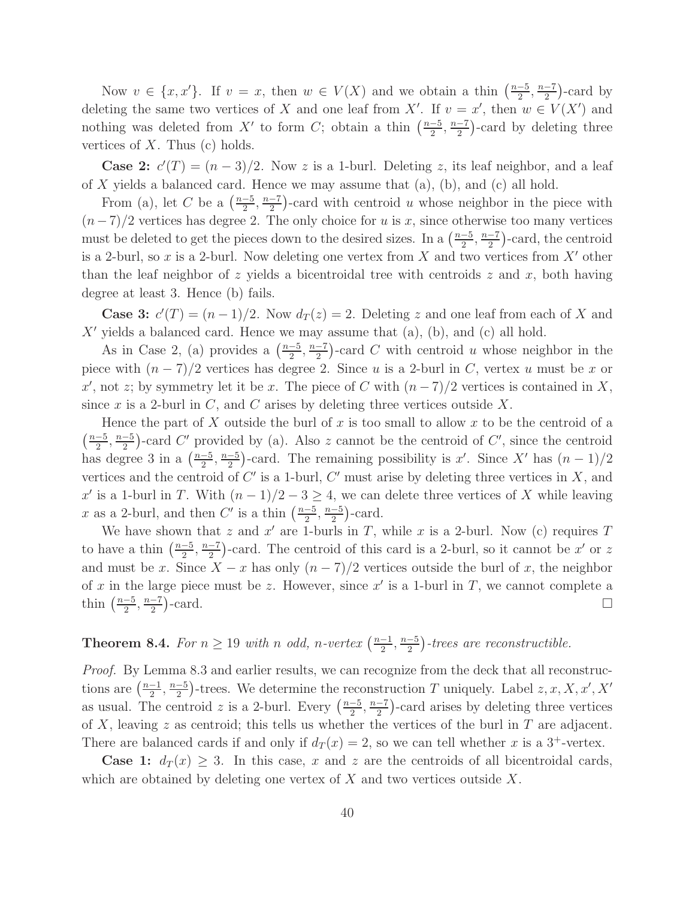Now $v \in \{x, x'\}$. If $v = x$, then $w \in V(X)$ and we obtain a thin $\left(\frac{n-5}{2}, \frac{n-7}{2}\right)$-card by deleting the same two vertices of $X$ and one leaf from $X'$. If $v = x'$, then $w \in V(X')$ and nothing was deleted from $X'$ to form $C$; obtain a thin $\left(\frac{n-5}{2}, \frac{n-7}{2}\right)$-card by deleting three vertices of $X$. Thus (c) holds.

**Case 2:** $c'(T) = (n-3)/2$. Now $z$ is a 1-burl. Deleting $z$, its leaf neighbor, and a leaf of $X$ yields a balanced card. Hence we may assume that (a), (b), and (c) all hold.

From (a), let $C$ be a $\left(\frac{n-5}{2}, \frac{n-7}{2}\right)$-card with centroid $u$ whose neighbor in the piece with $(n-7)/2$ vertices has degree 2. The only choice for $u$ is $x$, since otherwise too many vertices must be deleted to get the pieces down to the desired sizes. In a $\left(\frac{n-5}{2}, \frac{n-7}{2}\right)$-card, the centroid is a 2-burl, so $x$ is a 2-burl. Now deleting one vertex from $X$ and two vertices from $X'$ other than the leaf neighbor of $z$ yields a bicentroidal tree with centroids $z$ and $x$, both having degree at least 3. Hence (b) fails.

**Case 3:** $c'(T) = (n-1)/2$. Now $d_T(z) = 2$. Deleting $z$ and one leaf from each of $X$ and $X'$ yields a balanced card. Hence we may assume that (a), (b), and (c) all hold.

As in Case 2, (a) provides a $\left(\frac{n-5}{2}, \frac{n-7}{2}\right)$-card $C$ with centroid $u$ whose neighbor in the piece with $(n-7)/2$ vertices has degree 2. Since $u$ is a 2-burl in $C$, vertex $u$ must be $x$ or $x'$, not $z$; by symmetry let it be $x$. The piece of $C$ with $(n-7)/2$ vertices is contained in $X$, since $x$ is a 2-burl in $C$, and $C$ arises by deleting three vertices outside $X$.

Hence the part of $X$ outside the burl of $x$ is too small to allow $x$ to be the centroid of a $\left(\frac{n-5}{2}, \frac{n-5}{2}\right)$-card $C'$ provided by (a). Also $z$ cannot be the centroid of $C'$, since the centroid has degree 3 in a $\left(\frac{n-5}{2}, \frac{n-5}{2}\right)$-card. The remaining possibility is $x'$. Since $X'$ has $(n-1)/2$ vertices and the centroid of $C'$ is a 1-burl, $C'$ must arise by deleting three vertices in $X$, and $x'$ is a 1-burl in $T$. With $(n-1)/2 - 3 \geq 4$, we can delete three vertices of $X$ while leaving $x$ as a 2-burl, and then $C'$ is a thin $\left(\frac{n-5}{2}, \frac{n-5}{2}\right)$-card.

We have shown that $z$ and $x'$ are 1-burls in $T$, while $x$ is a 2-burl. Now (c) requires $T$ to have a thin $\left(\frac{n-5}{2}, \frac{n-7}{2}\right)$-card. The centroid of this card is a 2-burl, so it cannot be $x'$ or $z$ and must be $x$. Since $X - x$ has only $(n-7)/2$ vertices outside the burl of $x$, the neighbor of $x$ in the large piece must be $z$. However, since $x'$ is a 1-burl in $T$, we cannot complete a thin $\left(\frac{n-5}{2}, \frac{n-7}{2}\right)$-card. $\square$

**Theorem 8.4.** *For $n \geq 19$ with $n$ odd, $n$-vertex $\left(\frac{n-1}{2}, \frac{n-5}{2}\right)$-trees are reconstructible.*

*Proof.* By Lemma 8.3 and earlier results, we can recognize from the deck that all reconstructions are $\left(\frac{n-1}{2}, \frac{n-5}{2}\right)$-trees. We determine the reconstruction $T$ uniquely. Label $z, x, X, x', X'$ as usual. The centroid $z$ is a 2-burl. Every $\left(\frac{n-5}{2}, \frac{n-7}{2}\right)$-card arises by deleting three vertices of $X$, leaving $z$ as centroid; this tells us whether the vertices of the burl in $T$ are adjacent. There are balanced cards if and only if $d_T(x) = 2$, so we can tell whether $x$ is a $3^+$-vertex.

**Case 1:** $d_T(x) \geq 3$. In this case, $x$ and $z$ are the centroids of all bicentroidal cards, which are obtained by deleting one vertex of $X$ and two vertices outside $X$.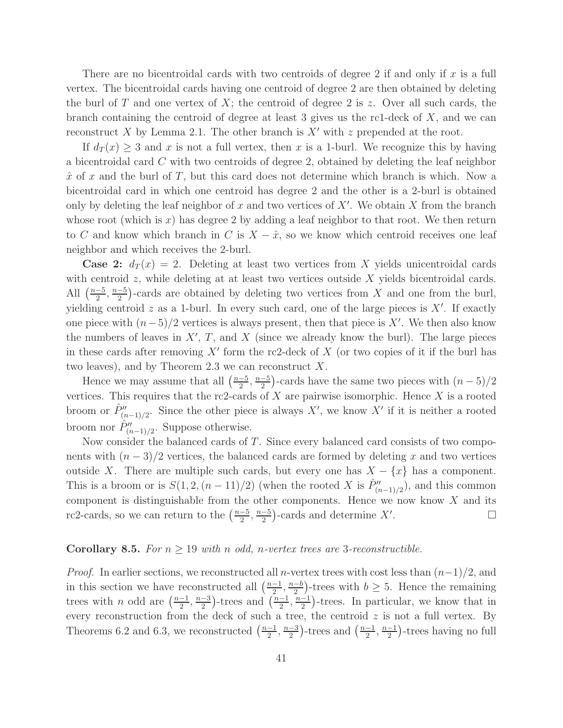There are no bicentroidal cards with two centroids of degree 2 if and only if $x$ is a full vertex. The bicentroidal cards having one centroid of degree 2 are then obtained by deleting the burl of $T$ and one vertex of $X$; the centroid of degree 2 is $z$. Over all such cards, the branch containing the centroid of degree at least 3 gives us the rc1-deck of $X$, and we can reconstruct $X$ by Lemma 2.1. The other branch is $X'$ with $z$ prepended at the root.

If $d_T(x) \geq 3$ and $x$ is not a full vertex, then $x$ is a 1-burl. We recognize this by having a bicentroidal card $C$ with two centroids of degree 2, obtained by deleting the leaf neighbor $\hat{x}$ of $x$ and the burl of $T$, but this card does not determine which branch is which. Now a bicentroidal card in which one centroid has degree 2 and the other is a 2-burl is obtained only by deleting the leaf neighbor of $x$ and two vertices of $X'$. We obtain $X$ from the branch whose root (which is $x$) has degree 2 by adding a leaf neighbor to that root. We then return to $C$ and know which branch in $C$ is $X - \hat{x}$, so we know which centroid receives one leaf neighbor and which receives the 2-burl.

**Case 2:** $d_T(x) = 2$. Deleting at least two vertices from $X$ yields unicentroidal cards with centroid $z$, while deleting at at least two vertices outside $X$ yields bicentroidal cards. All $\left(\frac{n-5}{2}, \frac{n-5}{2}\right)$-cards are obtained by deleting two vertices from $X$ and one from the burl, yielding centroid $z$ as a 1-burl. In every such card, one of the large pieces is $X'$. If exactly one piece with $(n-5)/2$ vertices is always present, then that piece is $X'$. We then also know the numbers of leaves in $X'$, $T$, and $X$ (since we already know the burl). The large pieces in these cards after removing $X'$ form the rc2-deck of $X$ (or two copies of it if the burl has two leaves), and by Theorem 2.3 we can reconstruct $X$.

Hence we may assume that all $\left(\frac{n-5}{2}, \frac{n-5}{2}\right)$-cards have the same two pieces with $(n-5)/2$ vertices. This requires that the rc2-cards of $X$ are pairwise isomorphic. Hence $X$ is a rooted broom or $\hat{P}''_{(n-1)/2}$. Since the other piece is always $X'$, we know $X'$ if it is neither a rooted broom nor $\hat{P}''_{(n-1)/2}$. Suppose otherwise.

Now consider the balanced cards of $T$. Since every balanced card consists of two components with $(n-3)/2$ vertices, the balanced cards are formed by deleting $x$ and two vertices outside $X$. There are multiple such cards, but every one has $X - \{x\}$ has a component. This is a broom or is $S(1, 2, (n-11)/2)$ (when the rooted $X$ is $\hat{P}''_{(n-1)/2}$), and this common component is distinguishable from the other components. Hence we now know $X$ and its rc2-cards, so we can return to the $\left(\frac{n-5}{2}, \frac{n-5}{2}\right)$-cards and determine $X'$. □

**Corollary 8.5.** *For $n \geq 19$ with $n$ odd, $n$-vertex trees are 3-reconstructible.*

*Proof.* In earlier sections, we reconstructed all $n$-vertex trees with cost less than $(n-1)/2$, and in this section we have reconstructed all $\left(\frac{n-1}{2}, \frac{n-b}{2}\right)$-trees with $b \geq 5$. Hence the remaining trees with $n$ odd are $\left(\frac{n-1}{2}, \frac{n-3}{2}\right)$-trees and $\left(\frac{n-1}{2}, \frac{n-1}{2}\right)$-trees. In particular, we know that in every reconstruction from the deck of such a tree, the centroid $z$ is not a full vertex. By Theorems 6.2 and 6.3, we reconstructed $\left(\frac{n-1}{2}, \frac{n-3}{2}\right)$-trees and $\left(\frac{n-1}{2}, \frac{n-1}{2}\right)$-trees having no full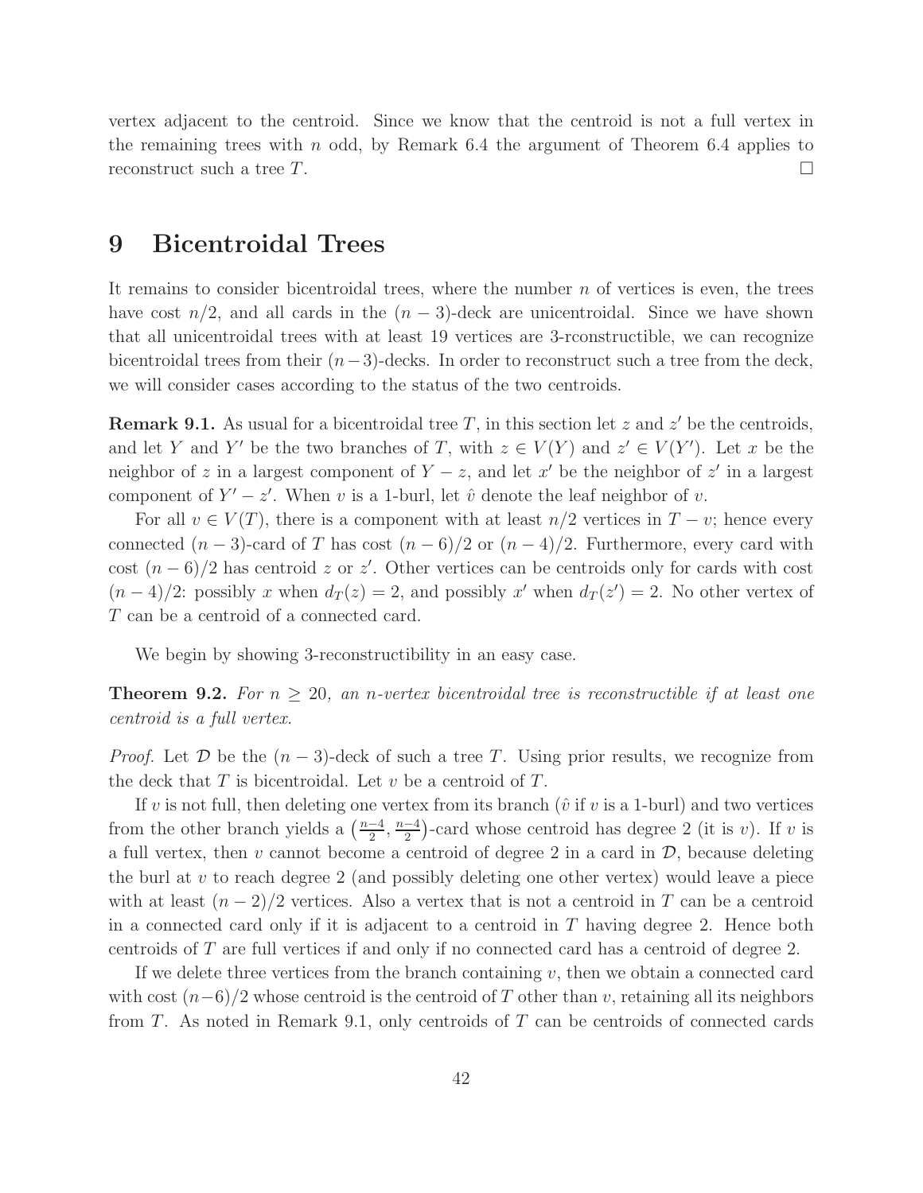vertex adjacent to the centroid. Since we know that the centroid is not a full vertex in the remaining trees with $n$ odd, by Remark 6.4 the argument of Theorem 6.4 applies to reconstruct such a tree $T$. □

# 9 Bicentroidal Trees

It remains to consider bicentroidal trees, where the number $n$ of vertices is even, the trees have cost $n/2$, and all cards in the $(n-3)$-deck are unicentroidal. Since we have shown that all unicentroidal trees with at least 19 vertices are 3-rconstructible, we can recognize bicentroidal trees from their $(n-3)$-decks. In order to reconstruct such a tree from the deck, we will consider cases according to the status of the two centroids.

**Remark 9.1.** As usual for a bicentroidal tree $T$, in this section let $z$ and $z'$ be the centroids, and let $Y$ and $Y'$ be the two branches of $T$, with $z \in V(Y)$ and $z' \in V(Y')$. Let $x$ be the neighbor of $z$ in a largest component of $Y - z$, and let $x'$ be the neighbor of $z'$ in a largest component of $Y' - z'$. When $v$ is a 1-burl, let $\hat{v}$ denote the leaf neighbor of $v$.

For all $v \in V(T)$, there is a component with at least $n/2$ vertices in $T - v$; hence every connected $(n-3)$-card of $T$ has cost $(n-6)/2$ or $(n-4)/2$. Furthermore, every card with cost $(n-6)/2$ has centroid $z$ or $z'$. Other vertices can be centroids only for cards with cost $(n-4)/2$: possibly $x$ when $d_T(z) = 2$, and possibly $x'$ when $d_T(z') = 2$. No other vertex of $T$ can be a centroid of a connected card.

We begin by showing 3-reconstructibility in an easy case.

**Theorem 9.2.** *For $n \geq 20$, an $n$-vertex bicentroidal tree is reconstructible if at least one centroid is a full vertex.*

*Proof.* Let $\mathcal{D}$ be the $(n-3)$-deck of such a tree $T$. Using prior results, we recognize from the deck that $T$ is bicentroidal. Let $v$ be a centroid of $T$.

If $v$ is not full, then deleting one vertex from its branch ($\hat{v}$ if $v$ is a 1-burl) and two vertices from the other branch yields a $\left(\frac{n-4}{2}, \frac{n-4}{2}\right)$-card whose centroid has degree 2 (it is $v$). If $v$ is a full vertex, then $v$ cannot become a centroid of degree 2 in a card in $\mathcal{D}$, because deleting the burl at $v$ to reach degree 2 (and possibly deleting one other vertex) would leave a piece with at least $(n-2)/2$ vertices. Also a vertex that is not a centroid in $T$ can be a centroid in a connected card only if it is adjacent to a centroid in $T$ having degree 2. Hence both centroids of $T$ are full vertices if and only if no connected card has a centroid of degree 2.

If we delete three vertices from the branch containing $v$, then we obtain a connected card with cost $(n-6)/2$ whose centroid is the centroid of $T$ other than $v$, retaining all its neighbors from $T$. As noted in Remark 9.1, only centroids of $T$ can be centroids of connected cards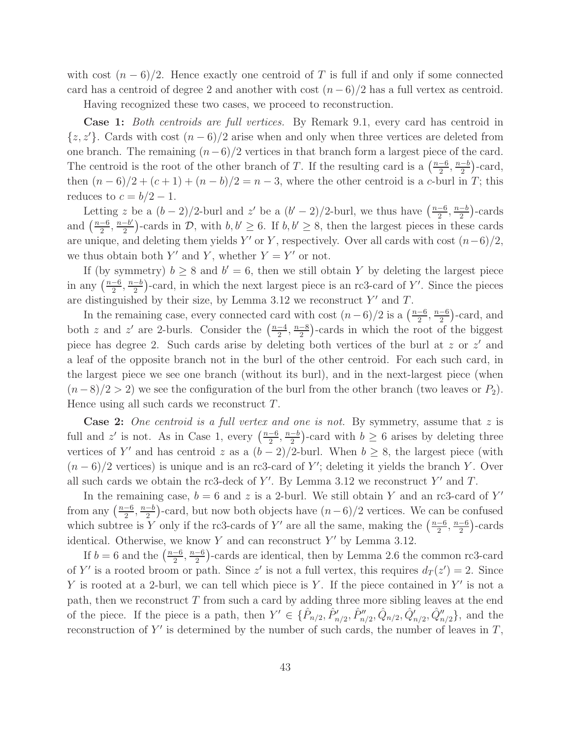with cost $(n-6)/2$. Hence exactly one centroid of $T$ is full if and only if some connected card has a centroid of degree 2 and another with cost $(n-6)/2$ has a full vertex as centroid.

Having recognized these two cases, we proceed to reconstruction.

**Case 1:** *Both centroids are full vertices.* By Remark 9.1, every card has centroid in $\{z, z'\}$. Cards with cost $(n-6)/2$ arise when and only when three vertices are deleted from one branch. The remaining $(n-6)/2$ vertices in that branch form a largest piece of the card. The centroid is the root of the other branch of $T$. If the resulting card is a $\left(\frac{n-6}{2}, \frac{n-b}{2}\right)$-card, then $(n-6)/2 + (c+1) + (n-b)/2 = n-3$, where the other centroid is a $c$-burl in $T$; this reduces to $c = b/2 - 1$.

Letting $z$ be a $(b-2)/2$-burl and $z'$ be a $(b'-2)/2$-burl, we thus have $\left(\frac{n-6}{2}, \frac{n-b}{2}\right)$-cards and $\left(\frac{n-6}{2}, \frac{n-b'}{2}\right)$-cards in $\mathcal{D}$, with $b, b' \geq 6$. If $b, b' \geq 8$, then the largest pieces in these cards are unique, and deleting them yields $Y'$ or $Y$, respectively. Over all cards with cost $(n-6)/2$, we thus obtain both $Y'$ and $Y$, whether $Y = Y'$ or not.

If (by symmetry) $b \geq 8$ and $b' = 6$, then we still obtain $Y$ by deleting the largest piece in any $\left(\frac{n-6}{2}, \frac{n-b}{2}\right)$-card, in which the next largest piece is an rc3-card of $Y'$. Since the pieces are distinguished by their size, by Lemma 3.12 we reconstruct $Y'$ and $T$.

In the remaining case, every connected card with cost $(n-6)/2$ is a $\left(\frac{n-6}{2}, \frac{n-6}{2}\right)$-card, and both $z$ and $z'$ are 2-burls. Consider the $\left(\frac{n-4}{2}, \frac{n-8}{2}\right)$-cards in which the root of the biggest piece has degree 2. Such cards arise by deleting both vertices of the burl at $z$ or $z'$ and a leaf of the opposite branch not in the burl of the other centroid. For each such card, in the largest piece we see one branch (without its burl), and in the next-largest piece (when $(n-8)/2 > 2$) we see the configuration of the burl from the other branch (two leaves or $P_2$). Hence using all such cards we reconstruct $T$.

**Case 2:** *One centroid is a full vertex and one is not.* By symmetry, assume that $z$ is full and $z'$ is not. As in Case 1, every $\left(\frac{n-6}{2}, \frac{n-b}{2}\right)$-card with $b \geq 6$ arises by deleting three vertices of $Y'$ and has centroid $z$ as a $(b-2)/2$-burl. When $b \geq 8$, the largest piece (with $(n-6)/2$ vertices) is unique and is an rc3-card of $Y'$; deleting it yields the branch $Y$. Over all such cards we obtain the rc3-deck of $Y'$. By Lemma 3.12 we reconstruct $Y'$ and $T$.

In the remaining case, $b = 6$ and $z$ is a 2-burl. We still obtain $Y$ and an rc3-card of $Y'$ from any $\left(\frac{n-6}{2}, \frac{n-b}{2}\right)$-card, but now both objects have $(n-6)/2$ vertices. We can be confused which subtree is $Y$ only if the rc3-cards of $Y'$ are all the same, making the $\left(\frac{n-6}{2}, \frac{n-6}{2}\right)$-cards identical. Otherwise, we know $Y$ and can reconstruct $Y'$ by Lemma 3.12.

If $b = 6$ and the $\left(\frac{n-6}{2}, \frac{n-6}{2}\right)$-cards are identical, then by Lemma 2.6 the common rc3-card of $Y'$ is a rooted broom or path. Since $z'$ is not a full vertex, this requires $d_T(z') = 2$. Since $Y$ is rooted at a 2-burl, we can tell which piece is $Y$. If the piece contained in $Y'$ is not a path, then we reconstruct $T$ from such a card by adding three more sibling leaves at the end of the piece. If the piece is a path, then $Y' \in \{\hat{P}_{n/2}, \hat{P}'_{n/2}, \hat{P}''_{n/2}, \hat{Q}_{n/2}, \hat{Q}'_{n/2}, \hat{Q}''_{n/2}\}$, and the reconstruction of $Y'$ is determined by the number of such cards, the number of leaves in $T$,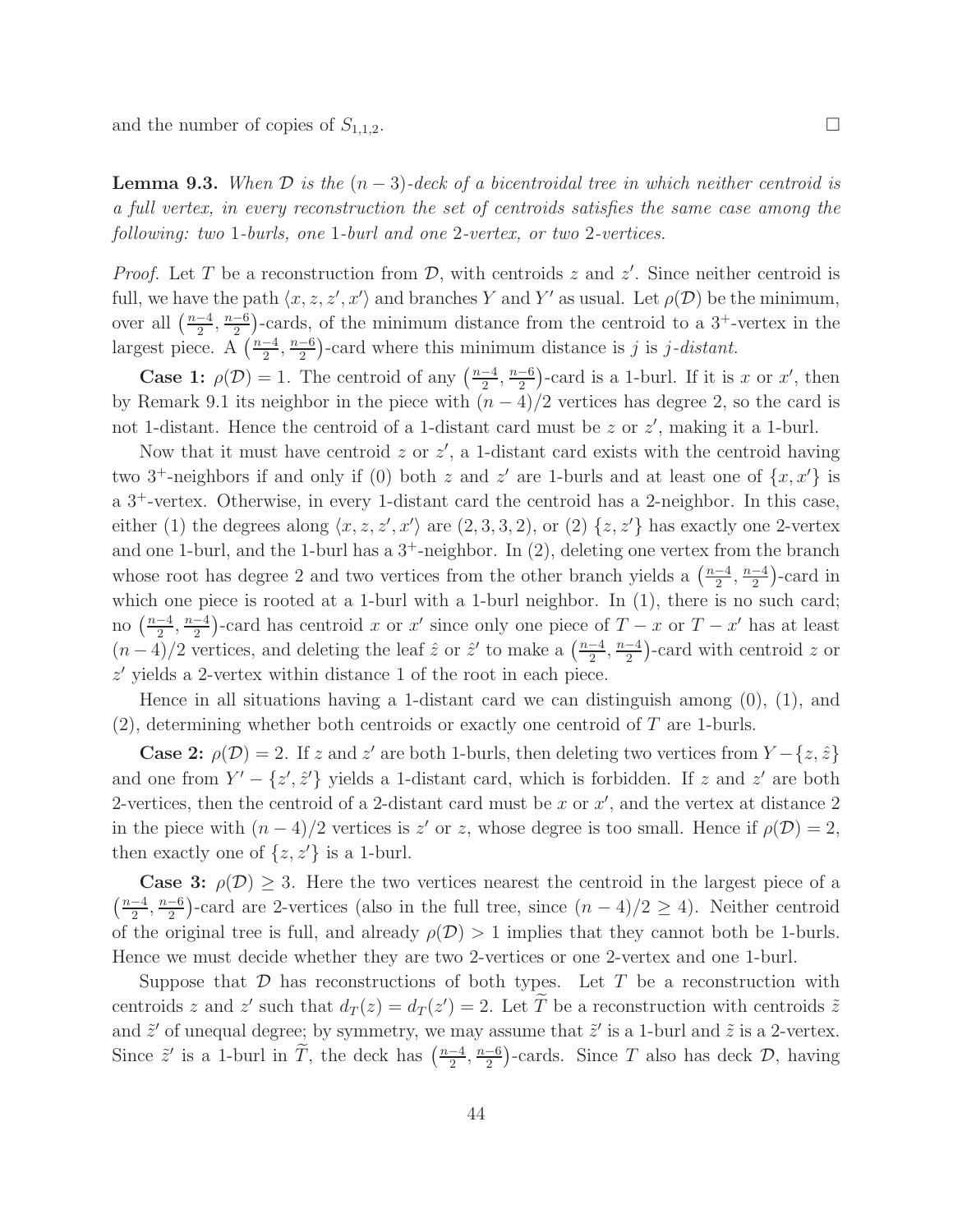and the number of copies of $S_{1,1,2}$. □

**Lemma 9.3.** *When $\mathcal{D}$ is the $(n-3)$-deck of a bicentroidal tree in which neither centroid is a full vertex, in every reconstruction the set of centroids satisfies the same case among the following: two 1-burls, one 1-burl and one 2-vertex, or two 2-vertices.*

*Proof.* Let $T$ be a reconstruction from $\mathcal{D}$, with centroids $z$ and $z'$. Since neither centroid is full, we have the path $\langle x, z, z', x' \rangle$ and branches $Y$ and $Y'$ as usual. Let $\rho(\mathcal{D})$ be the minimum, over all $\left(\frac{n-4}{2}, \frac{n-6}{2}\right)$-cards, of the minimum distance from the centroid to a $3^+$-vertex in the largest piece. A $\left(\frac{n-4}{2}, \frac{n-6}{2}\right)$-card where this minimum distance is $j$ is *$j$-distant.*

**Case 1:** $\rho(\mathcal{D}) = 1$. The centroid of any $\left(\frac{n-4}{2}, \frac{n-6}{2}\right)$-card is a 1-burl. If it is $x$ or $x'$, then by Remark 9.1 its neighbor in the piece with $(n-4)/2$ vertices has degree 2, so the card is not 1-distant. Hence the centroid of a 1-distant card must be $z$ or $z'$, making it a 1-burl.

Now that it must have centroid $z$ or $z'$, a 1-distant card exists with the centroid having two $3^+$-neighbors if and only if (0) both $z$ and $z'$ are 1-burls and at least one of $\{x, x'\}$ is a $3^+$-vertex. Otherwise, in every 1-distant card the centroid has a 2-neighbor. In this case, either (1) the degrees along $\langle x, z, z', x' \rangle$ are $(2, 3, 3, 2)$, or (2) $\{z, z'\}$ has exactly one 2-vertex and one 1-burl, and the 1-burl has a $3^+$-neighbor. In (2), deleting one vertex from the branch whose root has degree 2 and two vertices from the other branch yields a $\left(\frac{n-4}{2}, \frac{n-4}{2}\right)$-card in which one piece is rooted at a 1-burl with a 1-burl neighbor. In (1), there is no such card; no $\left(\frac{n-4}{2}, \frac{n-4}{2}\right)$-card has centroid $x$ or $x'$ since only one piece of $T - x$ or $T - x'$ has at least $(n-4)/2$ vertices, and deleting the leaf $\hat{z}$ or $\hat{z}'$ to make a $\left(\frac{n-4}{2}, \frac{n-4}{2}\right)$-card with centroid $z$ or $z'$ yields a 2-vertex within distance 1 of the root in each piece.

Hence in all situations having a 1-distant card we can distinguish among (0), (1), and (2), determining whether both centroids or exactly one centroid of $T$ are 1-burls.

**Case 2:** $\rho(\mathcal{D}) = 2$. If $z$ and $z'$ are both 1-burls, then deleting two vertices from $Y - \{z, \hat{z}\}$ and one from $Y' - \{z', \hat{z}'\}$ yields a 1-distant card, which is forbidden. If $z$ and $z'$ are both 2-vertices, then the centroid of a 2-distant card must be $x$ or $x'$, and the vertex at distance 2 in the piece with $(n-4)/2$ vertices is $z'$ or $z$, whose degree is too small. Hence if $\rho(\mathcal{D}) = 2$, then exactly one of $\{z, z'\}$ is a 1-burl.

**Case 3:** $\rho(\mathcal{D}) \geq 3$. Here the two vertices nearest the centroid in the largest piece of a $\left(\frac{n-4}{2}, \frac{n-6}{2}\right)$-card are 2-vertices (also in the full tree, since $(n-4)/2 \geq 4$). Neither centroid of the original tree is full, and already $\rho(\mathcal{D}) > 1$ implies that they cannot both be 1-burls. Hence we must decide whether they are two 2-vertices or one 2-vertex and one 1-burl.

Suppose that $\mathcal{D}$ has reconstructions of both types. Let $T$ be a reconstruction with centroids $z$ and $z'$ such that $d_T(z) = d_T(z') = 2$. Let $\widetilde{T}$ be a reconstruction with centroids $\tilde{z}$ and $\tilde{z}'$ of unequal degree; by symmetry, we may assume that $\tilde{z}'$ is a 1-burl and $\tilde{z}$ is a 2-vertex. Since $\tilde{z}'$ is a 1-burl in $\widetilde{T}$, the deck has $\left(\frac{n-4}{2}, \frac{n-6}{2}\right)$-cards. Since $T$ also has deck $\mathcal{D}$, having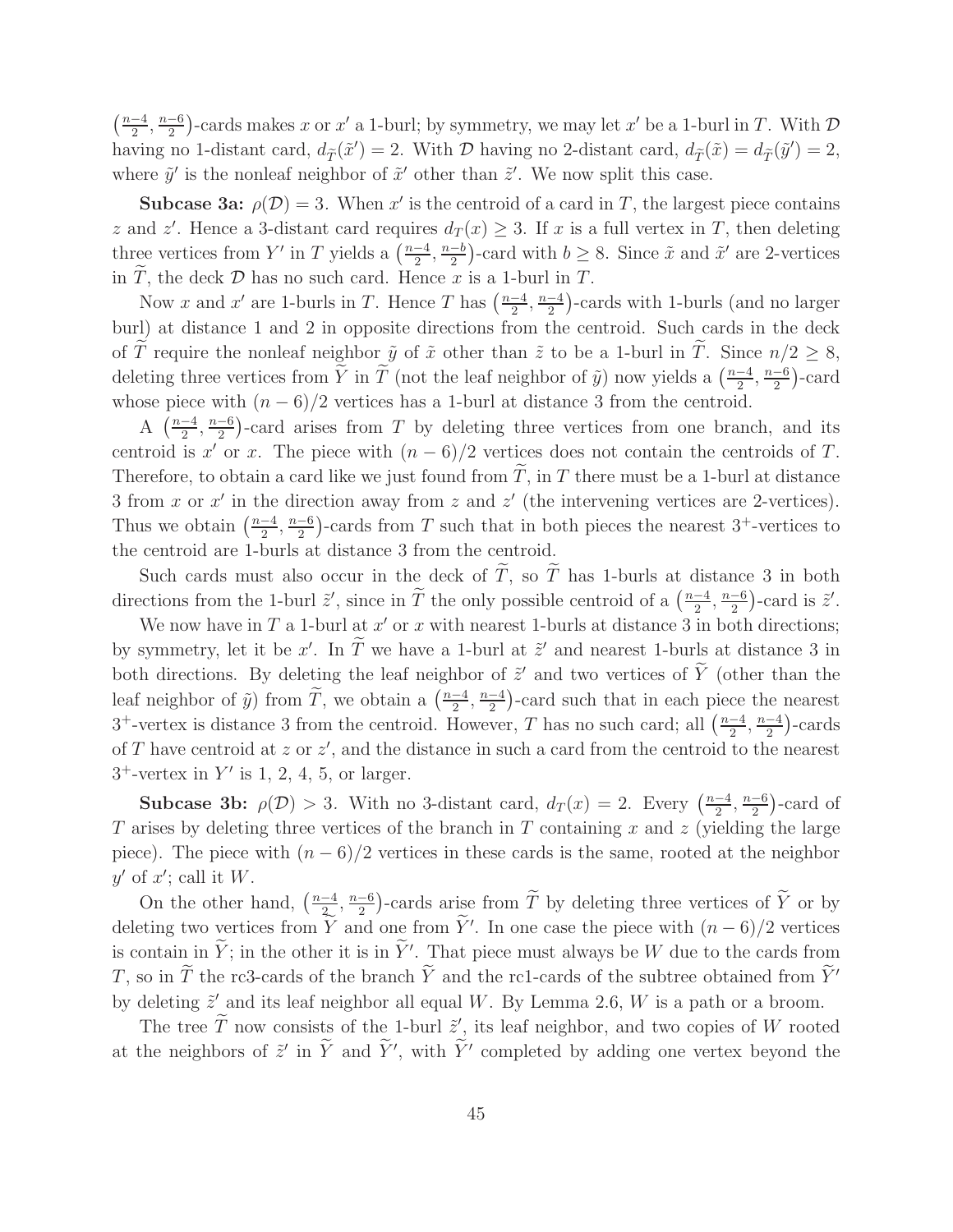$\left(\frac{n-4}{2}, \frac{n-6}{2}\right)$-cards makes $x$ or $x'$ a 1-burl; by symmetry, we may let $x'$ be a 1-burl in $T$. With $\mathcal{D}$ having no 1-distant card, $d_{\widetilde{T}}(\tilde{x}') = 2$. With $\mathcal{D}$ having no 2-distant card, $d_{\widetilde{T}}(\tilde{x}) = d_{\widetilde{T}}(\tilde{y}') = 2$, where $\tilde{y}'$ is the nonleaf neighbor of $\tilde{x}'$ other than $\tilde{z}'$. We now split this case.

**Subcase 3a:** $\rho(\mathcal{D}) = 3$. When $x'$ is the centroid of a card in $T$, the largest piece contains $z$ and $z'$. Hence a 3-distant card requires $d_T(x) \geq 3$. If $x$ is a full vertex in $T$, then deleting three vertices from $Y'$ in $T$ yields a $\left(\frac{n-4}{2}, \frac{n-b}{2}\right)$-card with $b \geq 8$. Since $\tilde{x}$ and $\tilde{x}'$ are 2-vertices in $\widetilde{T}$, the deck $\mathcal{D}$ has no such card. Hence $x$ is a 1-burl in $T$.

Now $x$ and $x'$ are 1-burls in $T$. Hence $T$ has $\left(\frac{n-4}{2}, \frac{n-4}{2}\right)$-cards with 1-burls (and no larger burl) at distance 1 and 2 in opposite directions from the centroid. Such cards in the deck of $\widetilde{T}$ require the nonleaf neighbor $\tilde{y}$ of $\tilde{x}$ other than $\tilde{z}$ to be a 1-burl in $\widetilde{T}$. Since $n/2 \geq 8$, deleting three vertices from $\widetilde{Y}$ in $\widetilde{T}$ (not the leaf neighbor of $\tilde{y}$) now yields a $\left(\frac{n-4}{2}, \frac{n-6}{2}\right)$-card whose piece with $(n-6)/2$ vertices has a 1-burl at distance 3 from the centroid.

A $\left(\frac{n-4}{2}, \frac{n-6}{2}\right)$-card arises from $T$ by deleting three vertices from one branch, and its centroid is $x'$ or $x$. The piece with $(n-6)/2$ vertices does not contain the centroids of $T$. Therefore, to obtain a card like we just found from $\widetilde{T}$, in $T$ there must be a 1-burl at distance 3 from $x$ or $x'$ in the direction away from $z$ and $z'$ (the intervening vertices are 2-vertices). Thus we obtain $\left(\frac{n-4}{2}, \frac{n-6}{2}\right)$-cards from $T$ such that in both pieces the nearest $3^+$-vertices to the centroid are 1-burls at distance 3 from the centroid.

Such cards must also occur in the deck of $\widetilde{T}$, so $\widetilde{T}$ has 1-burls at distance 3 in both directions from the 1-burl $\tilde{z}'$, since in $\widetilde{T}$ the only possible centroid of a $\left(\frac{n-4}{2}, \frac{n-6}{2}\right)$-card is $\tilde{z}'$.

We now have in $T$ a 1-burl at $x'$ or $x$ with nearest 1-burls at distance 3 in both directions; by symmetry, let it be $x'$. In $\widetilde{T}$ we have a 1-burl at $\tilde{z}'$ and nearest 1-burls at distance 3 in both directions. By deleting the leaf neighbor of $\tilde{z}'$ and two vertices of $\widetilde{Y}$ (other than the leaf neighbor of $\tilde{y}$) from $\widetilde{T}$, we obtain a $\left(\frac{n-4}{2}, \frac{n-4}{2}\right)$-card such that in each piece the nearest $3^+$-vertex is distance 3 from the centroid. However, $T$ has no such card; all $\left(\frac{n-4}{2}, \frac{n-4}{2}\right)$-cards of $T$ have centroid at $z$ or $z'$, and the distance in such a card from the centroid to the nearest $3^+$-vertex in $Y'$ is 1, 2, 4, 5, or larger.

**Subcase 3b:** $\rho(\mathcal{D}) > 3$. With no 3-distant card, $d_T(x) = 2$. Every $\left(\frac{n-4}{2}, \frac{n-6}{2}\right)$-card of $T$ arises by deleting three vertices of the branch in $T$ containing $x$ and $z$ (yielding the large piece). The piece with $(n-6)/2$ vertices in these cards is the same, rooted at the neighbor $y'$ of $x'$; call it $W$.

On the other hand, $\left(\frac{n-4}{2}, \frac{n-6}{2}\right)$-cards arise from $\widetilde{T}$ by deleting three vertices of $\widetilde{Y}$ or by deleting two vertices from $\widetilde{Y}$ and one from $\widetilde{Y}'$. In one case the piece with $(n-6)/2$ vertices is contain in $\widetilde{Y}$; in the other it is in $\widetilde{Y}'$. That piece must always be $W$ due to the cards from $T$, so in $\widetilde{T}$ the rc3-cards of the branch $\widetilde{Y}$ and the rc1-cards of the subtree obtained from $\widetilde{Y}'$ by deleting $\tilde{z}'$ and its leaf neighbor all equal $W$. By Lemma 2.6, $W$ is a path or a broom.

The tree $\widetilde{T}$ now consists of the 1-burl $\tilde{z}'$, its leaf neighbor, and two copies of $W$ rooted at the neighbors of $\tilde{z}'$ in $\widetilde{Y}$ and $\widetilde{Y}'$, with $\widetilde{Y}'$ completed by adding one vertex beyond the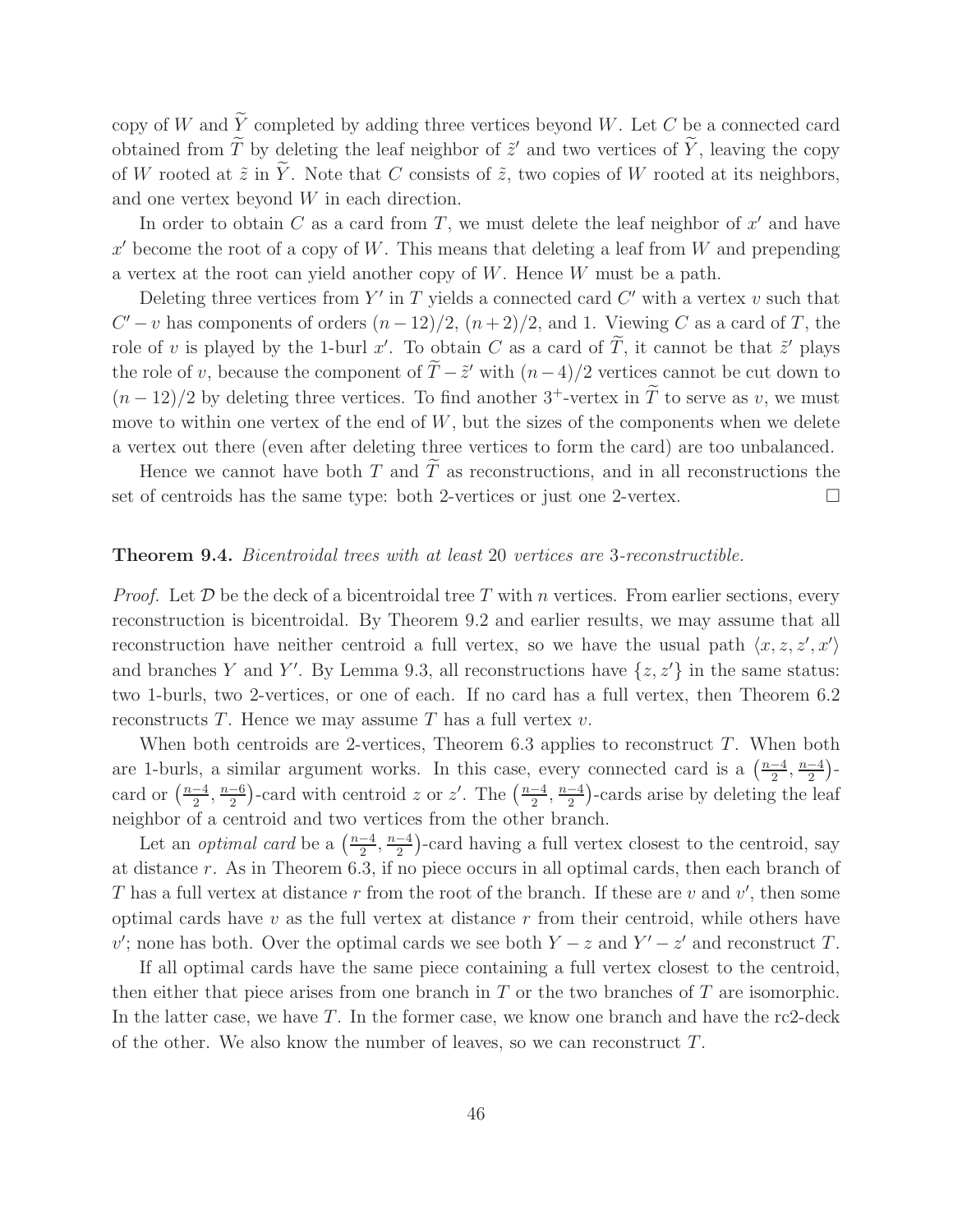copy of $W$ and $\widetilde{Y}$ completed by adding three vertices beyond $W$. Let $C$ be a connected card obtained from $\widetilde{T}$ by deleting the leaf neighbor of $\tilde{z}'$ and two vertices of $\widetilde{Y}$, leaving the copy of $W$ rooted at $\tilde{z}$ in $\widetilde{Y}$. Note that $C$ consists of $\tilde{z}$, two copies of $W$ rooted at its neighbors, and one vertex beyond $W$ in each direction.

In order to obtain $C$ as a card from $T$, we must delete the leaf neighbor of $x'$ and have $x'$ become the root of a copy of $W$. This means that deleting a leaf from $W$ and prepending a vertex at the root can yield another copy of $W$. Hence $W$ must be a path.

Deleting three vertices from $Y'$ in $T$ yields a connected card $C'$ with a vertex $v$ such that $C' - v$ has components of orders $(n-12)/2$, $(n+2)/2$, and 1. Viewing $C$ as a card of $T$, the role of $v$ is played by the 1-burl $x'$. To obtain $C$ as a card of $\widetilde{T}$, it cannot be that $\tilde{z}'$ plays the role of $v$, because the component of $\widetilde{T} - \tilde{z}'$ with $(n-4)/2$ vertices cannot be cut down to $(n-12)/2$ by deleting three vertices. To find another $3^+$-vertex in $\widetilde{T}$ to serve as $v$, we must move to within one vertex of the end of $W$, but the sizes of the components when we delete a vertex out there (even after deleting three vertices to form the card) are too unbalanced.

Hence we cannot have both $T$ and $\widetilde{T}$ as reconstructions, and in all reconstructions the set of centroids has the same type: both 2-vertices or just one 2-vertex. □

**Theorem 9.4.** *Bicentroidal trees with at least* 20 *vertices are* 3*-reconstructible.*

*Proof.* Let $\mathcal{D}$ be the deck of a bicentroidal tree $T$ with $n$ vertices. From earlier sections, every reconstruction is bicentroidal. By Theorem 9.2 and earlier results, we may assume that all reconstruction have neither centroid a full vertex, so we have the usual path $\langle x, z, z', x' \rangle$ and branches $Y$ and $Y'$. By Lemma 9.3, all reconstructions have $\{z, z'\}$ in the same status: two 1-burls, two 2-vertices, or one of each. If no card has a full vertex, then Theorem 6.2 reconstructs $T$. Hence we may assume $T$ has a full vertex $v$.

When both centroids are 2-vertices, Theorem 6.3 applies to reconstruct $T$. When both are 1-burls, a similar argument works. In this case, every connected card is a $\left(\frac{n-4}{2}, \frac{n-4}{2}\right)$-card or $\left(\frac{n-4}{2}, \frac{n-6}{2}\right)$-card with centroid $z$ or $z'$. The $\left(\frac{n-4}{2}, \frac{n-4}{2}\right)$-cards arise by deleting the leaf neighbor of a centroid and two vertices from the other branch.

Let an *optimal card* be a $\left(\frac{n-4}{2}, \frac{n-4}{2}\right)$-card having a full vertex closest to the centroid, say at distance $r$. As in Theorem 6.3, if no piece occurs in all optimal cards, then each branch of $T$ has a full vertex at distance $r$ from the root of the branch. If these are $v$ and $v'$, then some optimal cards have $v$ as the full vertex at distance $r$ from their centroid, while others have $v'$; none has both. Over the optimal cards we see both $Y - z$ and $Y' - z'$ and reconstruct $T$.

If all optimal cards have the same piece containing a full vertex closest to the centroid, then either that piece arises from one branch in $T$ or the two branches of $T$ are isomorphic. In the latter case, we have $T$. In the former case, we know one branch and have the rc2-deck of the other. We also know the number of leaves, so we can reconstruct $T$.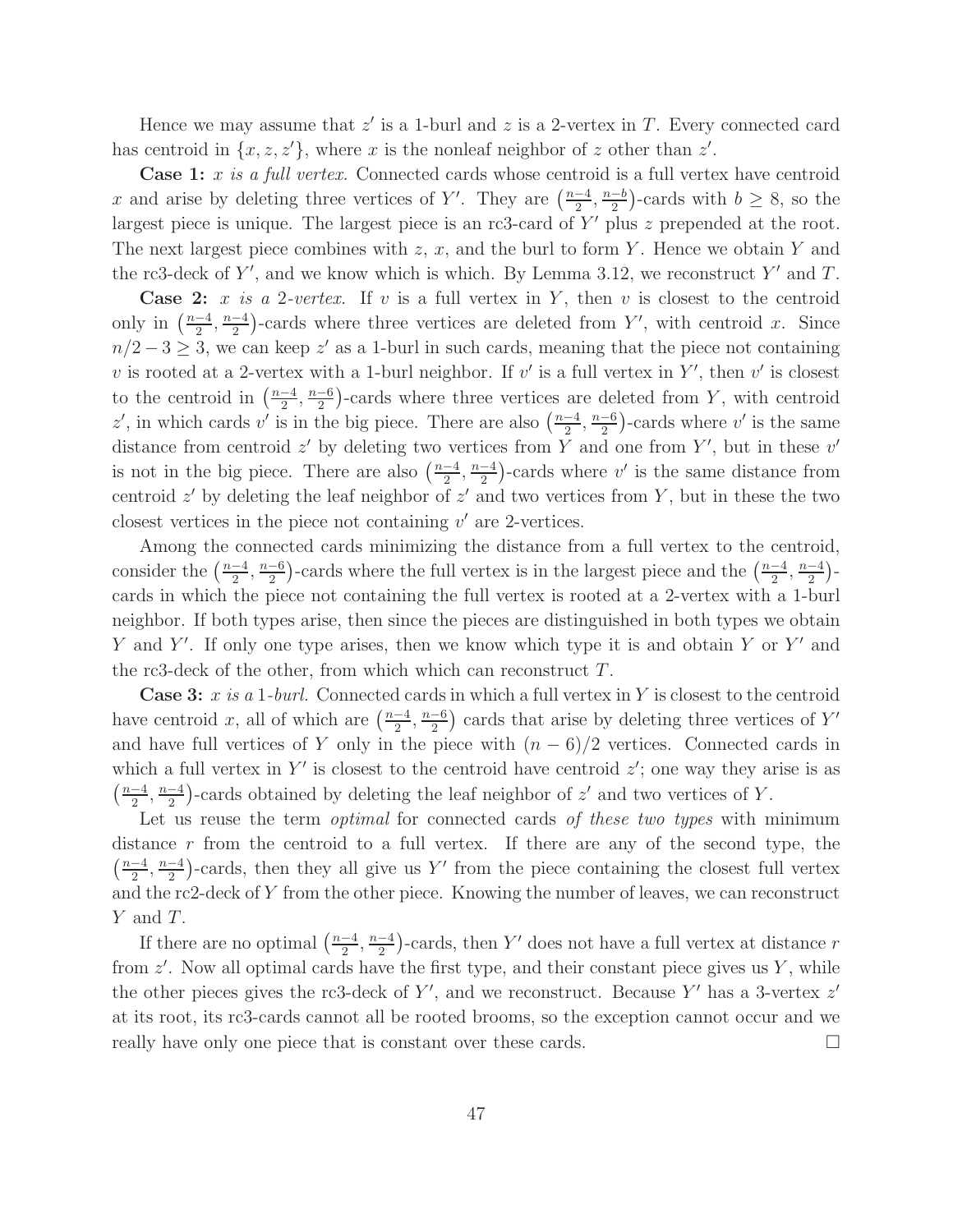Hence we may assume that $z'$ is a 1-burl and $z$ is a 2-vertex in $T$. Every connected card has centroid in $\{x, z, z'\}$, where $x$ is the nonleaf neighbor of $z$ other than $z'$.

**Case 1:** *$x$ is a full vertex.* Connected cards whose centroid is a full vertex have centroid $x$ and arise by deleting three vertices of $Y'$. They are $\left(\frac{n-4}{2}, \frac{n-b}{2}\right)$-cards with $b \geq 8$, so the largest piece is unique. The largest piece is an rc3-card of $Y'$ plus $z$ prepended at the root. The next largest piece combines with $z$, $x$, and the burl to form $Y$. Hence we obtain $Y$ and the rc3-deck of $Y'$, and we know which is which. By Lemma 3.12, we reconstruct $Y'$ and $T$.

**Case 2:** *$x$ is a 2-vertex.* If $v$ is a full vertex in $Y$, then $v$ is closest to the centroid only in $\left(\frac{n-4}{2}, \frac{n-4}{2}\right)$-cards where three vertices are deleted from $Y'$, with centroid $x$. Since $n/2 - 3 \geq 3$, we can keep $z'$ as a 1-burl in such cards, meaning that the piece not containing $v$ is rooted at a 2-vertex with a 1-burl neighbor. If $v'$ is a full vertex in $Y'$, then $v'$ is closest to the centroid in $\left(\frac{n-4}{2}, \frac{n-6}{2}\right)$-cards where three vertices are deleted from $Y$, with centroid $z'$, in which cards $v'$ is in the big piece. There are also $\left(\frac{n-4}{2}, \frac{n-6}{2}\right)$-cards where $v'$ is the same distance from centroid $z'$ by deleting two vertices from $Y$ and one from $Y'$, but in these $v'$ is not in the big piece. There are also $\left(\frac{n-4}{2}, \frac{n-4}{2}\right)$-cards where $v'$ is the same distance from centroid $z'$ by deleting the leaf neighbor of $z'$ and two vertices from $Y$, but in these the two closest vertices in the piece not containing $v'$ are 2-vertices.

Among the connected cards minimizing the distance from a full vertex to the centroid, consider the $\left(\frac{n-4}{2}, \frac{n-6}{2}\right)$-cards where the full vertex is in the largest piece and the $\left(\frac{n-4}{2}, \frac{n-4}{2}\right)$-cards in which the piece not containing the full vertex is rooted at a 2-vertex with a 1-burl neighbor. If both types arise, then since the pieces are distinguished in both types we obtain $Y$ and $Y'$. If only one type arises, then we know which type it is and obtain $Y$ or $Y'$ and the rc3-deck of the other, from which which can reconstruct $T$.

**Case 3:** *$x$ is a 1-burl.* Connected cards in which a full vertex in $Y$ is closest to the centroid have centroid $x$, all of which are $\left(\frac{n-4}{2}, \frac{n-6}{2}\right)$ cards that arise by deleting three vertices of $Y'$ and have full vertices of $Y$ only in the piece with $(n-6)/2$ vertices. Connected cards in which a full vertex in $Y'$ is closest to the centroid have centroid $z'$; one way they arise is as $\left(\frac{n-4}{2}, \frac{n-4}{2}\right)$-cards obtained by deleting the leaf neighbor of $z'$ and two vertices of $Y$.

Let us reuse the term *optimal* for connected cards *of these two types* with minimum distance $r$ from the centroid to a full vertex. If there are any of the second type, the $\left(\frac{n-4}{2}, \frac{n-4}{2}\right)$-cards, then they all give us $Y'$ from the piece containing the closest full vertex and the rc2-deck of $Y$ from the other piece. Knowing the number of leaves, we can reconstruct $Y$ and $T$.

If there are no optimal $\left(\frac{n-4}{2}, \frac{n-4}{2}\right)$-cards, then $Y'$ does not have a full vertex at distance $r$ from $z'$. Now all optimal cards have the first type, and their constant piece gives us $Y$, while the other pieces gives the rc3-deck of $Y'$, and we reconstruct. Because $Y'$ has a 3-vertex $z'$ at its root, its rc3-cards cannot all be rooted brooms, so the exception cannot occur and we really have only one piece that is constant over these cards. $\square$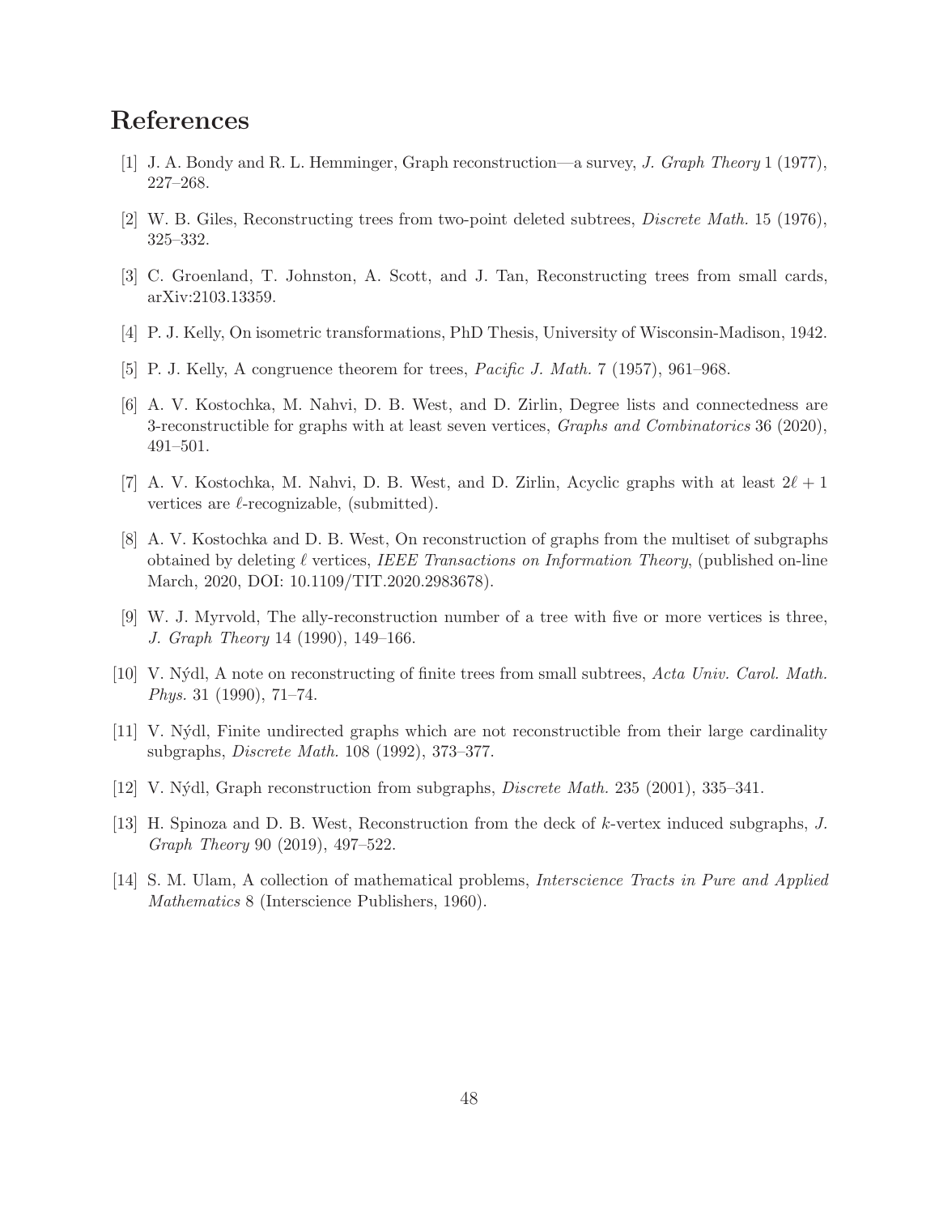# References

[1] J. A. Bondy and R. L. Hemminger, Graph reconstruction—a survey, *J. Graph Theory* 1 (1977), 227–268.

[2] W. B. Giles, Reconstructing trees from two-point deleted subtrees, *Discrete Math.* 15 (1976), 325–332.

[3] C. Groenland, T. Johnston, A. Scott, and J. Tan, Reconstructing trees from small cards, arXiv:2103.13359.

[4] P. J. Kelly, On isometric transformations, PhD Thesis, University of Wisconsin-Madison, 1942.

[5] P. J. Kelly, A congruence theorem for trees, *Pacific J. Math.* 7 (1957), 961–968.

[6] A. V. Kostochka, M. Nahvi, D. B. West, and D. Zirlin, Degree lists and connectedness are 3-reconstructible for graphs with at least seven vertices, *Graphs and Combinatorics* 36 (2020), 491–501.

[7] A. V. Kostochka, M. Nahvi, D. B. West, and D. Zirlin, Acyclic graphs with at least $2\ell + 1$ vertices are $\ell$-recognizable, (submitted).

[8] A. V. Kostochka and D. B. West, On reconstruction of graphs from the multiset of subgraphs obtained by deleting $\ell$ vertices, *IEEE Transactions on Information Theory*, (published on-line March, 2020, DOI: 10.1109/TIT.2020.2983678).

[9] W. J. Myrvold, The ally-reconstruction number of a tree with five or more vertices is three, *J. Graph Theory* 14 (1990), 149–166.

[10] V. Nýdl, A note on reconstructing of finite trees from small subtrees, *Acta Univ. Carol. Math. Phys.* 31 (1990), 71–74.

[11] V. Nýdl, Finite undirected graphs which are not reconstructible from their large cardinality subgraphs, *Discrete Math.* 108 (1992), 373–377.

[12] V. Nýdl, Graph reconstruction from subgraphs, *Discrete Math.* 235 (2001), 335–341.

[13] H. Spinoza and D. B. West, Reconstruction from the deck of $k$-vertex induced subgraphs, *J. Graph Theory* 90 (2019), 497–522.

[14] S. M. Ulam, A collection of mathematical problems, *Interscience Tracts in Pure and Applied Mathematics* 8 (Interscience Publishers, 1960).